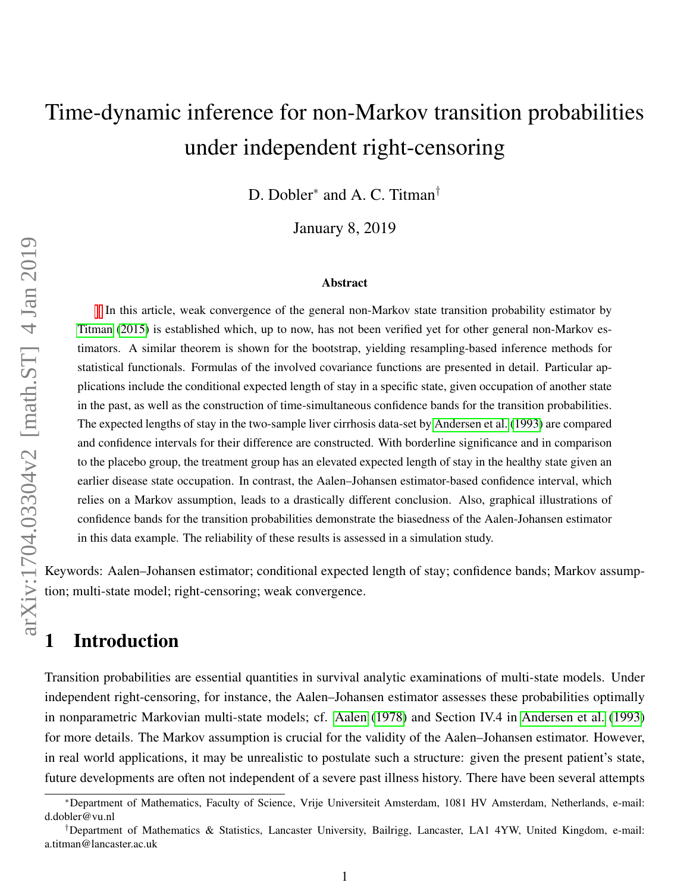# Time-dynamic inference for non-Markov transition probabilities under independent right-censoring

D. Dobler* and A. C. Titman†

January 8, 2019

### Abstract

In this article, weak convergence of the general non-Markov state transition probability estimator by Titman (2015) is established which, up to now, has not been verified yet for other general non-Markov estimators. A similar theorem is shown for the bootstrap, yielding resampling-based inference methods for statistical functionals. Formulas of the involved covariance functions are presented in detail. Particular applications include the conditional expected length of stay in a specific state, given occupation of another state in the past, as well as the construction of time-simultaneous confidence bands for the transition probabilities. The expected lengths of stay in the two-sample liver cirrhosis data-set by Andersen et al. (1993) are compared and confidence intervals for their difference are constructed. With borderline significance and in comparison to the placebo group, the treatment group has an elevated expected length of stay in the healthy state given an earlier disease state occupation. In contrast, the Aalen–Johansen estimator-based confidence interval, which relies on a Markov assumption, leads to a drastically different conclusion. Also, graphical illustrations of confidence bands for the transition probabilities demonstrate the biasedness of the Aalen-Johansen estimator in this data example. The reliability of these results is assessed in a simulation study.

Keywords: Aalen–Johansen estimator; conditional expected length of stay; confidence bands; Markov assumption; multi-state model; right-censoring; weak convergence.

## 1 Introduction

Transition probabilities are essential quantities in survival analytic examinations of multi-state models. Under independent right-censoring, for instance, the Aalen–Johansen estimator assesses these probabilities optimally in nonparametric Markovian multi-state models; cf. Aalen (1978) and Section IV.4 in Andersen et al. (1993) for more details. The Markov assumption is crucial for the validity of the Aalen–Johansen estimator. However, in real world applications, it may be unrealistic to postulate such a structure: given the present patient's state, future developments are often not independent of a severe past illness history. There have been several attempts

*Department of Mathematics, Faculty of Science, Vrije Universiteit Amsterdam, 1081 HV Amsterdam, Netherlands, e-mail: d.dobler@vu.nl

†Department of Mathematics & Statistics, Lancaster University, Bailrigg, Lancaster, LA1 4YW, United Kingdom, e-mail: a.titman@lancaster.ac.uk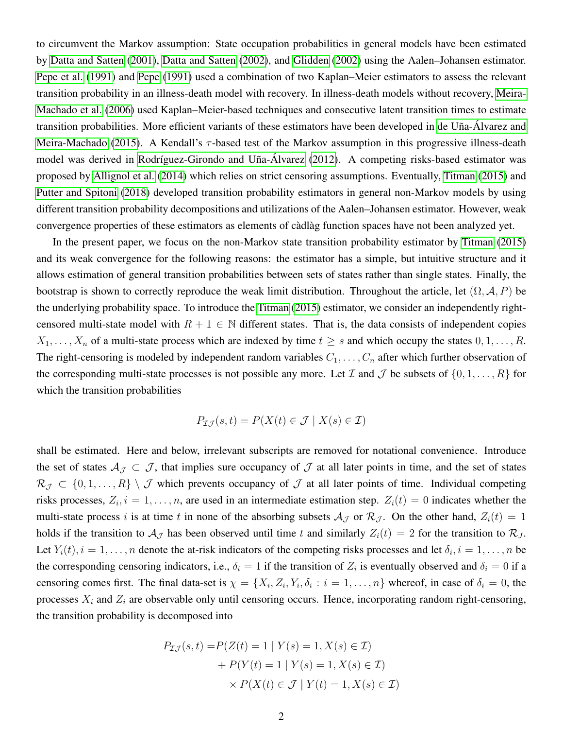to circumvent the Markov assumption: State occupation probabilities in general models have been estimated by Datta and Satten (2001), Datta and Satten (2002), and Glidden (2002) using the Aalen–Johansen estimator. Pepe et al. (1991) and Pepe (1991) used a combination of two Kaplan–Meier estimators to assess the relevant transition probability in an illness-death model with recovery. In illness-death models without recovery, Meira-Machado et al. (2006) used Kaplan–Meier-based techniques and consecutive latent transition times to estimate transition probabilities. More efficient variants of these estimators have been developed in de Uña-Álvarez and Meira-Machado (2015). A Kendall's $\tau$-based test of the Markov assumption in this progressive illness-death model was derived in Rodríguez-Girondo and Uña-Álvarez (2012). A competing risks-based estimator was proposed by Allignol et al. (2014) which relies on strict censoring assumptions. Eventually, Titman (2015) and Putter and Spitoni (2018) developed transition probability estimators in general non-Markov models by using different transition probability decompositions and utilizations of the Aalen–Johansen estimator. However, weak convergence properties of these estimators as elements of càdlàg function spaces have not been analyzed yet.

In the present paper, we focus on the non-Markov state transition probability estimator by Titman (2015) and its weak convergence for the following reasons: the estimator has a simple, but intuitive structure and it allows estimation of general transition probabilities between sets of states rather than single states. Finally, the bootstrap is shown to correctly reproduce the weak limit distribution. Throughout the article, let $(\Omega, \mathcal{A}, P)$ be the underlying probability space. To introduce the Titman (2015) estimator, we consider an independently right-censored multi-state model with $R+1 \in \mathbb{N}$ different states. That is, the data consists of independent copies $X_1, \dots, X_n$ of a multi-state process which are indexed by time $t \geq s$ and which occupy the states $0, 1, \dots, R$. The right-censoring is modeled by independent random variables $C_1, \dots, C_n$ after which further observation of the corresponding multi-state processes is not possible any more. Let $\mathcal{I}$ and $\mathcal{J}$ be subsets of $\{0, 1, \dots, R\}$ for which the transition probabilities

$$P_{\mathcal{I}\mathcal{J}}(s,t) = P(X(t) \in \mathcal{J} \mid X(s) \in \mathcal{I})$$

shall be estimated. Here and below, irrelevant subscripts are removed for notational convenience. Introduce the set of states $\mathcal{A}_\mathcal{J} \subset \mathcal{J}$, that implies sure occupancy of $\mathcal{J}$ at all later points in time, and the set of states $\mathcal{R}_\mathcal{J} \subset \{0, 1, \dots, R\} \setminus \mathcal{J}$ which prevents occupancy of $\mathcal{J}$ at all later points of time. Individual competing risks processes, $Z_i, i = 1, \dots, n$, are used in an intermediate estimation step. $Z_i(t) = 0$ indicates whether the multi-state process $i$ is at time $t$ in none of the absorbing subsets $\mathcal{A}_\mathcal{J}$ or $\mathcal{R}_\mathcal{J}$. On the other hand, $Z_i(t) = 1$ holds if the transition to $\mathcal{A}_\mathcal{J}$ has been observed until time $t$ and similarly $Z_i(t) = 2$ for the transition to $\mathcal{R}_J$. Let $Y_i(t), i = 1, \dots, n$ denote the at-risk indicators of the competing risks processes and let $\delta_i, i = 1, \dots, n$ be the corresponding censoring indicators, i.e., $\delta_i = 1$ if the transition of $Z_i$ is eventually observed and $\delta_i = 0$ if a censoring comes first. The final data-set is $\chi = \{X_i, Z_i, Y_i, \delta_i : i = 1, \dots, n\}$ whereof, in case of $\delta_i = 0$, the processes $X_i$ and $Z_i$ are observable only until censoring occurs. Hence, incorporating random right-censoring, the transition probability is decomposed into

$$\begin{aligned}
P_{\mathcal{I}\mathcal{J}}(s,t) = & P(Z(t) = 1 \mid Y(s) = 1, X(s) \in \mathcal{I}) \\
& + P(Y(t) = 1 \mid Y(s) = 1, X(s) \in \mathcal{I}) \\
& \times P(X(t) \in \mathcal{J} \mid Y(t) = 1, X(s) \in \mathcal{I})
\end{aligned}$$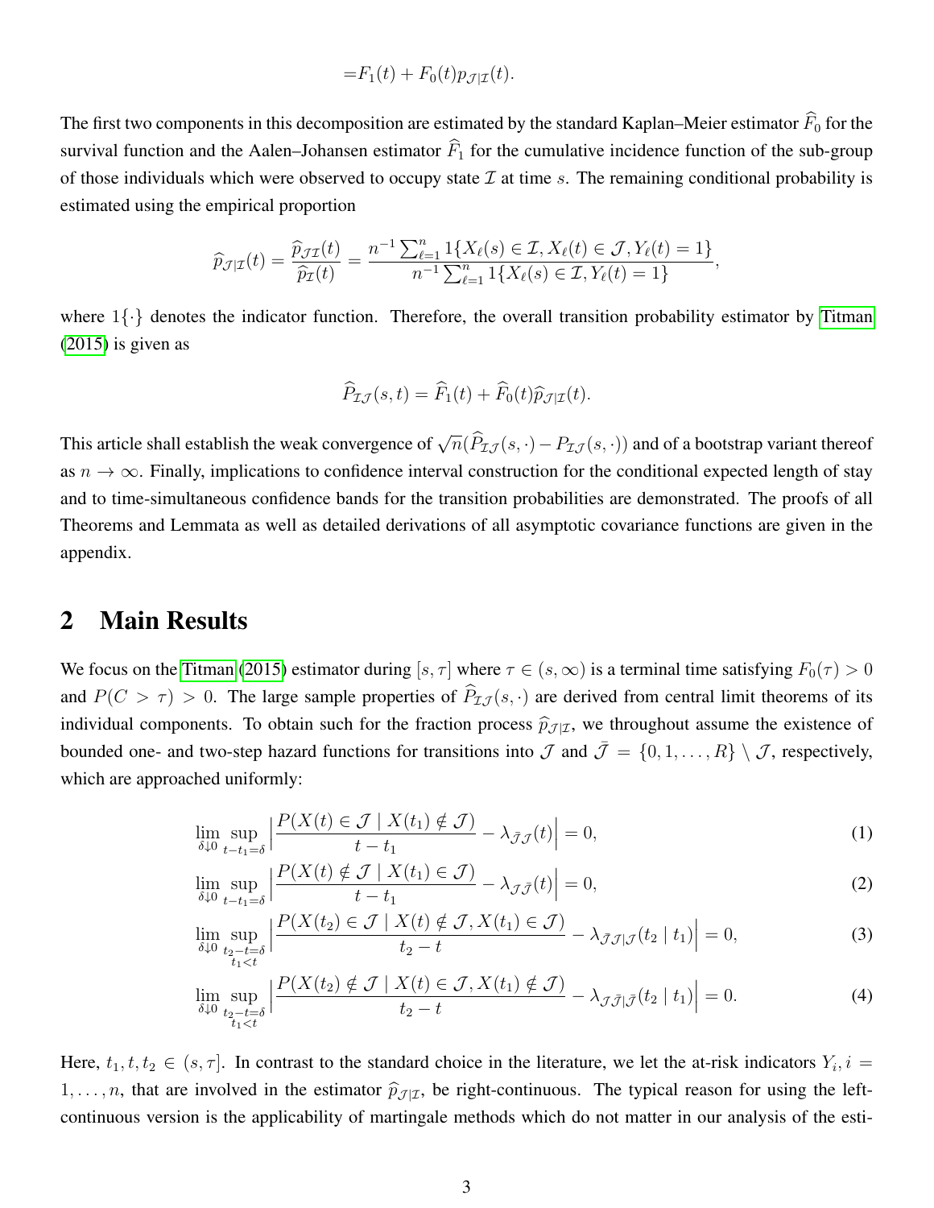$$= F_1(t) + F_0(t) p_{\mathcal{J}|\mathcal{I}}(t).$$

The first two components in this decomposition are estimated by the standard Kaplan–Meier estimator $\widehat{F}_0$ for the survival function and the Aalen–Johansen estimator $\widehat{F}_1$ for the cumulative incidence function of the sub-group of those individuals which were observed to occupy state $\mathcal{I}$ at time $s$. The remaining conditional probability is estimated using the empirical proportion

$$\widehat{p}_{\mathcal{J}|\mathcal{I}}(t) = \frac{\widehat{p}_{\mathcal{J}\mathcal{I}}(t)}{\widehat{p}_{\mathcal{I}}(t)} = \frac{n^{-1} \sum_{\ell=1}^n 1\{X_\ell(s) \in \mathcal{I}, X_\ell(t) \in \mathcal{J}, Y_\ell(t) = 1\}}{n^{-1} \sum_{\ell=1}^n 1\{X_\ell(s) \in \mathcal{I}, Y_\ell(t) = 1\}},$$

where $1\{\cdot\}$ denotes the indicator function. Therefore, the overall transition probability estimator by Titman (2015) is given as

$$\widehat{P}_{\mathcal{I}\mathcal{J}}(s,t) = \widehat{F}_1(t) + \widehat{F}_0(t) \widehat{p}_{\mathcal{J}|\mathcal{I}}(t).$$

This article shall establish the weak convergence of $\sqrt{n}(\widehat{P}_{\mathcal{I}\mathcal{J}}(s,\cdot) - P_{\mathcal{I}\mathcal{J}}(s,\cdot))$ and of a bootstrap variant thereof as $n \to \infty$. Finally, implications to confidence interval construction for the conditional expected length of stay and to time-simultaneous confidence bands for the transition probabilities are demonstrated. The proofs of all Theorems and Lemmata as well as detailed derivations of all asymptotic covariance functions are given in the appendix.

## 2 Main Results

We focus on the Titman (2015) estimator during $[s, \tau]$ where $\tau \in (s, \infty)$ is a terminal time satisfying $F_0(\tau) > 0$ and $P(C > \tau) > 0$. The large sample properties of $\widehat{P}_{\mathcal{I}\mathcal{J}}(s,\cdot)$ are derived from central limit theorems of its individual components. To obtain such for the fraction process $\widehat{p}_{\mathcal{J}|\mathcal{I}}$, we throughout assume the existence of bounded one- and two-step hazard functions for transitions into $\mathcal{J}$ and $\bar{\mathcal{J}} = \{0, 1, \ldots, R\} \setminus \mathcal{J}$, respectively, which are approached uniformly:

$$\lim_{\delta \downarrow 0} \sup_{t - t_1 = \delta} \Big| \frac{P(X(t) \in \mathcal{J} \mid X(t_1) \notin \mathcal{J})}{t - t_1} - \lambda_{\bar{\mathcal{J}}\mathcal{J}}(t) \Big| = 0, \tag{1}$$

$$\lim_{\delta \downarrow 0} \sup_{t - t_1 = \delta} \Big| \frac{P(X(t) \notin \mathcal{J} \mid X(t_1) \in \mathcal{J})}{t - t_1} - \lambda_{\mathcal{J}\bar{\mathcal{J}}}(t) \Big| = 0, \tag{2}$$

$$\lim_{\delta \downarrow 0} \sup_{\substack{t_2 - t = \delta \\ t_1 < t}} \Big| \frac{P(X(t_2) \in \mathcal{J} \mid X(t) \notin \mathcal{J}, X(t_1) \in \mathcal{J})}{t_2 - t} - \lambda_{\bar{\mathcal{J}}\mathcal{J}|\mathcal{J}}(t_2 \mid t_1) \Big| = 0, \tag{3}$$

$$\lim_{\delta \downarrow 0} \sup_{\substack{t_2 - t = \delta \\ t_1 < t}} \Big| \frac{P(X(t_2) \notin \mathcal{J} \mid X(t) \in \mathcal{J}, X(t_1) \notin \mathcal{J})}{t_2 - t} - \lambda_{\mathcal{J}\bar{\mathcal{J}}|\bar{\mathcal{J}}}(t_2 \mid t_1) \Big| = 0. \tag{4}$$

Here, $t_1, t, t_2 \in (s, \tau]$. In contrast to the standard choice in the literature, we let the at-risk indicators $Y_i, i = 1, \ldots, n$, that are involved in the estimator $\widehat{p}_{\mathcal{J}|\mathcal{I}}$, be right-continuous. The typical reason for using the left-continuous version is the applicability of martingale methods which do not matter in our analysis of the esti-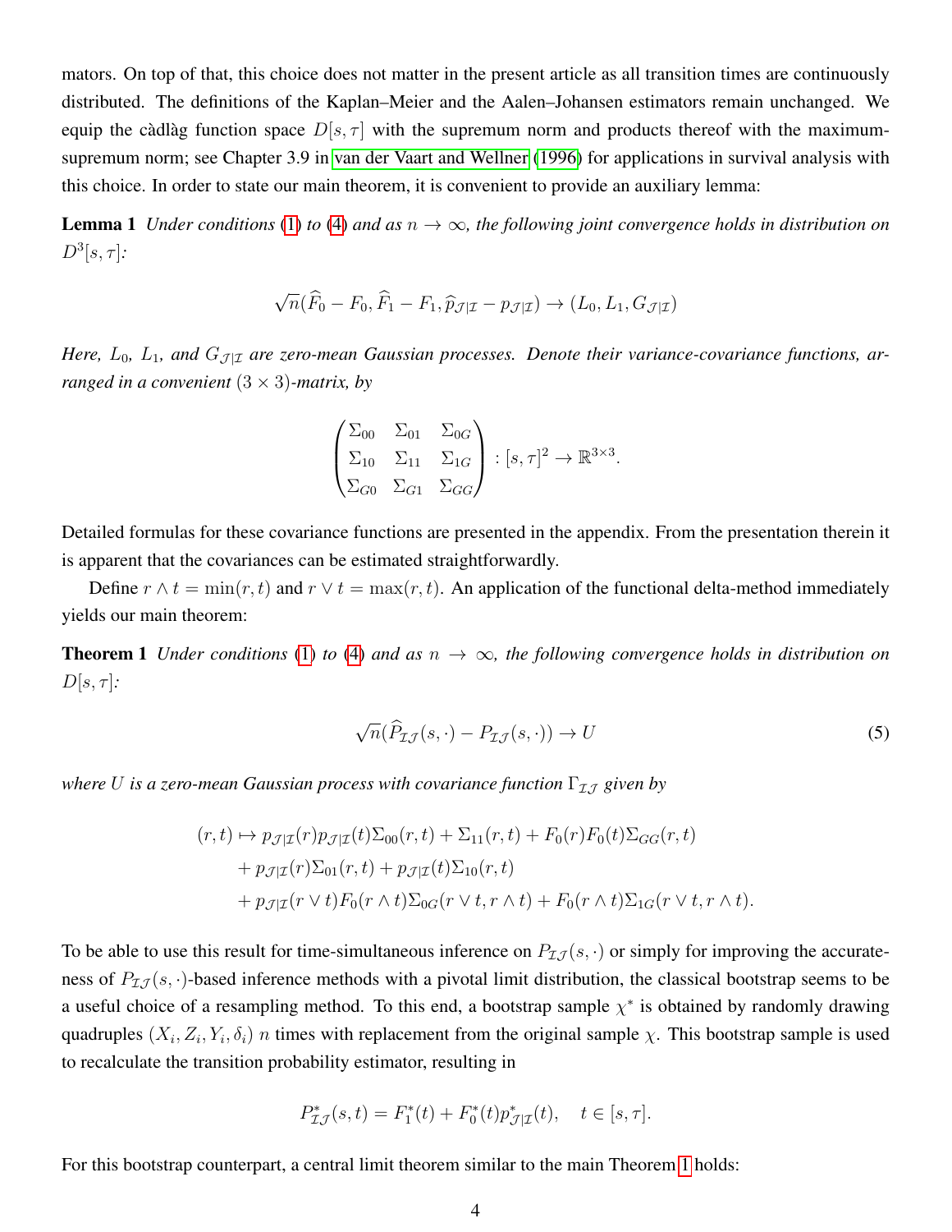mators. On top of that, this choice does not matter in the present article as all transition times are continuously distributed. The definitions of the Kaplan–Meier and the Aalen–Johansen estimators remain unchanged. We equip the càdlàg function space $D[s,\tau]$ with the supremum norm and products thereof with the maximum-supremum norm; see Chapter 3.9 in van der Vaart and Wellner (1996) for applications in survival analysis with this choice. In order to state our main theorem, it is convenient to provide an auxiliary lemma:

**Lemma 1** *Under conditions (1) to (4) and as $n \to \infty$, the following joint convergence holds in distribution on $D^3[s,\tau]$:*

$$\sqrt{n}(\widehat{F}_0 - F_0, \widehat{F}_1 - F_1, \widehat{p}_{\mathcal{J}|\mathcal{I}} - p_{\mathcal{J}|\mathcal{I}}) \to (L_0, L_1, G_{\mathcal{J}|\mathcal{I}})$$

*Here, $L_0$, $L_1$, and $G_{\mathcal{J}|\mathcal{I}}$ are zero-mean Gaussian processes. Denote their variance-covariance functions, arranged in a convenient $(3 \times 3)$-matrix, by*

$$\begin{pmatrix} \Sigma_{00} & \Sigma_{01} & \Sigma_{0G} \\ \Sigma_{10} & \Sigma_{11} & \Sigma_{1G} \\ \Sigma_{G0} & \Sigma_{G1} & \Sigma_{GG} \end{pmatrix} : [s,\tau]^2 \to \mathbb{R}^{3\times 3}.$$

Detailed formulas for these covariance functions are presented in the appendix. From the presentation therein it is apparent that the covariances can be estimated straightforwardly.

Define $r \wedge t = \min(r,t)$ and $r \vee t = \max(r,t)$. An application of the functional delta-method immediately yields our main theorem:

**Theorem 1** *Under conditions (1) to (4) and as $n \to \infty$, the following convergence holds in distribution on $D[s,\tau]$:*

$$\sqrt{n}(\widehat{P}_{\mathcal{I}\mathcal{J}}(s,\cdot) - P_{\mathcal{I}\mathcal{J}}(s,\cdot)) \to U \tag{5}$$

*where $U$ is a zero-mean Gaussian process with covariance function $\Gamma_{\mathcal{I}\mathcal{J}}$ given by*

$$\begin{aligned}(r,t) \mapsto\ & p_{\mathcal{J}|\mathcal{I}}(r)p_{\mathcal{J}|\mathcal{I}}(t)\Sigma_{00}(r,t) + \Sigma_{11}(r,t) + F_0(r)F_0(t)\Sigma_{GG}(r,t) \\ & + p_{\mathcal{J}|\mathcal{I}}(r)\Sigma_{01}(r,t) + p_{\mathcal{J}|\mathcal{I}}(t)\Sigma_{10}(r,t) \\ & + p_{\mathcal{J}|\mathcal{I}}(r \vee t)F_0(r \wedge t)\Sigma_{0G}(r \vee t, r \wedge t) + F_0(r \wedge t)\Sigma_{1G}(r \vee t, r \wedge t).\end{aligned}$$

To be able to use this result for time-simultaneous inference on $P_{\mathcal{I}\mathcal{J}}(s,\cdot)$ or simply for improving the accurateness of $P_{\mathcal{I}\mathcal{J}}(s,\cdot)$-based inference methods with a pivotal limit distribution, the classical bootstrap seems to be a useful choice of a resampling method. To this end, a bootstrap sample $\chi^*$ is obtained by randomly drawing quadruples $(X_i, Z_i, Y_i, \delta_i)$ $n$ times with replacement from the original sample $\chi$. This bootstrap sample is used to recalculate the transition probability estimator, resulting in

$$P^*_{\mathcal{I}\mathcal{J}}(s,t) = F^*_1(t) + F^*_0(t)p^*_{\mathcal{J}|\mathcal{I}}(t), \quad t \in [s,\tau].$$

For this bootstrap counterpart, a central limit theorem similar to the main Theorem 1 holds: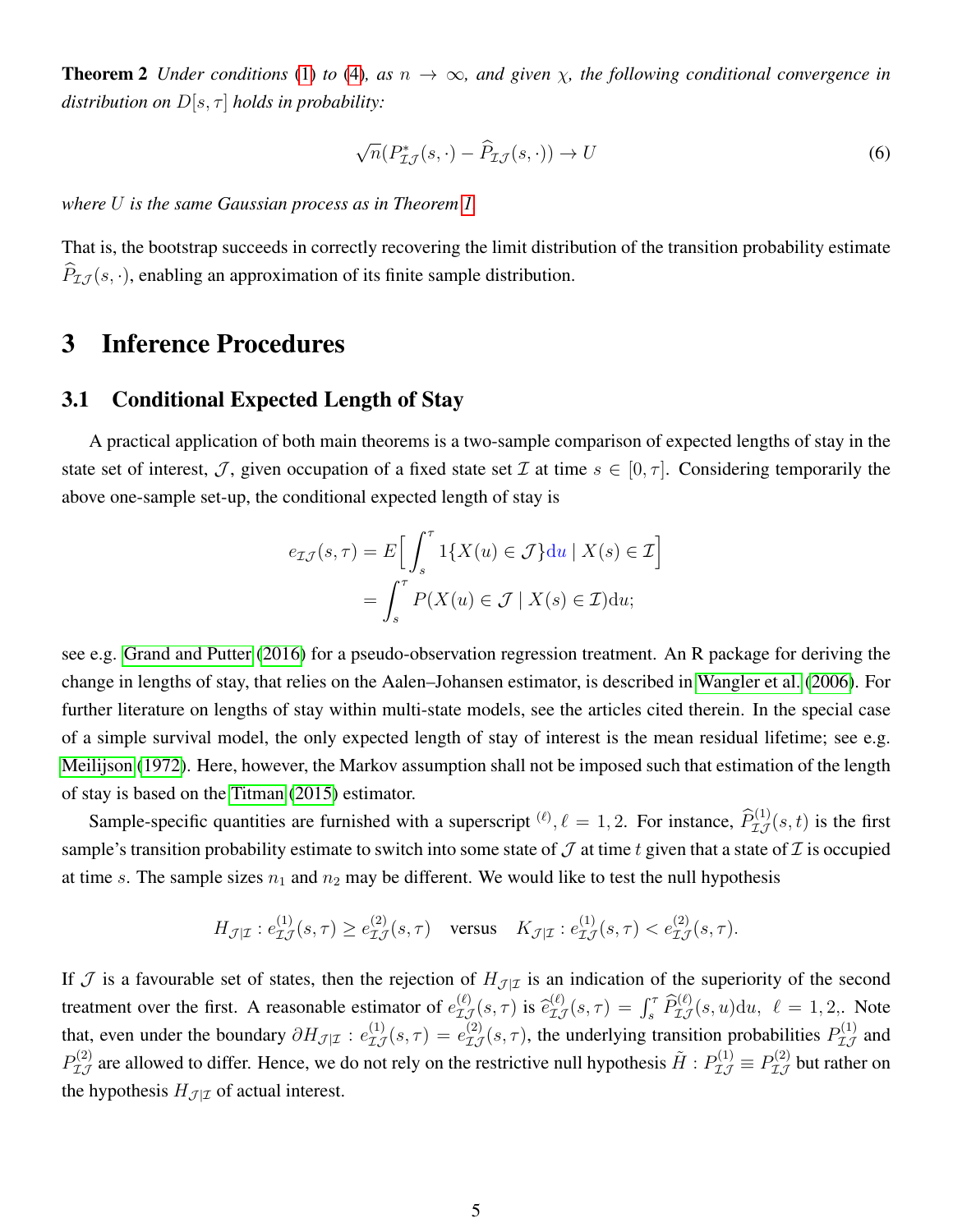**Theorem 2** *Under conditions (1) to (4), as $n \to \infty$, and given $\chi$, the following conditional convergence in distribution on $D[s, \tau]$ holds in probability:*

$$\sqrt{n}(P^*_{\mathcal{I}\mathcal{J}}(s, \cdot) - \widehat{P}_{\mathcal{I}\mathcal{J}}(s, \cdot)) \to U \tag{6}$$

*where $U$ is the same Gaussian process as in Theorem 1.*

That is, the bootstrap succeeds in correctly recovering the limit distribution of the transition probability estimate $\widehat{P}_{\mathcal{I}\mathcal{J}}(s, \cdot)$, enabling an approximation of its finite sample distribution.

# 3 Inference Procedures

## 3.1 Conditional Expected Length of Stay

A practical application of both main theorems is a two-sample comparison of expected lengths of stay in the state set of interest, $\mathcal{J}$, given occupation of a fixed state set $\mathcal{I}$ at time $s \in [0, \tau]$. Considering temporarily the above one-sample set-up, the conditional expected length of stay is

$$\begin{aligned} e_{\mathcal{I}\mathcal{J}}(s, \tau) &= E\Big[ \int_s^\tau 1\{X(u) \in \mathcal{J}\} \mathrm{d}u \mid X(s) \in \mathcal{I} \Big] \\ &= \int_s^\tau P(X(u) \in \mathcal{J} \mid X(s) \in \mathcal{I}) \mathrm{d}u; \end{aligned}$$

see e.g. Grand and Putter (2016) for a pseudo-observation regression treatment. An R package for deriving the change in lengths of stay, that relies on the Aalen–Johansen estimator, is described in Wangler et al. (2006). For further literature on lengths of stay within multi-state models, see the articles cited therein. In the special case of a simple survival model, the only expected length of stay of interest is the mean residual lifetime; see e.g. Meilijson (1972). Here, however, the Markov assumption shall not be imposed such that estimation of the length of stay is based on the Titman (2015) estimator.

Sample-specific quantities are furnished with a superscript $^{(\ell)}, \ell = 1, 2$. For instance, $\widehat{P}^{(1)}_{\mathcal{I}\mathcal{J}}(s, t)$ is the first sample's transition probability estimate to switch into some state of $\mathcal{J}$ at time $t$ given that a state of $\mathcal{I}$ is occupied at time $s$. The sample sizes $n_1$ and $n_2$ may be different. We would like to test the null hypothesis

$$H_{\mathcal{J}|\mathcal{I}} : e^{(1)}_{\mathcal{I}\mathcal{J}}(s, \tau) \geq e^{(2)}_{\mathcal{I}\mathcal{J}}(s, \tau) \quad \text{versus} \quad K_{\mathcal{J}|\mathcal{I}} : e^{(1)}_{\mathcal{I}\mathcal{J}}(s, \tau) < e^{(2)}_{\mathcal{I}\mathcal{J}}(s, \tau).$$

If $\mathcal{J}$ is a favourable set of states, then the rejection of $H_{\mathcal{J}|\mathcal{I}}$ is an indication of the superiority of the second treatment over the first. A reasonable estimator of $e^{(\ell)}_{\mathcal{I}\mathcal{J}}(s, \tau)$ is $\widehat{e}^{(\ell)}_{\mathcal{I}\mathcal{J}}(s, \tau) = \int_s^\tau \widehat{P}^{(\ell)}_{\mathcal{I}\mathcal{J}}(s, u) \mathrm{d}u, \ \ell = 1, 2,$. Note that, even under the boundary $\partial H_{\mathcal{J}|\mathcal{I}} : e^{(1)}_{\mathcal{I}\mathcal{J}}(s, \tau) = e^{(2)}_{\mathcal{I}\mathcal{J}}(s, \tau)$, the underlying transition probabilities $P^{(1)}_{\mathcal{I}\mathcal{J}}$ and $P^{(2)}_{\mathcal{I}\mathcal{J}}$ are allowed to differ. Hence, we do not rely on the restrictive null hypothesis $\tilde{H} : P^{(1)}_{\mathcal{I}\mathcal{J}} \equiv P^{(2)}_{\mathcal{I}\mathcal{J}}$ but rather on the hypothesis $H_{\mathcal{J}|\mathcal{I}}$ of actual interest.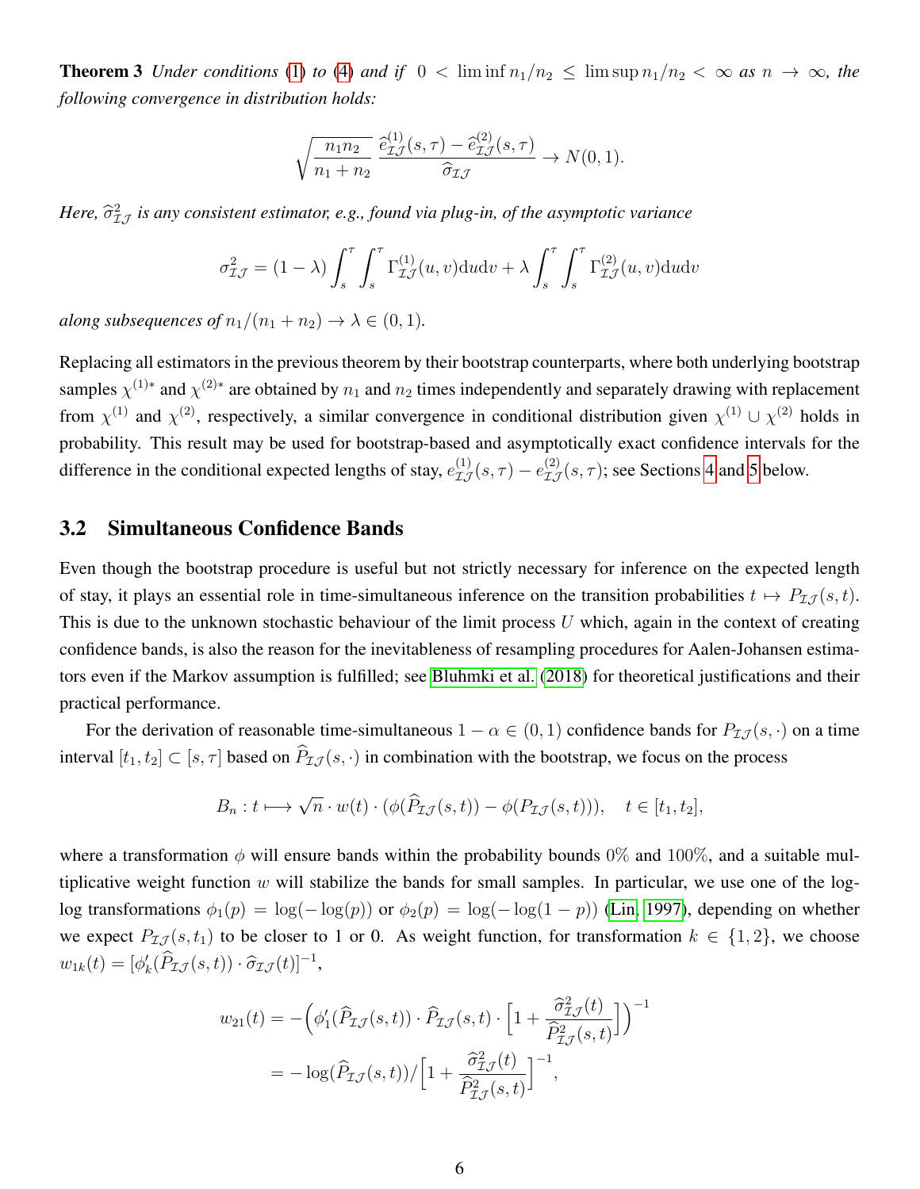**Theorem 3** *Under conditions (1) to (4) and if $0 < \liminf n_1/n_2 \leq \limsup n_1/n_2 < \infty$ as $n \to \infty$, the following convergence in distribution holds:*

$$\sqrt{\frac{n_1 n_2}{n_1 + n_2}} \, \frac{\widehat{e}^{(1)}_{\mathcal{I}\mathcal{J}}(s,\tau) - \widehat{e}^{(2)}_{\mathcal{I}\mathcal{J}}(s,\tau)}{\widehat{\sigma}_{\mathcal{I}\mathcal{J}}} \to N(0,1).$$

*Here, $\widehat{\sigma}^2_{\mathcal{I}\mathcal{J}}$ is any consistent estimator, e.g., found via plug-in, of the asymptotic variance*

$$\sigma^2_{\mathcal{I}\mathcal{J}} = (1-\lambda) \int_s^\tau \int_s^\tau \Gamma^{(1)}_{\mathcal{I}\mathcal{J}}(u,v) \mathrm{d}u \mathrm{d}v + \lambda \int_s^\tau \int_s^\tau \Gamma^{(2)}_{\mathcal{I}\mathcal{J}}(u,v) \mathrm{d}u \mathrm{d}v$$

*along subsequences of $n_1/(n_1+n_2) \to \lambda \in (0,1)$.*

Replacing all estimators in the previous theorem by their bootstrap counterparts, where both underlying bootstrap samples $\chi^{(1)*}$ and $\chi^{(2)*}$ are obtained by $n_1$ and $n_2$ times independently and separately drawing with replacement from $\chi^{(1)}$ and $\chi^{(2)}$, respectively, a similar convergence in conditional distribution given $\chi^{(1)} \cup \chi^{(2)}$ holds in probability. This result may be used for bootstrap-based and asymptotically exact confidence intervals for the difference in the conditional expected lengths of stay, $e^{(1)}_{\mathcal{I}\mathcal{J}}(s,\tau) - e^{(2)}_{\mathcal{I}\mathcal{J}}(s,\tau)$; see Sections 4 and 5 below.

## 3.2 Simultaneous Confidence Bands

Even though the bootstrap procedure is useful but not strictly necessary for inference on the expected length of stay, it plays an essential role in time-simultaneous inference on the transition probabilities $t \mapsto P_{\mathcal{I}\mathcal{J}}(s,t)$. This is due to the unknown stochastic behaviour of the limit process $U$ which, again in the context of creating confidence bands, is also the reason for the inevitableness of resampling procedures for Aalen-Johansen estimators even if the Markov assumption is fulfilled; see Bluhmki et al. (2018) for theoretical justifications and their practical performance.

For the derivation of reasonable time-simultaneous $1-\alpha \in (0,1)$ confidence bands for $P_{\mathcal{I}\mathcal{J}}(s,\cdot)$ on a time interval $[t_1,t_2] \subset [s,\tau]$ based on $\widehat{P}_{\mathcal{I}\mathcal{J}}(s,\cdot)$ in combination with the bootstrap, we focus on the process

$$B_n : t \longmapsto \sqrt{n} \cdot w(t) \cdot (\phi(\widehat{P}_{\mathcal{I}\mathcal{J}}(s,t)) - \phi(P_{\mathcal{I}\mathcal{J}}(s,t))), \quad t \in [t_1,t_2],$$

where a transformation $\phi$ will ensure bands within the probability bounds 0% and 100%, and a suitable multiplicative weight function $w$ will stabilize the bands for small samples. In particular, we use one of the log-log transformations $\phi_1(p) = \log(-\log(p))$ or $\phi_2(p) = \log(-\log(1-p))$ (Lin, 1997), depending on whether we expect $P_{\mathcal{I}\mathcal{J}}(s,t_1)$ to be closer to 1 or 0. As weight function, for transformation $k \in \{1,2\}$, we choose $w_{1k}(t) = [\phi_k'(\widehat{P}_{\mathcal{I}\mathcal{J}}(s,t)) \cdot \widehat{\sigma}_{\mathcal{I}\mathcal{J}}(t)]^{-1}$,

$$\begin{aligned} w_{21}(t) &= -\Big(\phi_1'(\widehat{P}_{\mathcal{I}\mathcal{J}}(s,t)) \cdot \widehat{P}_{\mathcal{I}\mathcal{J}}(s,t) \cdot \Big[1 + \frac{\widehat{\sigma}^2_{\mathcal{I}\mathcal{J}}(t)}{\widehat{P}^2_{\mathcal{I}\mathcal{J}}(s,t)}\Big]\Big)^{-1} \\ &= -\log(\widehat{P}_{\mathcal{I}\mathcal{J}}(s,t)) \Big/ \Big[1 + \frac{\widehat{\sigma}^2_{\mathcal{I}\mathcal{J}}(t)}{\widehat{P}^2_{\mathcal{I}\mathcal{J}}(s,t)}\Big]^{-1}, \end{aligned}$$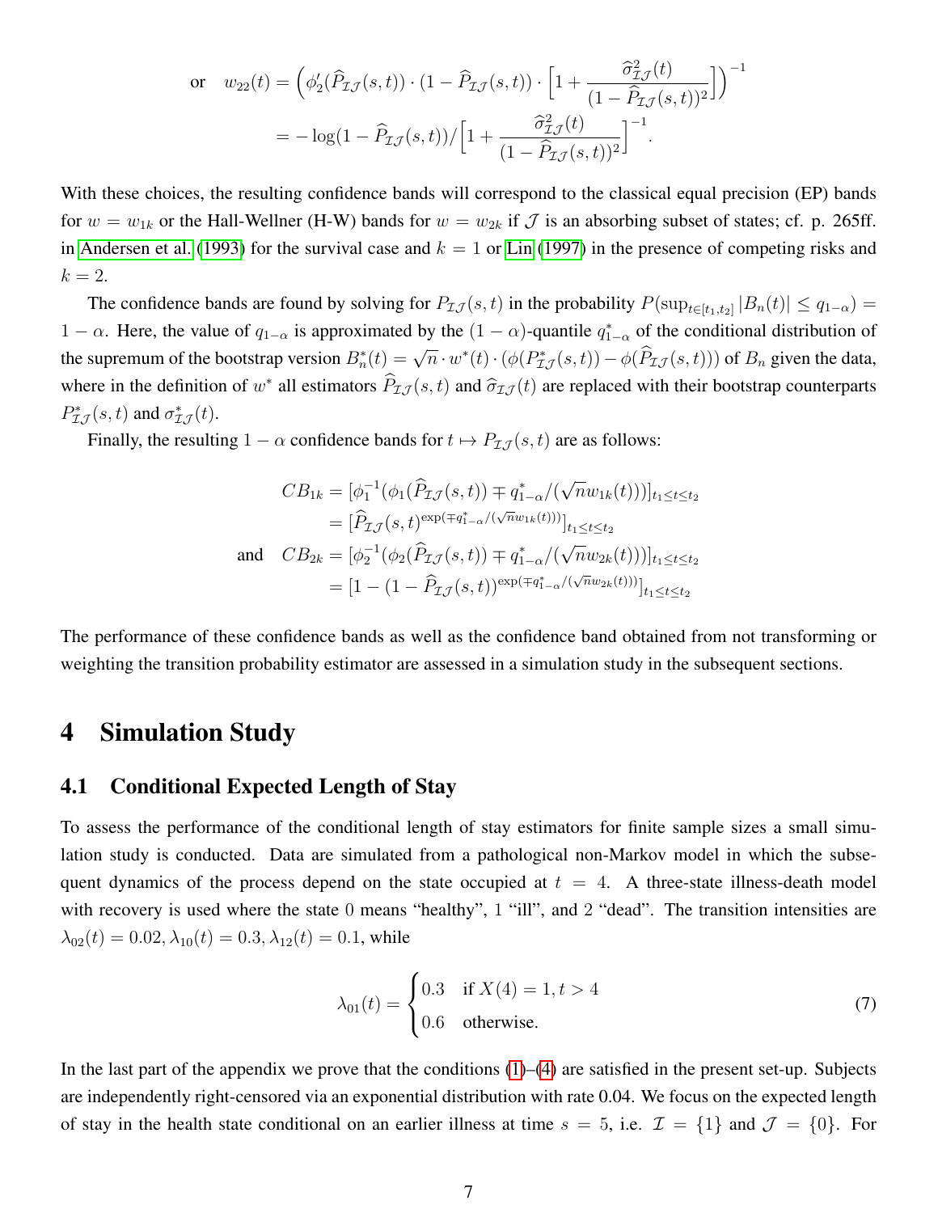$$\text{or} \quad w_{22}(t) = \Big(\phi_2'(\widehat{P}_{\mathcal{I}\mathcal{J}}(s,t)) \cdot (1-\widehat{P}_{\mathcal{I}\mathcal{J}}(s,t)) \cdot \Big[1 + \frac{\widehat{\sigma}^2_{\mathcal{I}\mathcal{J}}(t)}{(1-\widehat{P}_{\mathcal{I}\mathcal{J}}(s,t))^2}\Big]\Big)^{-1}$$
$$= -\log(1-\widehat{P}_{\mathcal{I}\mathcal{J}}(s,t)) \Big/ \Big[1 + \frac{\widehat{\sigma}^2_{\mathcal{I}\mathcal{J}}(t)}{(1-\widehat{P}_{\mathcal{I}\mathcal{J}}(s,t))^2}\Big]^{-1}.$$

With these choices, the resulting confidence bands will correspond to the classical equal precision (EP) bands for $w = w_{1k}$ or the Hall-Wellner (H-W) bands for $w = w_{2k}$ if $\mathcal{J}$ is an absorbing subset of states; cf. p. 265ff. in Andersen et al. (1993) for the survival case and $k = 1$ or Lin (1997) in the presence of competing risks and $k = 2$.

The confidence bands are found by solving for $P_{\mathcal{I}\mathcal{J}}(s,t)$ in the probability $P(\sup_{t\in[t_1,t_2]} |B_n(t)| \leq q_{1-\alpha}) = 1-\alpha$. Here, the value of $q_{1-\alpha}$ is approximated by the $(1-\alpha)$-quantile $q^*_{1-\alpha}$ of the conditional distribution of the supremum of the bootstrap version $B^*_n(t) = \sqrt{n} \cdot w^*(t) \cdot (\phi(P^*_{\mathcal{I}\mathcal{J}}(s,t)) - \phi(\widehat{P}_{\mathcal{I}\mathcal{J}}(s,t)))$ of $B_n$ given the data, where in the definition of $w^*$ all estimators $\widehat{P}_{\mathcal{I}\mathcal{J}}(s,t)$ and $\widehat{\sigma}_{\mathcal{I}\mathcal{J}}(t)$ are replaced with their bootstrap counterparts $P^*_{\mathcal{I}\mathcal{J}}(s,t)$ and $\sigma^*_{\mathcal{I}\mathcal{J}}(t)$.

Finally, the resulting $1-\alpha$ confidence bands for $t \mapsto P_{\mathcal{I}\mathcal{J}}(s,t)$ are as follows:

$$CB_{1k} = [\phi_1^{-1}(\phi_1(\widehat{P}_{\mathcal{I}\mathcal{J}}(s,t)) \mp q^*_{1-\alpha}/(\sqrt{n}w_{1k}(t)))]_{t_1\leq t\leq t_2}$$
$$= [\widehat{P}_{\mathcal{I}\mathcal{J}}(s,t)^{\exp(\mp q^*_{1-\alpha}/(\sqrt{n}w_{1k}(t)))}]_{t_1\leq t\leq t_2}$$
$$\text{and} \quad CB_{2k} = [\phi_2^{-1}(\phi_2(\widehat{P}_{\mathcal{I}\mathcal{J}}(s,t)) \mp q^*_{1-\alpha}/(\sqrt{n}w_{2k}(t)))]_{t_1\leq t\leq t_2}$$
$$= [1-(1-\widehat{P}_{\mathcal{I}\mathcal{J}}(s,t))^{\exp(\mp q^*_{1-\alpha}/(\sqrt{n}w_{2k}(t)))}]_{t_1\leq t\leq t_2}$$

The performance of these confidence bands as well as the confidence band obtained from not transforming or weighting the transition probability estimator are assessed in a simulation study in the subsequent sections.

# 4 Simulation Study

## 4.1 Conditional Expected Length of Stay

To assess the performance of the conditional length of stay estimators for finite sample sizes a small simulation study is conducted. Data are simulated from a pathological non-Markov model in which the subsequent dynamics of the process depend on the state occupied at $t = 4$. A three-state illness-death model with recovery is used where the state 0 means "healthy", 1 "ill", and 2 "dead". The transition intensities are $\lambda_{02}(t) = 0.02, \lambda_{10}(t) = 0.3, \lambda_{12}(t) = 0.1$, while

$$\lambda_{01}(t) = \begin{cases} 0.3 & \text{if } X(4) = 1, t > 4 \\ 0.6 & \text{otherwise.} \end{cases} \tag{7}$$

In the last part of the appendix we prove that the conditions (1)–(4) are satisfied in the present set-up. Subjects are independently right-censored via an exponential distribution with rate 0.04. We focus on the expected length of stay in the health state conditional on an earlier illness at time $s = 5$, i.e. $\mathcal{I} = \{1\}$ and $\mathcal{J} = \{0\}$. For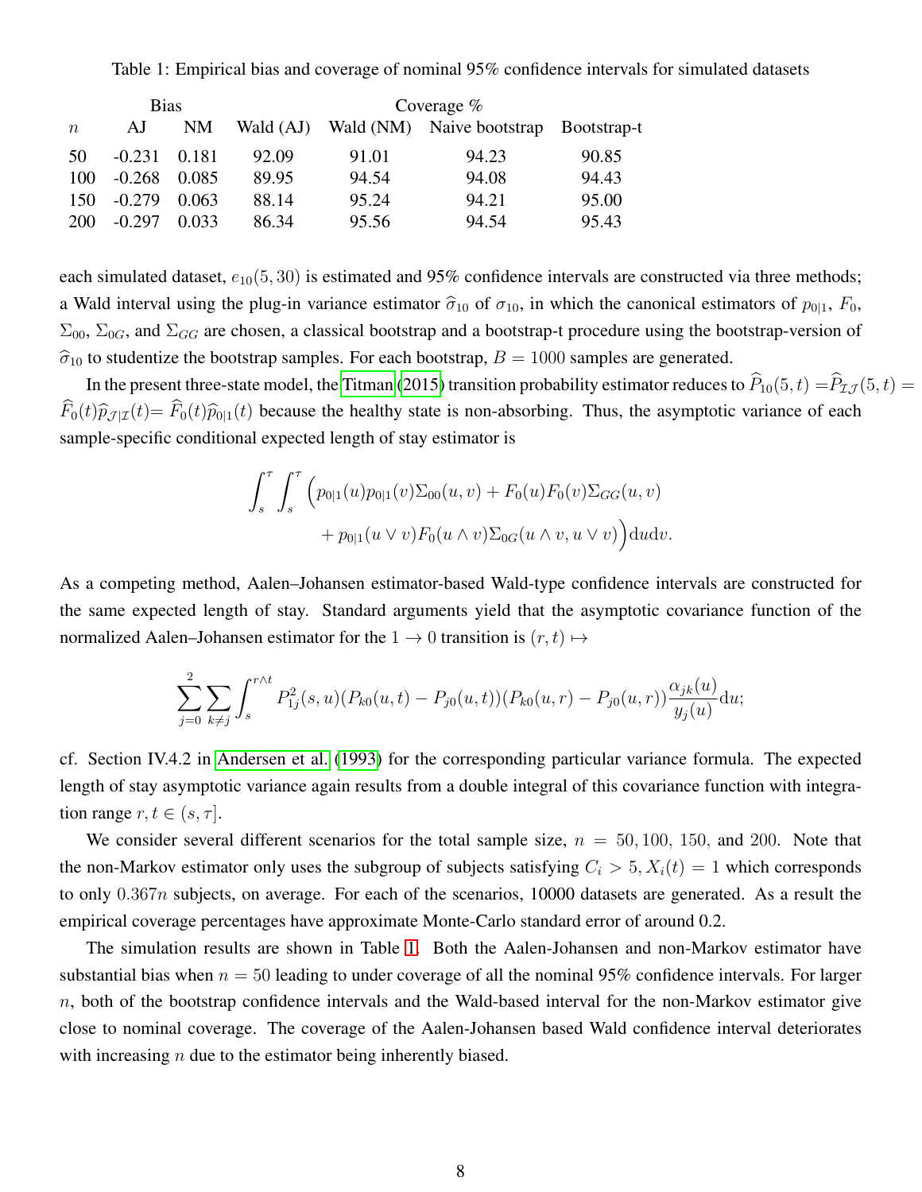Table 1: Empirical bias and coverage of nominal 95% confidence intervals for simulated datasets

| | Bias | | Coverage % | | | |
|---|---|---|---|---|---|---|
| $n$ | AJ | NM | Wald (AJ) | Wald (NM) | Naive bootstrap | Bootstrap-t |
| 50 | -0.231 | 0.181 | 92.09 | 91.01 | 94.23 | 90.85 |
| 100 | -0.268 | 0.085 | 89.95 | 94.54 | 94.08 | 94.43 |
| 150 | -0.279 | 0.063 | 88.14 | 95.24 | 94.21 | 95.00 |
| 200 | -0.297 | 0.033 | 86.34 | 95.56 | 94.54 | 95.43 |

each simulated dataset, $e_{10}(5, 30)$ is estimated and 95% confidence intervals are constructed via three methods; a Wald interval using the plug-in variance estimator $\widehat{\sigma}_{10}$ of $\sigma_{10}$, in which the canonical estimators of $p_{0|1}$, $F_0$, $\Sigma_{00}$, $\Sigma_{0G}$, and $\Sigma_{GG}$ are chosen, a classical bootstrap and a bootstrap-t procedure using the bootstrap-version of $\widehat{\sigma}_{10}$ to studentize the bootstrap samples. For each bootstrap, $B = 1000$ samples are generated.

In the present three-state model, the Titman (2015) transition probability estimator reduces to $\widehat{P}_{10}(5, t) = \widehat{P}_{\mathcal{I}\mathcal{J}}(5, t) = \widehat{F}_0(t)\widehat{p}_{\mathcal{J}|\mathcal{I}}(t) = \widehat{F}_0(t)\widehat{p}_{0|1}(t)$ because the healthy state is non-absorbing. Thus, the asymptotic variance of each sample-specific conditional expected length of stay estimator is

$$\int_s^\tau \int_s^\tau \Big( p_{0|1}(u)p_{0|1}(v)\Sigma_{00}(u, v) + F_0(u)F_0(v)\Sigma_{GG}(u, v) + p_{0|1}(u \vee v)F_0(u \wedge v)\Sigma_{0G}(u \wedge v, u \vee v)\Big)\mathrm{d}u\mathrm{d}v.$$

As a competing method, Aalen–Johansen estimator-based Wald-type confidence intervals are constructed for the same expected length of stay. Standard arguments yield that the asymptotic covariance function of the normalized Aalen–Johansen estimator for the $1 \to 0$ transition is $(r, t) \mapsto$

$$\sum_{j=0}^{2} \sum_{k \neq j} \int_s^{r \wedge t} P_{1j}^2(s, u)(P_{k0}(u, t) - P_{j0}(u, t))(P_{k0}(u, r) - P_{j0}(u, r))\frac{\alpha_{jk}(u)}{y_j(u)}\mathrm{d}u;$$

cf. Section IV.4.2 in Andersen et al. (1993) for the corresponding particular variance formula. The expected length of stay asymptotic variance again results from a double integral of this covariance function with integration range $r, t \in (s, \tau]$.

We consider several different scenarios for the total sample size, $n = 50, 100, 150$, and $200$. Note that the non-Markov estimator only uses the subgroup of subjects satisfying $C_i > 5, X_i(t) = 1$ which corresponds to only $0.367n$ subjects, on average. For each of the scenarios, 10000 datasets are generated. As a result the empirical coverage percentages have approximate Monte-Carlo standard error of around 0.2.

The simulation results are shown in Table 1. Both the Aalen-Johansen and non-Markov estimator have substantial bias when $n = 50$ leading to under coverage of all the nominal 95% confidence intervals. For larger $n$, both of the bootstrap confidence intervals and the Wald-based interval for the non-Markov estimator give close to nominal coverage. The coverage of the Aalen-Johansen based Wald confidence interval deteriorates with increasing $n$ due to the estimator being inherently biased.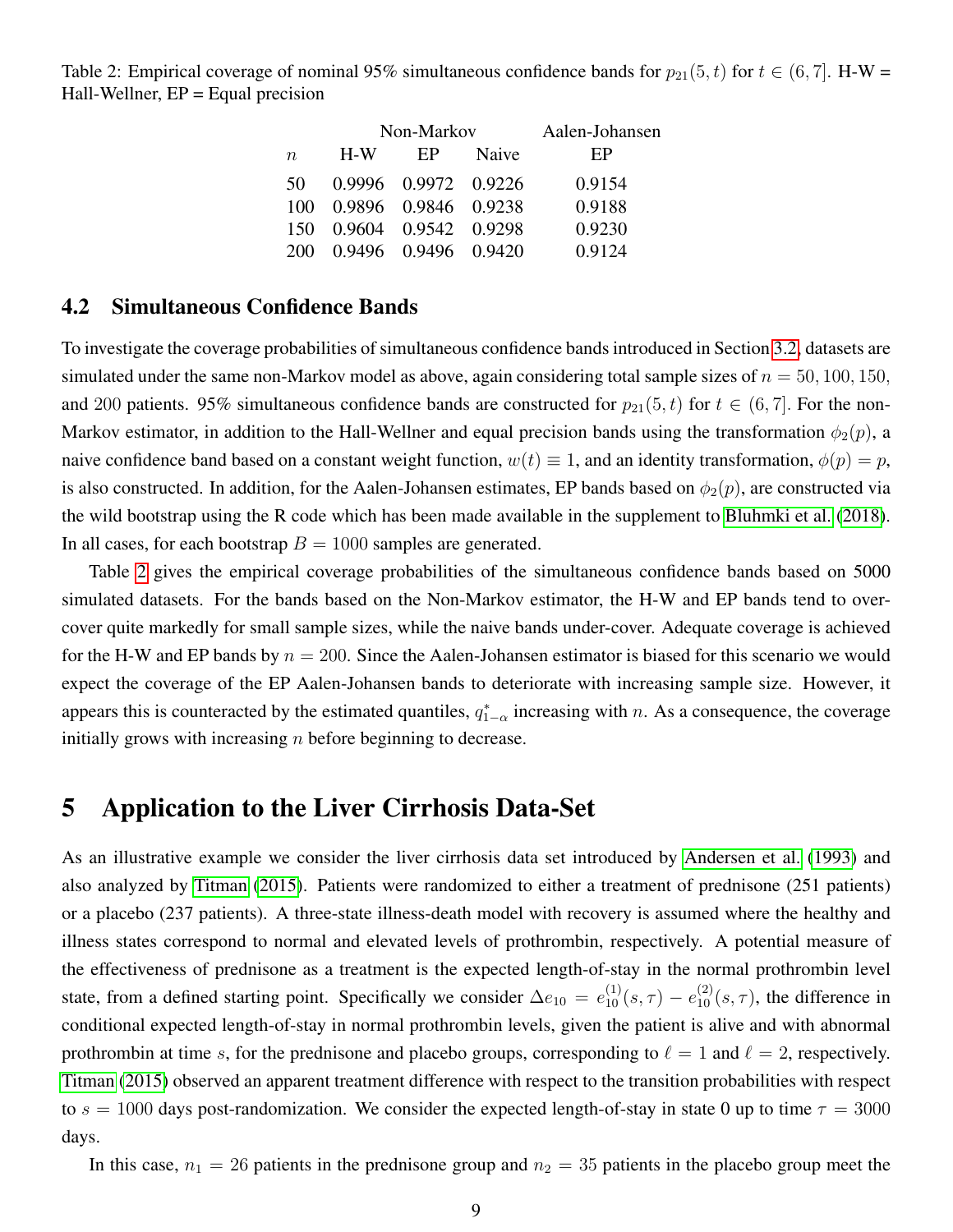Table 2: Empirical coverage of nominal 95% simultaneous confidence bands for $p_{21}(5,t)$ for $t \in (6,7]$. H-W = Hall-Wellner, EP = Equal precision

| | Non-Markov | | | Aalen-Johansen |
|---|---|---|---|---|
| $n$ | H-W | EP | Naive | EP |
| 50 | 0.9996 | 0.9972 | 0.9226 | 0.9154 |
| 100 | 0.9896 | 0.9846 | 0.9238 | 0.9188 |
| 150 | 0.9604 | 0.9542 | 0.9298 | 0.9230 |
| 200 | 0.9496 | 0.9496 | 0.9420 | 0.9124 |

## 4.2 Simultaneous Confidence Bands

To investigate the coverage probabilities of simultaneous confidence bands introduced in Section 3.2, datasets are simulated under the same non-Markov model as above, again considering total sample sizes of $n = 50, 100, 150,$ and 200 patients. 95% simultaneous confidence bands are constructed for $p_{21}(5,t)$ for $t \in (6,7]$. For the non-Markov estimator, in addition to the Hall-Wellner and equal precision bands using the transformation $\phi_2(p)$, a naive confidence band based on a constant weight function, $w(t) \equiv 1$, and an identity transformation, $\phi(p) = p$, is also constructed. In addition, for the Aalen-Johansen estimates, EP bands based on $\phi_2(p)$, are constructed via the wild bootstrap using the R code which has been made available in the supplement to Bluhmki et al. (2018). In all cases, for each bootstrap $B = 1000$ samples are generated.

Table 2 gives the empirical coverage probabilities of the simultaneous confidence bands based on 5000 simulated datasets. For the bands based on the Non-Markov estimator, the H-W and EP bands tend to over-cover quite markedly for small sample sizes, while the naive bands under-cover. Adequate coverage is achieved for the H-W and EP bands by $n = 200$. Since the Aalen-Johansen estimator is biased for this scenario we would expect the coverage of the EP Aalen-Johansen bands to deteriorate with increasing sample size. However, it appears this is counteracted by the estimated quantiles, $q^*_{1-\alpha}$ increasing with $n$. As a consequence, the coverage initially grows with increasing $n$ before beginning to decrease.

# 5 Application to the Liver Cirrhosis Data-Set

As an illustrative example we consider the liver cirrhosis data set introduced by Andersen et al. (1993) and also analyzed by Titman (2015). Patients were randomized to either a treatment of prednisone (251 patients) or a placebo (237 patients). A three-state illness-death model with recovery is assumed where the healthy and illness states correspond to normal and elevated levels of prothrombin, respectively. A potential measure of the effectiveness of prednisone as a treatment is the expected length-of-stay in the normal prothrombin level state, from a defined starting point. Specifically we consider $\Delta e_{10} = e^{(1)}_{10}(s,\tau) - e^{(2)}_{10}(s,\tau)$, the difference in conditional expected length-of-stay in normal prothrombin levels, given the patient is alive and with abnormal prothrombin at time $s$, for the prednisone and placebo groups, corresponding to $\ell = 1$ and $\ell = 2$, respectively. Titman (2015) observed an apparent treatment difference with respect to the transition probabilities with respect to $s = 1000$ days post-randomization. We consider the expected length-of-stay in state 0 up to time $\tau = 3000$ days.

In this case, $n_1 = 26$ patients in the prednisone group and $n_2 = 35$ patients in the placebo group meet the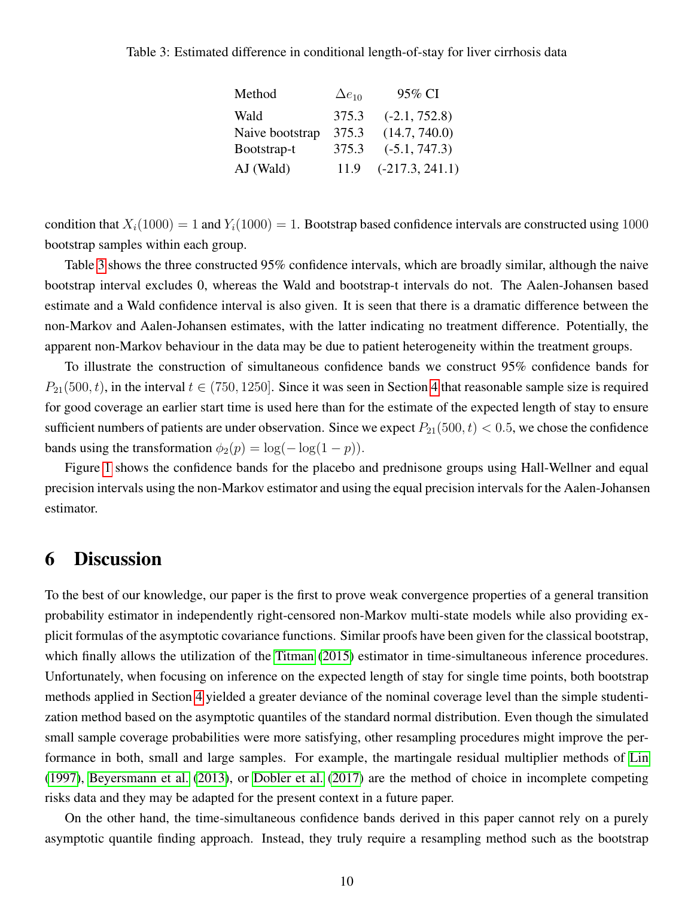Table 3: Estimated difference in conditional length-of-stay for liver cirrhosis data

| Method | $\Delta e_{10}$ | 95% CI |
|---|---|---|
| Wald | 375.3 | (-2.1, 752.8) |
| Naive bootstrap | 375.3 | (14.7, 740.0) |
| Bootstrap-t | 375.3 | (-5.1, 747.3) |
| AJ (Wald) | 11.9 | (-217.3, 241.1) |

condition that $X_i(1000) = 1$ and $Y_i(1000) = 1$. Bootstrap based confidence intervals are constructed using 1000 bootstrap samples within each group.

Table 3 shows the three constructed 95% confidence intervals, which are broadly similar, although the naive bootstrap interval excludes 0, whereas the Wald and bootstrap-t intervals do not. The Aalen-Johansen based estimate and a Wald confidence interval is also given. It is seen that there is a dramatic difference between the non-Markov and Aalen-Johansen estimates, with the latter indicating no treatment difference. Potentially, the apparent non-Markov behaviour in the data may be due to patient heterogeneity within the treatment groups.

To illustrate the construction of simultaneous confidence bands we construct 95% confidence bands for $P_{21}(500, t)$, in the interval $t \in (750, 1250]$. Since it was seen in Section 4 that reasonable sample size is required for good coverage an earlier start time is used here than for the estimate of the expected length of stay to ensure sufficient numbers of patients are under observation. Since we expect $P_{21}(500, t) < 0.5$, we chose the confidence bands using the transformation $\phi_2(p) = \log(-\log(1-p))$.

Figure 1 shows the confidence bands for the placebo and prednisone groups using Hall-Wellner and equal precision intervals using the non-Markov estimator and using the equal precision intervals for the Aalen-Johansen estimator.

# 6 Discussion

To the best of our knowledge, our paper is the first to prove weak convergence properties of a general transition probability estimator in independently right-censored non-Markov multi-state models while also providing explicit formulas of the asymptotic covariance functions. Similar proofs have been given for the classical bootstrap, which finally allows the utilization of the Titman (2015) estimator in time-simultaneous inference procedures. Unfortunately, when focusing on inference on the expected length of stay for single time points, both bootstrap methods applied in Section 4 yielded a greater deviance of the nominal coverage level than the simple studentization method based on the asymptotic quantiles of the standard normal distribution. Even though the simulated small sample coverage probabilities were more satisfying, other resampling procedures might improve the performance in both, small and large samples. For example, the martingale residual multiplier methods of Lin (1997), Beyersmann et al. (2013), or Dobler et al. (2017) are the method of choice in incomplete competing risks data and they may be adapted for the present context in a future paper.

On the other hand, the time-simultaneous confidence bands derived in this paper cannot rely on a purely asymptotic quantile finding approach. Instead, they truly require a resampling method such as the bootstrap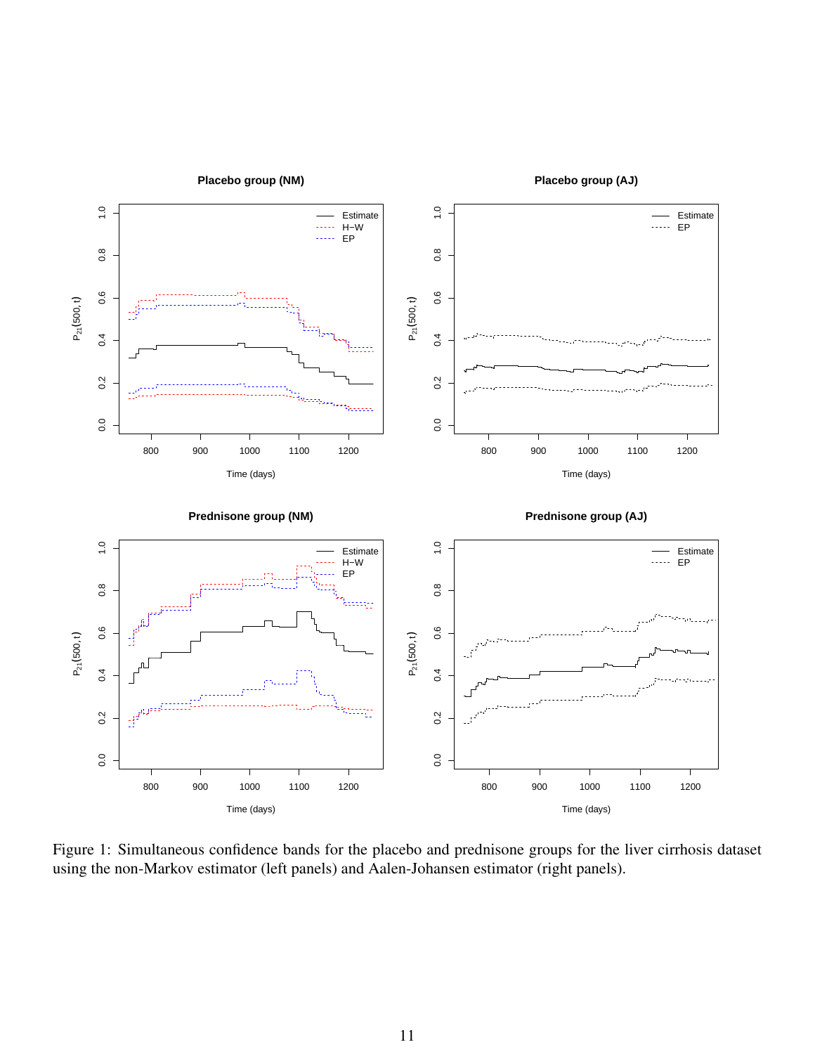Figure 1: Simultaneous confidence bands for the placebo and prednisone groups for the liver cirrhosis dataset using the non-Markov estimator (left panels) and Aalen-Johansen estimator (right panels).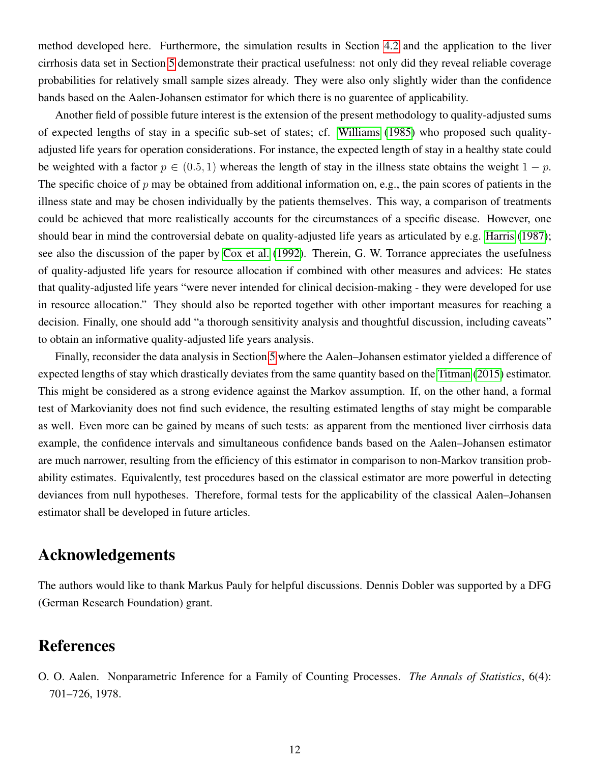method developed here. Furthermore, the simulation results in Section 4.2 and the application to the liver cirrhosis data set in Section 5 demonstrate their practical usefulness: not only did they reveal reliable coverage probabilities for relatively small sample sizes already. They were also only slightly wider than the confidence bands based on the Aalen-Johansen estimator for which there is no guarentee of applicability.

Another field of possible future interest is the extension of the present methodology to quality-adjusted sums of expected lengths of stay in a specific sub-set of states; cf. Williams (1985) who proposed such quality-adjusted life years for operation considerations. For instance, the expected length of stay in a healthy state could be weighted with a factor $p \in (0.5, 1)$ whereas the length of stay in the illness state obtains the weight $1 - p$. The specific choice of $p$ may be obtained from additional information on, e.g., the pain scores of patients in the illness state and may be chosen individually by the patients themselves. This way, a comparison of treatments could be achieved that more realistically accounts for the circumstances of a specific disease. However, one should bear in mind the controversial debate on quality-adjusted life years as articulated by e.g. Harris (1987); see also the discussion of the paper by Cox et al. (1992). Therein, G. W. Torrance appreciates the usefulness of quality-adjusted life years for resource allocation if combined with other measures and advices: He states that quality-adjusted life years "were never intended for clinical decision-making - they were developed for use in resource allocation." They should also be reported together with other important measures for reaching a decision. Finally, one should add "a thorough sensitivity analysis and thoughtful discussion, including caveats" to obtain an informative quality-adjusted life years analysis.

Finally, reconsider the data analysis in Section 5 where the Aalen–Johansen estimator yielded a difference of expected lengths of stay which drastically deviates from the same quantity based on the Titman (2015) estimator. This might be considered as a strong evidence against the Markov assumption. If, on the other hand, a formal test of Markovianity does not find such evidence, the resulting estimated lengths of stay might be comparable as well. Even more can be gained by means of such tests: as apparent from the mentioned liver cirrhosis data example, the confidence intervals and simultaneous confidence bands based on the Aalen–Johansen estimator are much narrower, resulting from the efficiency of this estimator in comparison to non-Markov transition probability estimates. Equivalently, test procedures based on the classical estimator are more powerful in detecting deviances from null hypotheses. Therefore, formal tests for the applicability of the classical Aalen–Johansen estimator shall be developed in future articles.

## Acknowledgements

The authors would like to thank Markus Pauly for helpful discussions. Dennis Dobler was supported by a DFG (German Research Foundation) grant.

## References

O. O. Aalen. Nonparametric Inference for a Family of Counting Processes. *The Annals of Statistics*, 6(4): 701–726, 1978.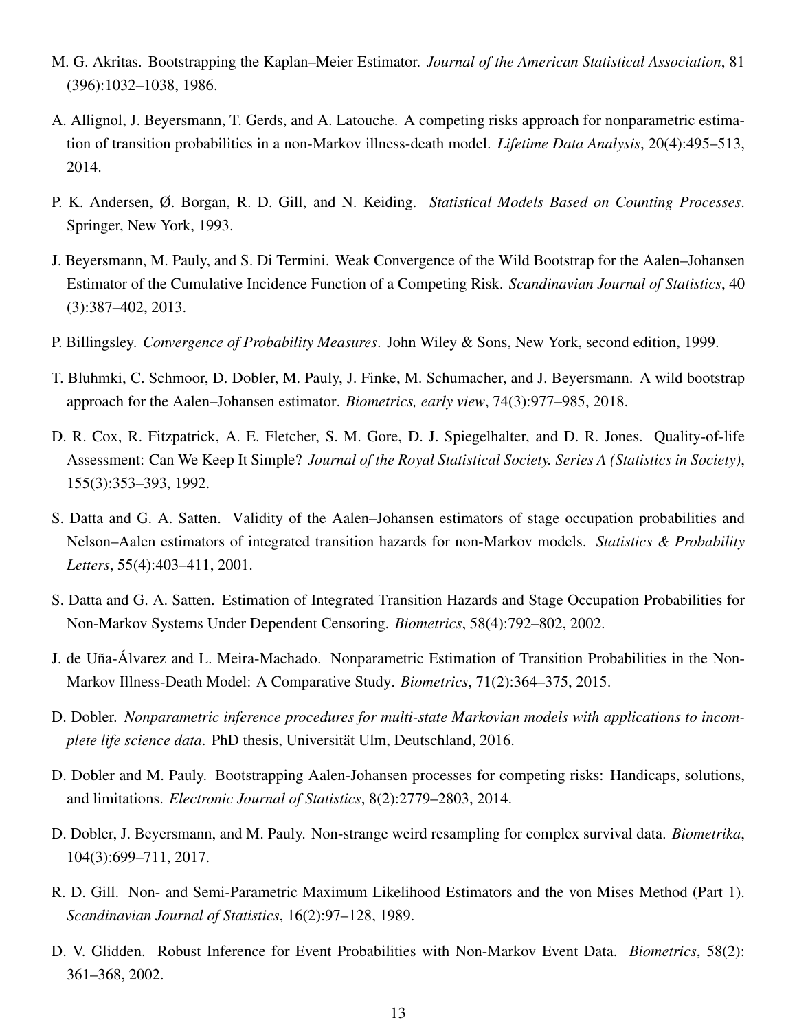M. G. Akritas. Bootstrapping the Kaplan–Meier Estimator. *Journal of the American Statistical Association*, 81 (396):1032–1038, 1986.

A. Allignol, J. Beyersmann, T. Gerds, and A. Latouche. A competing risks approach for nonparametric estimation of transition probabilities in a non-Markov illness-death model. *Lifetime Data Analysis*, 20(4):495–513, 2014.

P. K. Andersen, Ø. Borgan, R. D. Gill, and N. Keiding. *Statistical Models Based on Counting Processes*. Springer, New York, 1993.

J. Beyersmann, M. Pauly, and S. Di Termini. Weak Convergence of the Wild Bootstrap for the Aalen–Johansen Estimator of the Cumulative Incidence Function of a Competing Risk. *Scandinavian Journal of Statistics*, 40 (3):387–402, 2013.

P. Billingsley. *Convergence of Probability Measures*. John Wiley & Sons, New York, second edition, 1999.

T. Bluhmki, C. Schmoor, D. Dobler, M. Pauly, J. Finke, M. Schumacher, and J. Beyersmann. A wild bootstrap approach for the Aalen–Johansen estimator. *Biometrics, early view*, 74(3):977–985, 2018.

D. R. Cox, R. Fitzpatrick, A. E. Fletcher, S. M. Gore, D. J. Spiegelhalter, and D. R. Jones. Quality-of-life Assessment: Can We Keep It Simple? *Journal of the Royal Statistical Society. Series A (Statistics in Society)*, 155(3):353–393, 1992.

S. Datta and G. A. Satten. Validity of the Aalen–Johansen estimators of stage occupation probabilities and Nelson–Aalen estimators of integrated transition hazards for non-Markov models. *Statistics & Probability Letters*, 55(4):403–411, 2001.

S. Datta and G. A. Satten. Estimation of Integrated Transition Hazards and Stage Occupation Probabilities for Non-Markov Systems Under Dependent Censoring. *Biometrics*, 58(4):792–802, 2002.

J. de Uña-Álvarez and L. Meira-Machado. Nonparametric Estimation of Transition Probabilities in the Non-Markov Illness-Death Model: A Comparative Study. *Biometrics*, 71(2):364–375, 2015.

D. Dobler. *Nonparametric inference procedures for multi-state Markovian models with applications to incomplete life science data*. PhD thesis, Universität Ulm, Deutschland, 2016.

D. Dobler and M. Pauly. Bootstrapping Aalen-Johansen processes for competing risks: Handicaps, solutions, and limitations. *Electronic Journal of Statistics*, 8(2):2779–2803, 2014.

D. Dobler, J. Beyersmann, and M. Pauly. Non-strange weird resampling for complex survival data. *Biometrika*, 104(3):699–711, 2017.

R. D. Gill. Non- and Semi-Parametric Maximum Likelihood Estimators and the von Mises Method (Part 1). *Scandinavian Journal of Statistics*, 16(2):97–128, 1989.

D. V. Glidden. Robust Inference for Event Probabilities with Non-Markov Event Data. *Biometrics*, 58(2): 361–368, 2002.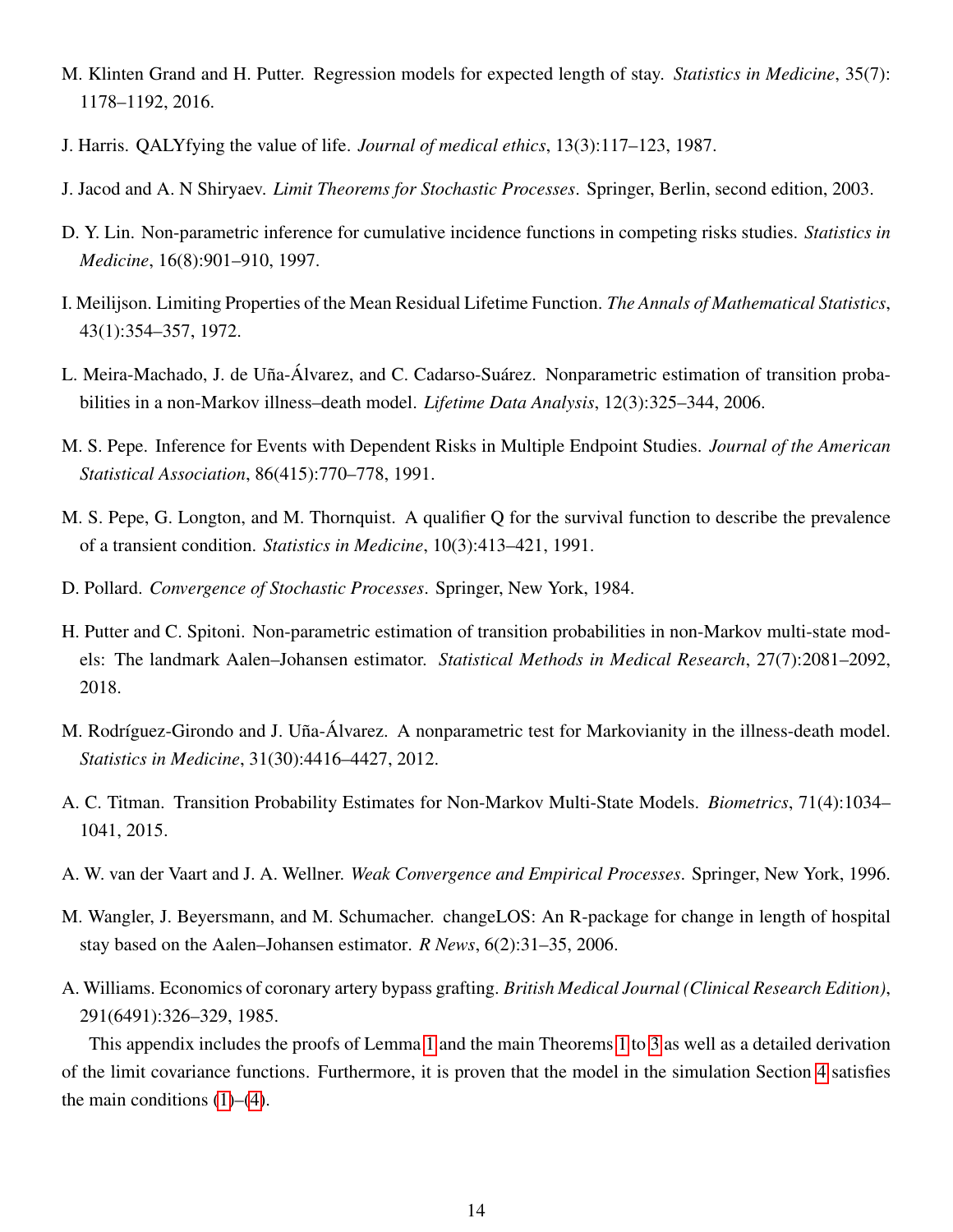M. Klinten Grand and H. Putter. Regression models for expected length of stay. *Statistics in Medicine*, 35(7): 1178–1192, 2016.

J. Harris. QALYfying the value of life. *Journal of medical ethics*, 13(3):117–123, 1987.

J. Jacod and A. N Shiryaev. *Limit Theorems for Stochastic Processes*. Springer, Berlin, second edition, 2003.

D. Y. Lin. Non-parametric inference for cumulative incidence functions in competing risks studies. *Statistics in Medicine*, 16(8):901–910, 1997.

I. Meilijson. Limiting Properties of the Mean Residual Lifetime Function. *The Annals of Mathematical Statistics*, 43(1):354–357, 1972.

L. Meira-Machado, J. de Uña-Álvarez, and C. Cadarso-Suárez. Nonparametric estimation of transition probabilities in a non-Markov illness–death model. *Lifetime Data Analysis*, 12(3):325–344, 2006.

M. S. Pepe. Inference for Events with Dependent Risks in Multiple Endpoint Studies. *Journal of the American Statistical Association*, 86(415):770–778, 1991.

M. S. Pepe, G. Longton, and M. Thornquist. A qualifier Q for the survival function to describe the prevalence of a transient condition. *Statistics in Medicine*, 10(3):413–421, 1991.

D. Pollard. *Convergence of Stochastic Processes*. Springer, New York, 1984.

H. Putter and C. Spitoni. Non-parametric estimation of transition probabilities in non-Markov multi-state models: The landmark Aalen–Johansen estimator. *Statistical Methods in Medical Research*, 27(7):2081–2092, 2018.

M. Rodríguez-Girondo and J. Uña-Álvarez. A nonparametric test for Markovianity in the illness-death model. *Statistics in Medicine*, 31(30):4416–4427, 2012.

A. C. Titman. Transition Probability Estimates for Non-Markov Multi-State Models. *Biometrics*, 71(4):1034–1041, 2015.

A. W. van der Vaart and J. A. Wellner. *Weak Convergence and Empirical Processes*. Springer, New York, 1996.

M. Wangler, J. Beyersmann, and M. Schumacher. changeLOS: An R-package for change in length of hospital stay based on the Aalen–Johansen estimator. *R News*, 6(2):31–35, 2006.

A. Williams. Economics of coronary artery bypass grafting. *British Medical Journal (Clinical Research Edition)*, 291(6491):326–329, 1985.

This appendix includes the proofs of Lemma 1 and the main Theorems 1 to 3 as well as a detailed derivation of the limit covariance functions. Furthermore, it is proven that the model in the simulation Section 4 satisfies the main conditions (1)–(4).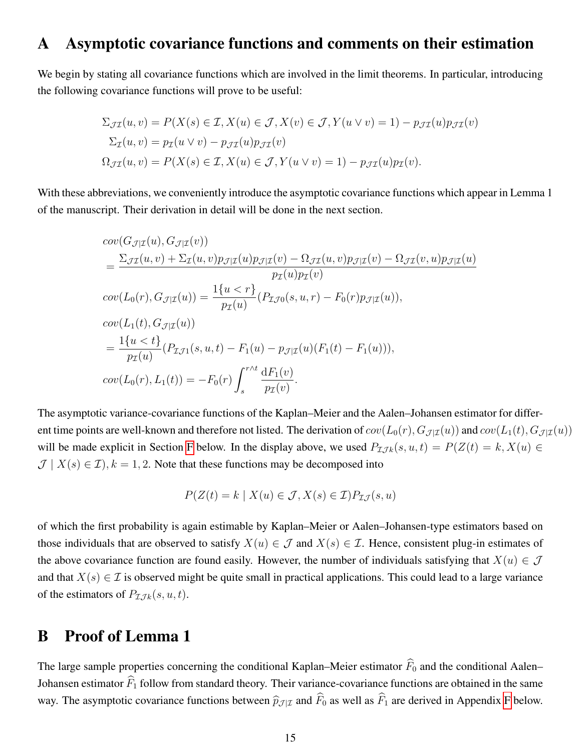# A Asymptotic covariance functions and comments on their estimation

We begin by stating all covariance functions which are involved in the limit theorems. In particular, introducing the following covariance functions will prove to be useful:

$$
\begin{aligned}
\Sigma_{\mathcal{J}\mathcal{I}}(u,v) &= P(X(s) \in \mathcal{I}, X(u) \in \mathcal{J}, X(v) \in \mathcal{J}, Y(u \vee v) = 1) - p_{\mathcal{J}\mathcal{I}}(u)p_{\mathcal{J}\mathcal{I}}(v) \\
\Sigma_{\mathcal{I}}(u,v) &= p_{\mathcal{I}}(u \vee v) - p_{\mathcal{J}\mathcal{I}}(u)p_{\mathcal{J}\mathcal{I}}(v) \\
\Omega_{\mathcal{J}\mathcal{I}}(u,v) &= P(X(s) \in \mathcal{I}, X(u) \in \mathcal{J}, Y(u \vee v) = 1) - p_{\mathcal{J}\mathcal{I}}(u)p_{\mathcal{I}}(v).
\end{aligned}
$$

With these abbreviations, we conveniently introduce the asymptotic covariance functions which appear in Lemma 1 of the manuscript. Their derivation in detail will be done in the next section.

$$
\begin{aligned}
&cov(G_{\mathcal{J}|\mathcal{I}}(u), G_{\mathcal{J}|\mathcal{I}}(v)) \\
&= \frac{\Sigma_{\mathcal{J}\mathcal{I}}(u,v) + \Sigma_{\mathcal{I}}(u,v)p_{\mathcal{J}|\mathcal{I}}(u)p_{\mathcal{J}|\mathcal{I}}(v) - \Omega_{\mathcal{J}\mathcal{I}}(u,v)p_{\mathcal{J}|\mathcal{I}}(v) - \Omega_{\mathcal{J}\mathcal{I}}(v,u)p_{\mathcal{J}|\mathcal{I}}(u)}{p_{\mathcal{I}}(u)p_{\mathcal{I}}(v)} \\
&cov(L_0(r), G_{\mathcal{J}|\mathcal{I}}(u)) = \frac{1\{u < r\}}{p_{\mathcal{I}}(u)}(P_{\mathcal{I}\mathcal{J}0}(s,u,r) - F_0(r)p_{\mathcal{J}|\mathcal{I}}(u)), \\
&cov(L_1(t), G_{\mathcal{J}|\mathcal{I}}(u)) \\
&= \frac{1\{u < t\}}{p_{\mathcal{I}}(u)}(P_{\mathcal{I}\mathcal{J}1}(s,u,t) - F_1(u) - p_{\mathcal{J}|\mathcal{I}}(u)(F_1(t) - F_1(u))), \\
&cov(L_0(r), L_1(t)) = -F_0(r)\int_s^{r \wedge t} \frac{\mathrm{d}F_1(v)}{p_{\mathcal{I}}(v)}.
\end{aligned}
$$

The asymptotic variance-covariance functions of the Kaplan–Meier and the Aalen–Johansen estimator for different time points are well-known and therefore not listed. The derivation of $cov(L_0(r), G_{\mathcal{J}|\mathcal{I}}(u))$ and $cov(L_1(t), G_{\mathcal{J}|\mathcal{I}}(u))$ will be made explicit in Section F below. In the display above, we used $P_{\mathcal{I}\mathcal{J}k}(s,u,t) = P(Z(t) = k, X(u) \in \mathcal{J} \mid X(s) \in \mathcal{I}), k = 1, 2$. Note that these functions may be decomposed into

$$
P(Z(t) = k \mid X(u) \in \mathcal{J}, X(s) \in \mathcal{I})P_{\mathcal{I}\mathcal{J}}(s,u)
$$

of which the first probability is again estimable by Kaplan–Meier or Aalen–Johansen-type estimators based on those individuals that are observed to satisfy $X(u) \in \mathcal{J}$ and $X(s) \in \mathcal{I}$. Hence, consistent plug-in estimates of the above covariance function are found easily. However, the number of individuals satisfying that $X(u) \in \mathcal{J}$ and that $X(s) \in \mathcal{I}$ is observed might be quite small in practical applications. This could lead to a large variance of the estimators of $P_{\mathcal{I}\mathcal{J}k}(s,u,t)$.

# B Proof of Lemma 1

The large sample properties concerning the conditional Kaplan–Meier estimator $\widehat{F}_0$ and the conditional Aalen–Johansen estimator $\widehat{F}_1$ follow from standard theory. Their variance-covariance functions are obtained in the same way. The asymptotic covariance functions between $\widehat{p}_{\mathcal{J}|\mathcal{I}}$ and $\widehat{F}_0$ as well as $\widehat{F}_1$ are derived in Appendix F below.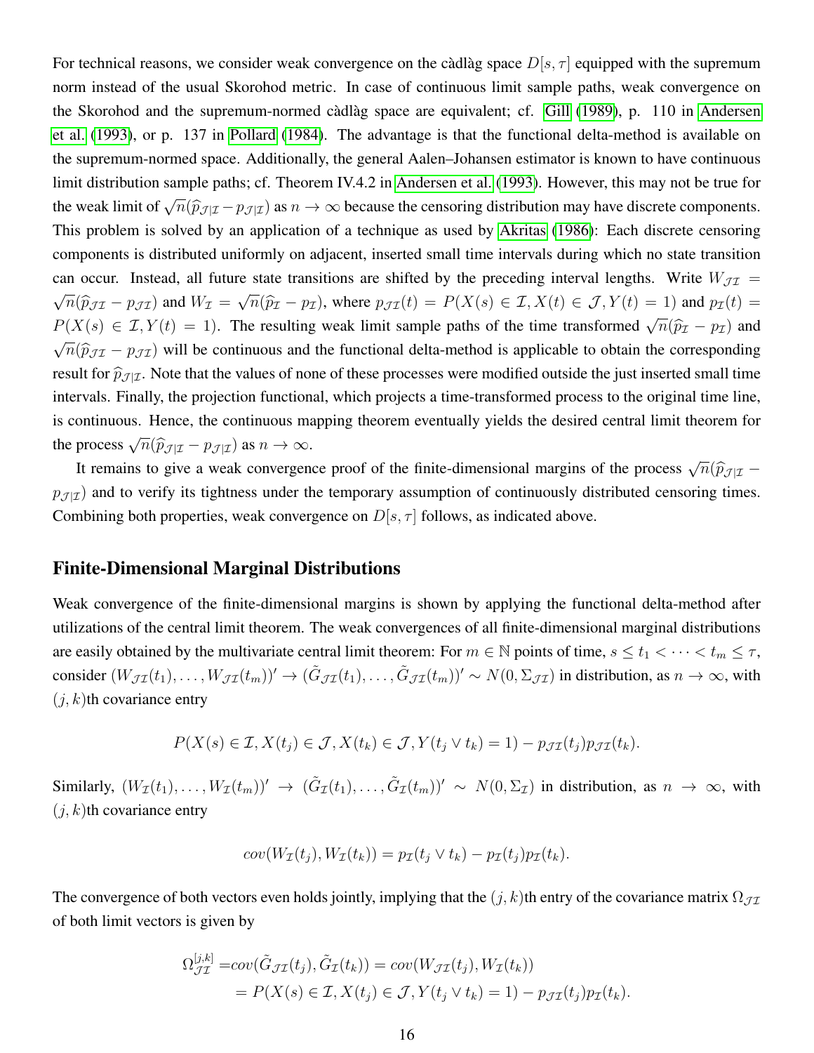For technical reasons, we consider weak convergence on the càdlàg space $D[s,\tau]$ equipped with the supremum norm instead of the usual Skorohod metric. In case of continuous limit sample paths, weak convergence on the Skorohod and the supremum-normed càdlàg space are equivalent; cf. Gill (1989), p. 110 in Andersen et al. (1993), or p. 137 in Pollard (1984). The advantage is that the functional delta-method is available on the supremum-normed space. Additionally, the general Aalen–Johansen estimator is known to have continuous limit distribution sample paths; cf. Theorem IV.4.2 in Andersen et al. (1993). However, this may not be true for the weak limit of $\sqrt{n}(\widehat{p}_{\mathcal{J}|\mathcal{I}} - p_{\mathcal{J}|\mathcal{I}})$ as $n \to \infty$ because the censoring distribution may have discrete components. This problem is solved by an application of a technique as used by Akritas (1986): Each discrete censoring components is distributed uniformly on adjacent, inserted small time intervals during which no state transition can occur. Instead, all future state transitions are shifted by the preceding interval lengths. Write $W_{\mathcal{J}\mathcal{I}} = \sqrt{n}(\widehat{p}_{\mathcal{J}\mathcal{I}} - p_{\mathcal{J}\mathcal{I}})$ and $W_{\mathcal{I}} = \sqrt{n}(\widehat{p}_{\mathcal{I}} - p_{\mathcal{I}})$, where $p_{\mathcal{J}\mathcal{I}}(t) = P(X(s) \in \mathcal{I}, X(t) \in \mathcal{J}, Y(t) = 1)$ and $p_{\mathcal{I}}(t) = P(X(s) \in \mathcal{I}, Y(t) = 1)$. The resulting weak limit sample paths of the time transformed $\sqrt{n}(\widehat{p}_{\mathcal{I}} - p_{\mathcal{I}})$ and $\sqrt{n}(\widehat{p}_{\mathcal{J}\mathcal{I}} - p_{\mathcal{J}\mathcal{I}})$ will be continuous and the functional delta-method is applicable to obtain the corresponding result for $\widehat{p}_{\mathcal{J}|\mathcal{I}}$. Note that the values of none of these processes were modified outside the just inserted small time intervals. Finally, the projection functional, which projects a time-transformed process to the original time line, is continuous. Hence, the continuous mapping theorem eventually yields the desired central limit theorem for the process $\sqrt{n}(\widehat{p}_{\mathcal{J}|\mathcal{I}} - p_{\mathcal{J}|\mathcal{I}})$ as $n \to \infty$.

It remains to give a weak convergence proof of the finite-dimensional margins of the process $\sqrt{n}(\widehat{p}_{\mathcal{J}|\mathcal{I}} - p_{\mathcal{J}|\mathcal{I}})$ and to verify its tightness under the temporary assumption of continuously distributed censoring times. Combining both properties, weak convergence on $D[s,\tau]$ follows, as indicated above.

## Finite-Dimensional Marginal Distributions

Weak convergence of the finite-dimensional margins is shown by applying the functional delta-method after utilizations of the central limit theorem. The weak convergences of all finite-dimensional marginal distributions are easily obtained by the multivariate central limit theorem: For $m \in \mathbb{N}$ points of time, $s \leq t_1 < \cdots < t_m \leq \tau$, consider $(W_{\mathcal{J}\mathcal{I}}(t_1), \ldots, W_{\mathcal{J}\mathcal{I}}(t_m))' \to (\tilde{G}_{\mathcal{J}\mathcal{I}}(t_1), \ldots, \tilde{G}_{\mathcal{J}\mathcal{I}}(t_m))' \sim N(0, \Sigma_{\mathcal{J}\mathcal{I}})$ in distribution, as $n \to \infty$, with $(j,k)$th covariance entry

$$P(X(s) \in \mathcal{I}, X(t_j) \in \mathcal{J}, X(t_k) \in \mathcal{J}, Y(t_j \vee t_k) = 1) - p_{\mathcal{J}\mathcal{I}}(t_j) p_{\mathcal{J}\mathcal{I}}(t_k).$$

Similarly, $(W_{\mathcal{I}}(t_1), \ldots, W_{\mathcal{I}}(t_m))' \to (\tilde{G}_{\mathcal{I}}(t_1), \ldots, \tilde{G}_{\mathcal{I}}(t_m))' \sim N(0, \Sigma_{\mathcal{I}})$ in distribution, as $n \to \infty$, with $(j,k)$th covariance entry

$$cov(W_{\mathcal{I}}(t_j), W_{\mathcal{I}}(t_k)) = p_{\mathcal{I}}(t_j \vee t_k) - p_{\mathcal{I}}(t_j) p_{\mathcal{I}}(t_k).$$

The convergence of both vectors even holds jointly, implying that the $(j,k)$th entry of the covariance matrix $\Omega_{\mathcal{J}\mathcal{I}}$ of both limit vectors is given by

$$\begin{aligned}
\Omega_{\mathcal{J}\mathcal{I}}^{[j,k]} =& cov(\tilde{G}_{\mathcal{J}\mathcal{I}}(t_j), \tilde{G}_{\mathcal{I}}(t_k)) = cov(W_{\mathcal{J}\mathcal{I}}(t_j), W_{\mathcal{I}}(t_k)) \\
=& P(X(s) \in \mathcal{I}, X(t_j) \in \mathcal{J}, Y(t_j \vee t_k) = 1) - p_{\mathcal{J}\mathcal{I}}(t_j) p_{\mathcal{I}}(t_k).
\end{aligned}$$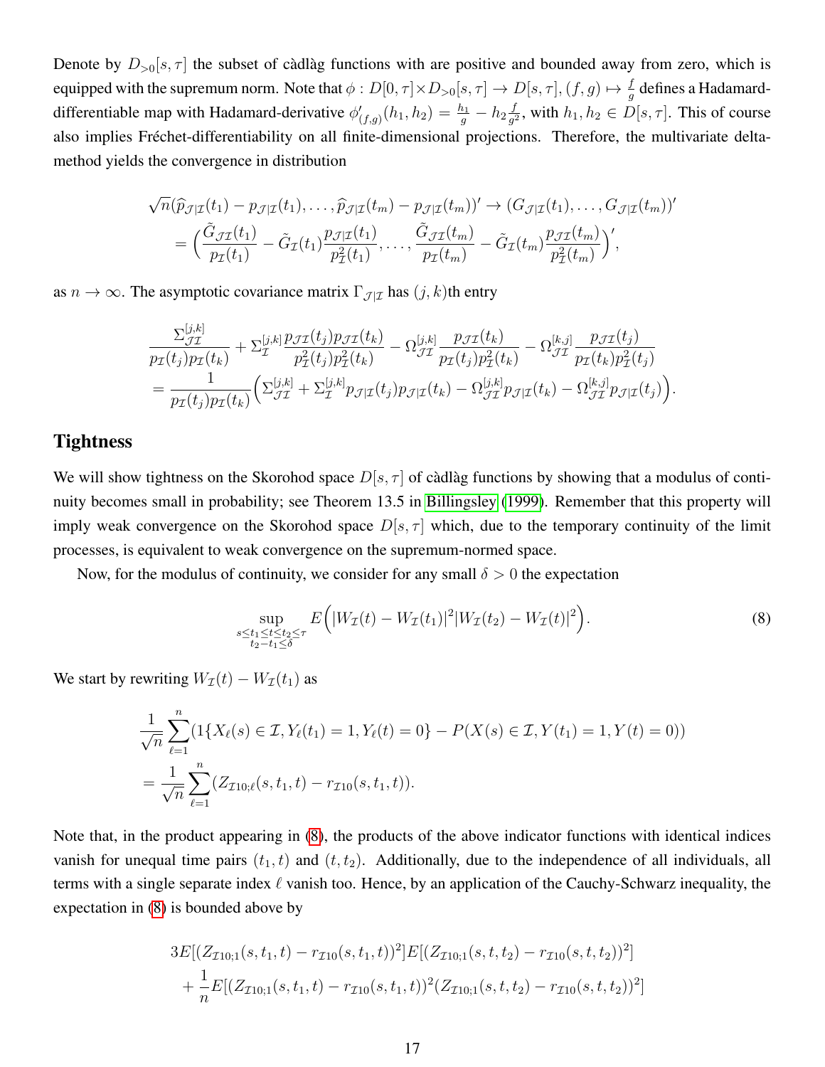Denote by $D_{>0}[s,\tau]$ the subset of càdlàg functions with are positive and bounded away from zero, which is equipped with the supremum norm. Note that $\phi : D[0,\tau] \times D_{>0}[s,\tau] \to D[s,\tau]$, $(f,g) \mapsto \frac{f}{g}$ defines a Hadamard-differentiable map with Hadamard-derivative $\phi'_{(f,g)}(h_1,h_2) = \frac{h_1}{g} - h_2 \frac{f}{g^2}$, with $h_1, h_2 \in D[s,\tau]$. This of course also implies Fréchet-differentiability on all finite-dimensional projections. Therefore, the multivariate delta-method yields the convergence in distribution

$$
\begin{aligned}
\sqrt{n}(\widehat{p}_{\mathcal{J}|\mathcal{I}}(t_1) - p_{\mathcal{J}|\mathcal{I}}(t_1), \dots, \widehat{p}_{\mathcal{J}|\mathcal{I}}(t_m) - p_{\mathcal{J}|\mathcal{I}}(t_m))' &\to (G_{\mathcal{J}|\mathcal{I}}(t_1), \dots, G_{\mathcal{J}|\mathcal{I}}(t_m))' \\
&= \Big( \frac{\tilde{G}_{\mathcal{J}\mathcal{I}}(t_1)}{p_{\mathcal{I}}(t_1)} - \tilde{G}_{\mathcal{I}}(t_1) \frac{p_{\mathcal{J}\mathcal{I}}(t_1)}{p^2_{\mathcal{I}}(t_1)}, \dots, \frac{\tilde{G}_{\mathcal{J}\mathcal{I}}(t_m)}{p_{\mathcal{I}}(t_m)} - \tilde{G}_{\mathcal{I}}(t_m) \frac{p_{\mathcal{J}\mathcal{I}}(t_m)}{p^2_{\mathcal{I}}(t_m)} \Big)',
\end{aligned}
$$

as $n \to \infty$. The asymptotic covariance matrix $\Gamma_{\mathcal{J}|\mathcal{I}}$ has $(j,k)$th entry

$$
\begin{aligned}
&\frac{\Sigma^{[j,k]}_{\mathcal{J}\mathcal{I}}}{p_{\mathcal{I}}(t_j) p_{\mathcal{I}}(t_k)} + \Sigma^{[j,k]}_{\mathcal{I}} \frac{p_{\mathcal{J}\mathcal{I}}(t_j) p_{\mathcal{J}\mathcal{I}}(t_k)}{p^2_{\mathcal{I}}(t_j) p^2_{\mathcal{I}}(t_k)} - \Omega^{[j,k]}_{\mathcal{J}\mathcal{I}} \frac{p_{\mathcal{J}\mathcal{I}}(t_k)}{p_{\mathcal{I}}(t_j) p^2_{\mathcal{I}}(t_k)} - \Omega^{[k,j]}_{\mathcal{J}\mathcal{I}} \frac{p_{\mathcal{J}\mathcal{I}}(t_j)}{p_{\mathcal{I}}(t_k) p^2_{\mathcal{I}}(t_j)} \\
&= \frac{1}{p_{\mathcal{I}}(t_j) p_{\mathcal{I}}(t_k)} \Big( \Sigma^{[j,k]}_{\mathcal{J}\mathcal{I}} + \Sigma^{[j,k]}_{\mathcal{I}} p_{\mathcal{J}|\mathcal{I}}(t_j) p_{\mathcal{J}|\mathcal{I}}(t_k) - \Omega^{[j,k]}_{\mathcal{J}\mathcal{I}} p_{\mathcal{J}|\mathcal{I}}(t_k) - \Omega^{[k,j]}_{\mathcal{J}\mathcal{I}} p_{\mathcal{J}|\mathcal{I}}(t_j) \Big).
\end{aligned}
$$

## Tightness

We will show tightness on the Skorohod space $D[s,\tau]$ of càdlàg functions by showing that a modulus of continuity becomes small in probability; see Theorem 13.5 in Billingsley (1999). Remember that this property will imply weak convergence on the Skorohod space $D[s,\tau]$ which, due to the temporary continuity of the limit processes, is equivalent to weak convergence on the supremum-normed space.

Now, for the modulus of continuity, we consider for any small $\delta > 0$ the expectation

$$
\sup_{\substack{s \le t_1 \le t \le t_2 \le \tau \\ t_2 - t_1 \le \delta}} E\Big( |W_{\mathcal{I}}(t) - W_{\mathcal{I}}(t_1)|^2 |W_{\mathcal{I}}(t_2) - W_{\mathcal{I}}(t)|^2 \Big). \tag{8}
$$

We start by rewriting $W_{\mathcal{I}}(t) - W_{\mathcal{I}}(t_1)$ as

$$
\begin{aligned}
&\frac{1}{\sqrt{n}} \sum_{\ell=1}^n (1\{X_\ell(s) \in \mathcal{I}, Y_\ell(t_1) = 1, Y_\ell(t) = 0\} - P(X(s) \in \mathcal{I}, Y(t_1) = 1, Y(t) = 0)) \\
&= \frac{1}{\sqrt{n}} \sum_{\ell=1}^n (Z_{\mathcal{I}10;\ell}(s,t_1,t) - r_{\mathcal{I}10}(s,t_1,t)).
\end{aligned}
$$

Note that, in the product appearing in (8), the products of the above indicator functions with identical indices vanish for unequal time pairs $(t_1,t)$ and $(t,t_2)$. Additionally, due to the independence of all individuals, all terms with a single separate index $\ell$ vanish too. Hence, by an application of the Cauchy-Schwarz inequality, the expectation in (8) is bounded above by

$$
\begin{aligned}
&3E[(Z_{\mathcal{I}10;1}(s,t_1,t) - r_{\mathcal{I}10}(s,t_1,t))^2] E[(Z_{\mathcal{I}10;1}(s,t,t_2) - r_{\mathcal{I}10}(s,t,t_2))^2] \\
&+ \frac{1}{n} E[(Z_{\mathcal{I}10;1}(s,t_1,t) - r_{\mathcal{I}10}(s,t_1,t))^2 (Z_{\mathcal{I}10;1}(s,t,t_2) - r_{\mathcal{I}10}(s,t,t_2))^2]
\end{aligned}
$$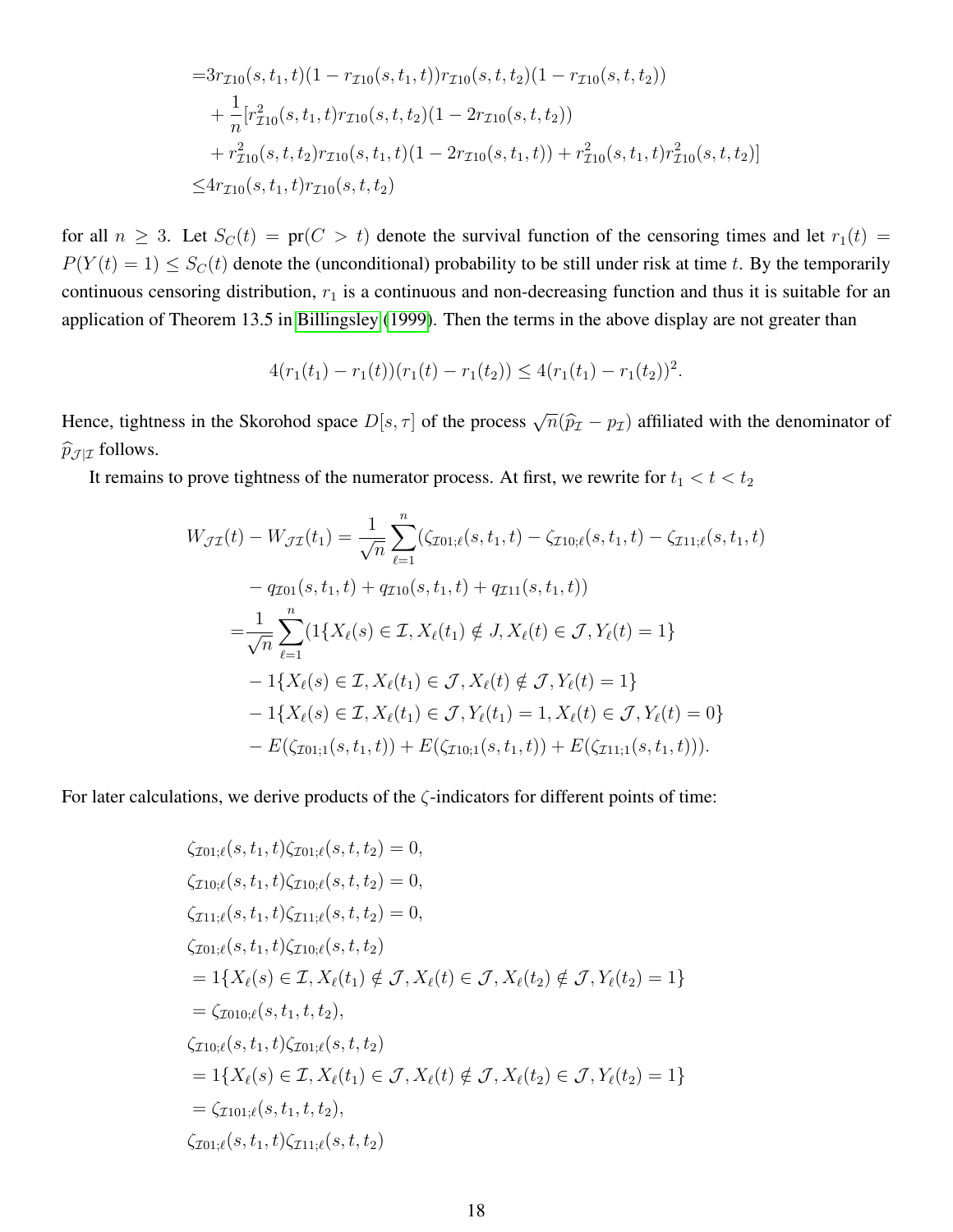$$
\begin{aligned}
=&3r_{\mathcal{I}10}(s,t_1,t)(1-r_{\mathcal{I}10}(s,t_1,t))r_{\mathcal{I}10}(s,t,t_2)(1-r_{\mathcal{I}10}(s,t,t_2)) \\
&+\frac{1}{n}[r^2_{\mathcal{I}10}(s,t_1,t)r_{\mathcal{I}10}(s,t,t_2)(1-2r_{\mathcal{I}10}(s,t,t_2)) \\
&+r^2_{\mathcal{I}10}(s,t,t_2)r_{\mathcal{I}10}(s,t_1,t)(1-2r_{\mathcal{I}10}(s,t_1,t))+r^2_{\mathcal{I}10}(s,t_1,t)r^2_{\mathcal{I}10}(s,t,t_2)] \\
\leq&4r_{\mathcal{I}10}(s,t_1,t)r_{\mathcal{I}10}(s,t,t_2)
\end{aligned}
$$

for all $n \geq 3$. Let $S_C(t) = \mathrm{pr}(C > t)$ denote the survival function of the censoring times and let $r_1(t) = P(Y(t) = 1) \leq S_C(t)$ denote the (unconditional) probability to be still under risk at time $t$. By the temporarily continuous censoring distribution, $r_1$ is a continuous and non-decreasing function and thus it is suitable for an application of Theorem 13.5 in Billingsley (1999). Then the terms in the above display are not greater than

$$
4(r_1(t_1)-r_1(t))(r_1(t)-r_1(t_2)) \leq 4(r_1(t_1)-r_1(t_2))^2.
$$

Hence, tightness in the Skorohod space $D[s,\tau]$ of the process $\sqrt{n}(\widehat{p}_{\mathcal{I}} - p_{\mathcal{I}})$ affiliated with the denominator of $\widehat{p}_{\mathcal{J}|\mathcal{I}}$ follows.

It remains to prove tightness of the numerator process. At first, we rewrite for $t_1 < t < t_2$

$$
\begin{aligned}
W_{\mathcal{J}\mathcal{I}}(t) - W_{\mathcal{J}\mathcal{I}}(t_1) =& \frac{1}{\sqrt{n}}\sum_{\ell=1}^{n}(\zeta_{\mathcal{I}01;\ell}(s,t_1,t) - \zeta_{\mathcal{I}10;\ell}(s,t_1,t) - \zeta_{\mathcal{I}11;\ell}(s,t_1,t) \\
&- q_{\mathcal{I}01}(s,t_1,t) + q_{\mathcal{I}10}(s,t_1,t) + q_{\mathcal{I}11}(s,t_1,t)) \\
=&\frac{1}{\sqrt{n}}\sum_{\ell=1}^{n}(1\{X_\ell(s)\in\mathcal{I}, X_\ell(t_1)\notin J, X_\ell(t)\in\mathcal{J}, Y_\ell(t)=1\} \\
&- 1\{X_\ell(s)\in\mathcal{I}, X_\ell(t_1)\in\mathcal{J}, X_\ell(t)\notin\mathcal{J}, Y_\ell(t)=1\} \\
&- 1\{X_\ell(s)\in\mathcal{I}, X_\ell(t_1)\in\mathcal{J}, Y_\ell(t_1)=1, X_\ell(t)\in\mathcal{J}, Y_\ell(t)=0\} \\
&- E(\zeta_{\mathcal{I}01;1}(s,t_1,t)) + E(\zeta_{\mathcal{I}10;1}(s,t_1,t)) + E(\zeta_{\mathcal{I}11;1}(s,t_1,t))).
\end{aligned}
$$

For later calculations, we derive products of the $\zeta$-indicators for different points of time:

$$
\begin{aligned}
&\zeta_{\mathcal{I}01;\ell}(s,t_1,t)\zeta_{\mathcal{I}01;\ell}(s,t,t_2) = 0, \\
&\zeta_{\mathcal{I}10;\ell}(s,t_1,t)\zeta_{\mathcal{I}10;\ell}(s,t,t_2) = 0, \\
&\zeta_{\mathcal{I}11;\ell}(s,t_1,t)\zeta_{\mathcal{I}11;\ell}(s,t,t_2) = 0, \\
&\zeta_{\mathcal{I}01;\ell}(s,t_1,t)\zeta_{\mathcal{I}10;\ell}(s,t,t_2) \\
&= 1\{X_\ell(s)\in\mathcal{I}, X_\ell(t_1)\notin\mathcal{J}, X_\ell(t)\in\mathcal{J}, X_\ell(t_2)\notin\mathcal{J}, Y_\ell(t_2)=1\} \\
&= \zeta_{\mathcal{I}010;\ell}(s,t_1,t,t_2), \\
&\zeta_{\mathcal{I}10;\ell}(s,t_1,t)\zeta_{\mathcal{I}01;\ell}(s,t,t_2) \\
&= 1\{X_\ell(s)\in\mathcal{I}, X_\ell(t_1)\in\mathcal{J}, X_\ell(t)\notin\mathcal{J}, X_\ell(t_2)\in\mathcal{J}, Y_\ell(t_2)=1\} \\
&= \zeta_{\mathcal{I}101;\ell}(s,t_1,t,t_2), \\
&\zeta_{\mathcal{I}01;\ell}(s,t_1,t)\zeta_{\mathcal{I}11;\ell}(s,t,t_2)
\end{aligned}
$$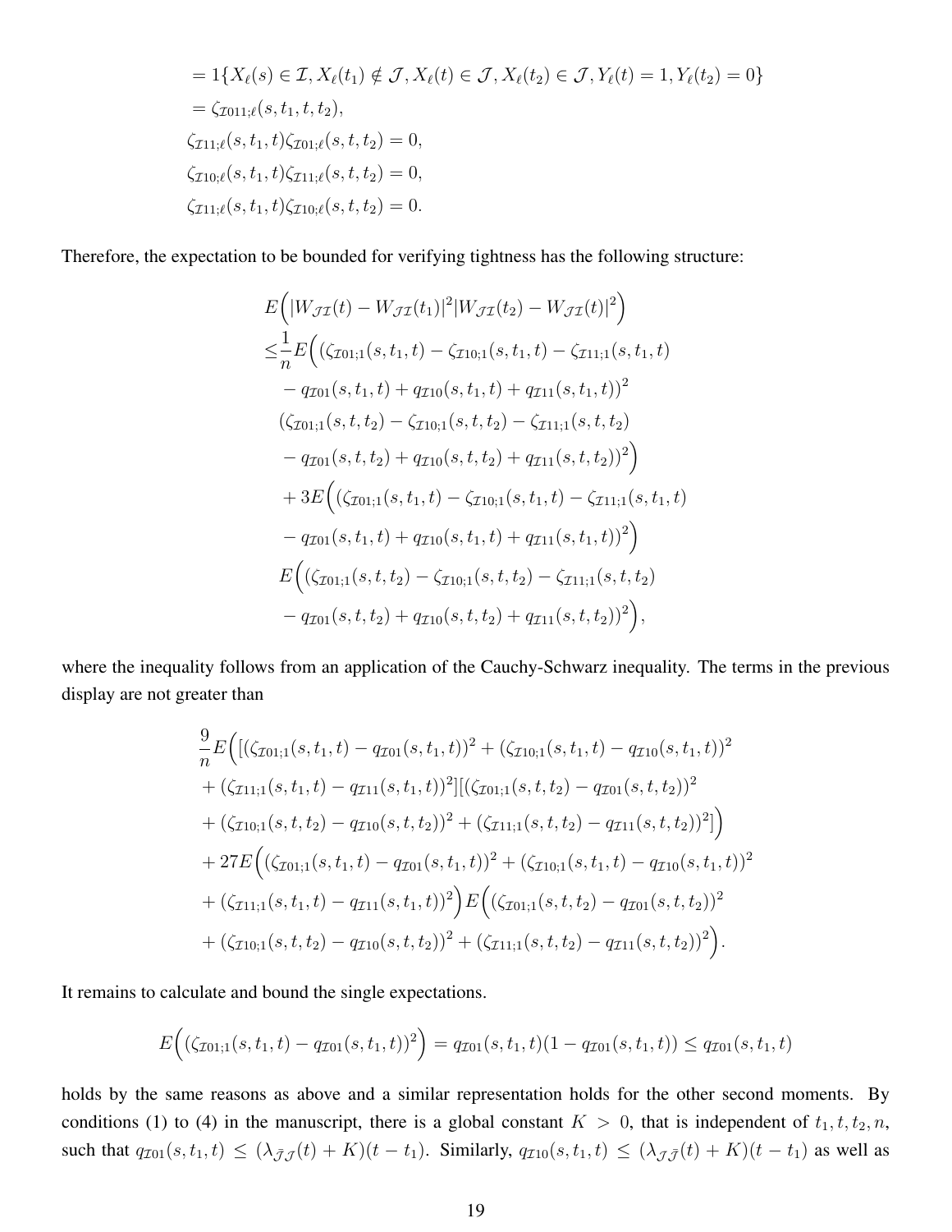$$
\begin{aligned}
&= 1\{X_\ell(s) \in \mathcal{I}, X_\ell(t_1) \notin \mathcal{J}, X_\ell(t) \in \mathcal{J}, X_\ell(t_2) \in \mathcal{J}, Y_\ell(t) = 1, Y_\ell(t_2) = 0\} \\
&= \zeta_{\mathcal{I}011;\ell}(s, t_1, t, t_2), \\
&\zeta_{\mathcal{I}11;\ell}(s, t_1, t)\zeta_{\mathcal{I}01;\ell}(s, t, t_2) = 0, \\
&\zeta_{\mathcal{I}10;\ell}(s, t_1, t)\zeta_{\mathcal{I}11;\ell}(s, t, t_2) = 0, \\
&\zeta_{\mathcal{I}11;\ell}(s, t_1, t)\zeta_{\mathcal{I}10;\ell}(s, t, t_2) = 0.
\end{aligned}
$$

Therefore, the expectation to be bounded for verifying tightness has the following structure:

$$
\begin{aligned}
&E\Big(|W_{\mathcal{J}\mathcal{I}}(t) - W_{\mathcal{J}\mathcal{I}}(t_1)|^2 |W_{\mathcal{J}\mathcal{I}}(t_2) - W_{\mathcal{J}\mathcal{I}}(t)|^2\Big) \\
\leq &\frac{1}{n} E\Big( (\zeta_{\mathcal{I}01;1}(s, t_1, t) - \zeta_{\mathcal{I}10;1}(s, t_1, t) - \zeta_{\mathcal{I}11;1}(s, t_1, t) \\
&- q_{\mathcal{I}01}(s, t_1, t) + q_{\mathcal{I}10}(s, t_1, t) + q_{\mathcal{I}11}(s, t_1, t))^2 \\
&(\zeta_{\mathcal{I}01;1}(s, t, t_2) - \zeta_{\mathcal{I}10;1}(s, t, t_2) - \zeta_{\mathcal{I}11;1}(s, t, t_2) \\
&- q_{\mathcal{I}01}(s, t, t_2) + q_{\mathcal{I}10}(s, t, t_2) + q_{\mathcal{I}11}(s, t, t_2))^2 \Big) \\
&+ 3E\Big( (\zeta_{\mathcal{I}01;1}(s, t_1, t) - \zeta_{\mathcal{I}10;1}(s, t_1, t) - \zeta_{\mathcal{I}11;1}(s, t_1, t) \\
&- q_{\mathcal{I}01}(s, t_1, t) + q_{\mathcal{I}10}(s, t_1, t) + q_{\mathcal{I}11}(s, t_1, t))^2 \Big) \\
&E\Big( (\zeta_{\mathcal{I}01;1}(s, t, t_2) - \zeta_{\mathcal{I}10;1}(s, t, t_2) - \zeta_{\mathcal{I}11;1}(s, t, t_2) \\
&- q_{\mathcal{I}01}(s, t, t_2) + q_{\mathcal{I}10}(s, t, t_2) + q_{\mathcal{I}11}(s, t, t_2))^2 \Big),
\end{aligned}
$$

where the inequality follows from an application of the Cauchy-Schwarz inequality. The terms in the previous display are not greater than

$$
\begin{aligned}
&\frac{9}{n} E\Big( [(\zeta_{\mathcal{I}01;1}(s, t_1, t) - q_{\mathcal{I}01}(s, t_1, t))^2 + (\zeta_{\mathcal{I}10;1}(s, t_1, t) - q_{\mathcal{I}10}(s, t_1, t))^2 \\
&+ (\zeta_{\mathcal{I}11;1}(s, t_1, t) - q_{\mathcal{I}11}(s, t_1, t))^2][(\zeta_{\mathcal{I}01;1}(s, t, t_2) - q_{\mathcal{I}01}(s, t, t_2))^2 \\
&+ (\zeta_{\mathcal{I}10;1}(s, t, t_2) - q_{\mathcal{I}10}(s, t, t_2))^2 + (\zeta_{\mathcal{I}11;1}(s, t, t_2) - q_{\mathcal{I}11}(s, t, t_2))^2] \Big) \\
&+ 27E\Big( (\zeta_{\mathcal{I}01;1}(s, t_1, t) - q_{\mathcal{I}01}(s, t_1, t))^2 + (\zeta_{\mathcal{I}10;1}(s, t_1, t) - q_{\mathcal{I}10}(s, t_1, t))^2 \\
&+ (\zeta_{\mathcal{I}11;1}(s, t_1, t) - q_{\mathcal{I}11}(s, t_1, t))^2 \Big) E\Big( (\zeta_{\mathcal{I}01;1}(s, t, t_2) - q_{\mathcal{I}01}(s, t, t_2))^2 \\
&+ (\zeta_{\mathcal{I}10;1}(s, t, t_2) - q_{\mathcal{I}10}(s, t, t_2))^2 + (\zeta_{\mathcal{I}11;1}(s, t, t_2) - q_{\mathcal{I}11}(s, t, t_2))^2 \Big).
\end{aligned}
$$

It remains to calculate and bound the single expectations.

$$
E\Big( (\zeta_{\mathcal{I}01;1}(s, t_1, t) - q_{\mathcal{I}01}(s, t_1, t))^2 \Big) = q_{\mathcal{I}01}(s, t_1, t)(1 - q_{\mathcal{I}01}(s, t_1, t)) \leq q_{\mathcal{I}01}(s, t_1, t)
$$

holds by the same reasons as above and a similar representation holds for the other second moments. By conditions (1) to (4) in the manuscript, there is a global constant $K > 0$, that is independent of $t_1, t, t_2, n$, such that $q_{\mathcal{I}01}(s, t_1, t) \leq (\lambda_{\bar{\mathcal{J}}\mathcal{J}}(t) + K)(t - t_1)$. Similarly, $q_{\mathcal{I}10}(s, t_1, t) \leq (\lambda_{\mathcal{J}\bar{\mathcal{J}}}(t) + K)(t - t_1)$ as well as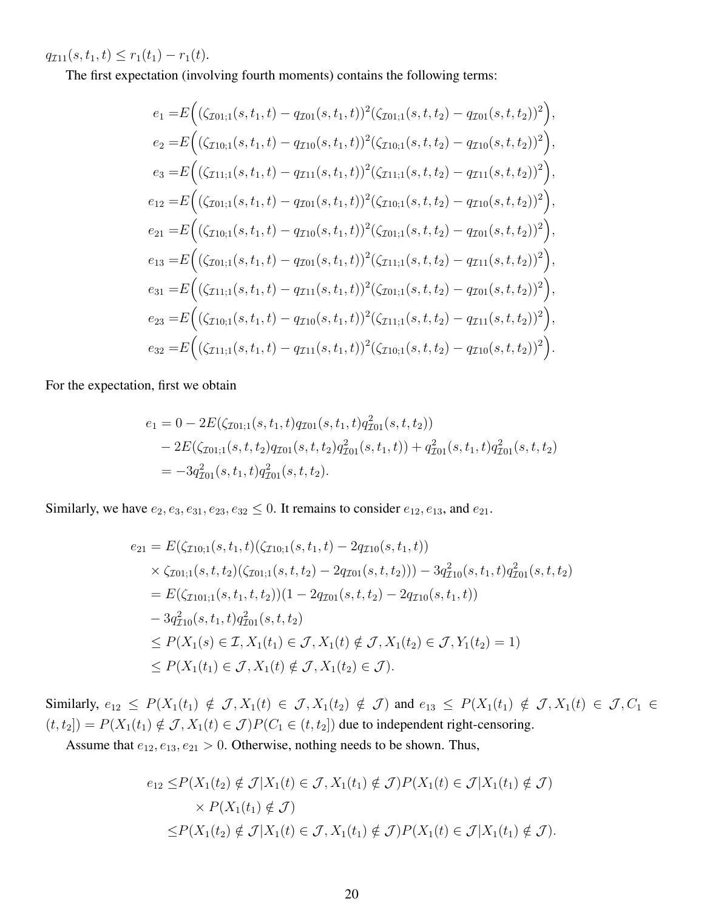$q_{\mathcal{I}11}(s,t_1,t) \le r_1(t_1) - r_1(t)$.

The first expectation (involving fourth moments) contains the following terms:

$$
\begin{aligned}
e_1 =& E\Big( (\zeta_{\mathcal{I}01;1}(s,t_1,t) - q_{\mathcal{I}01}(s,t_1,t))^2 (\zeta_{\mathcal{I}01;1}(s,t,t_2) - q_{\mathcal{I}01}(s,t,t_2))^2 \Big), \\
e_2 =& E\Big( (\zeta_{\mathcal{I}10;1}(s,t_1,t) - q_{\mathcal{I}10}(s,t_1,t))^2 (\zeta_{\mathcal{I}10;1}(s,t,t_2) - q_{\mathcal{I}10}(s,t,t_2))^2 \Big), \\
e_3 =& E\Big( (\zeta_{\mathcal{I}11;1}(s,t_1,t) - q_{\mathcal{I}11}(s,t_1,t))^2 (\zeta_{\mathcal{I}11;1}(s,t,t_2) - q_{\mathcal{I}11}(s,t,t_2))^2 \Big), \\
e_{12} =& E\Big( (\zeta_{\mathcal{I}01;1}(s,t_1,t) - q_{\mathcal{I}01}(s,t_1,t))^2 (\zeta_{\mathcal{I}10;1}(s,t,t_2) - q_{\mathcal{I}10}(s,t,t_2))^2 \Big), \\
e_{21} =& E\Big( (\zeta_{\mathcal{I}10;1}(s,t_1,t) - q_{\mathcal{I}10}(s,t_1,t))^2 (\zeta_{\mathcal{I}01;1}(s,t,t_2) - q_{\mathcal{I}01}(s,t,t_2))^2 \Big), \\
e_{13} =& E\Big( (\zeta_{\mathcal{I}01;1}(s,t_1,t) - q_{\mathcal{I}01}(s,t_1,t))^2 (\zeta_{\mathcal{I}11;1}(s,t,t_2) - q_{\mathcal{I}11}(s,t,t_2))^2 \Big), \\
e_{31} =& E\Big( (\zeta_{\mathcal{I}11;1}(s,t_1,t) - q_{\mathcal{I}11}(s,t_1,t))^2 (\zeta_{\mathcal{I}01;1}(s,t,t_2) - q_{\mathcal{I}01}(s,t,t_2))^2 \Big), \\
e_{23} =& E\Big( (\zeta_{\mathcal{I}10;1}(s,t_1,t) - q_{\mathcal{I}10}(s,t_1,t))^2 (\zeta_{\mathcal{I}11;1}(s,t,t_2) - q_{\mathcal{I}11}(s,t,t_2))^2 \Big), \\
e_{32} =& E\Big( (\zeta_{\mathcal{I}11;1}(s,t_1,t) - q_{\mathcal{I}11}(s,t_1,t))^2 (\zeta_{\mathcal{I}10;1}(s,t,t_2) - q_{\mathcal{I}10}(s,t,t_2))^2 \Big).
\end{aligned}
$$

For the expectation, first we obtain

$$
\begin{aligned}
e_1 &= 0 - 2E(\zeta_{\mathcal{I}01;1}(s,t_1,t) q_{\mathcal{I}01}(s,t_1,t) q^2_{\mathcal{I}01}(s,t,t_2)) \\
&\quad - 2E(\zeta_{\mathcal{I}01;1}(s,t,t_2) q_{\mathcal{I}01}(s,t,t_2) q^2_{\mathcal{I}01}(s,t_1,t)) + q^2_{\mathcal{I}01}(s,t_1,t) q^2_{\mathcal{I}01}(s,t,t_2) \\
&= -3 q^2_{\mathcal{I}01}(s,t_1,t) q^2_{\mathcal{I}01}(s,t,t_2).
\end{aligned}
$$

Similarly, we have $e_2, e_3, e_{31}, e_{23}, e_{32} \le 0$. It remains to consider $e_{12}, e_{13}$, and $e_{21}$.

$$
\begin{aligned}
e_{21} &= E(\zeta_{\mathcal{I}10;1}(s,t_1,t)(\zeta_{\mathcal{I}10;1}(s,t_1,t) - 2q_{\mathcal{I}10}(s,t_1,t)) \\
&\quad \times \zeta_{\mathcal{I}01;1}(s,t,t_2)(\zeta_{\mathcal{I}01;1}(s,t,t_2) - 2q_{\mathcal{I}01}(s,t,t_2))) - 3q^2_{\mathcal{I}10}(s,t_1,t) q^2_{\mathcal{I}01}(s,t,t_2) \\
&= E(\zeta_{\mathcal{I}101;1}(s,t_1,t,t_2))(1 - 2q_{\mathcal{I}01}(s,t,t_2) - 2q_{\mathcal{I}10}(s,t_1,t)) \\
&\quad - 3q^2_{\mathcal{I}10}(s,t_1,t) q^2_{\mathcal{I}01}(s,t,t_2) \\
&\le P(X_1(s) \in \mathcal{I}, X_1(t_1) \in \mathcal{J}, X_1(t) \notin \mathcal{J}, X_1(t_2) \in \mathcal{J}, Y_1(t_2) = 1) \\
&\le P(X_1(t_1) \in \mathcal{J}, X_1(t) \notin \mathcal{J}, X_1(t_2) \in \mathcal{J}).
\end{aligned}
$$

Similarly, $e_{12} \le P(X_1(t_1) \notin \mathcal{J}, X_1(t) \in \mathcal{J}, X_1(t_2) \notin \mathcal{J})$ and $e_{13} \le P(X_1(t_1) \notin \mathcal{J}, X_1(t) \in \mathcal{J}, C_1 \in (t,t_2]) = P(X_1(t_1) \notin \mathcal{J}, X_1(t) \in \mathcal{J}) P(C_1 \in (t,t_2])$ due to independent right-censoring.

Assume that $e_{12}, e_{13}, e_{21} > 0$. Otherwise, nothing needs to be shown. Thus,

$$
\begin{aligned}
e_{12} \le& P(X_1(t_2) \notin \mathcal{J} | X_1(t) \in \mathcal{J}, X_1(t_1) \notin \mathcal{J}) P(X_1(t) \in \mathcal{J} | X_1(t_1) \notin \mathcal{J}) \\
&\times P(X_1(t_1) \notin \mathcal{J}) \\
\le& P(X_1(t_2) \notin \mathcal{J} | X_1(t) \in \mathcal{J}, X_1(t_1) \notin \mathcal{J}) P(X_1(t) \in \mathcal{J} | X_1(t_1) \notin \mathcal{J}).
\end{aligned}
$$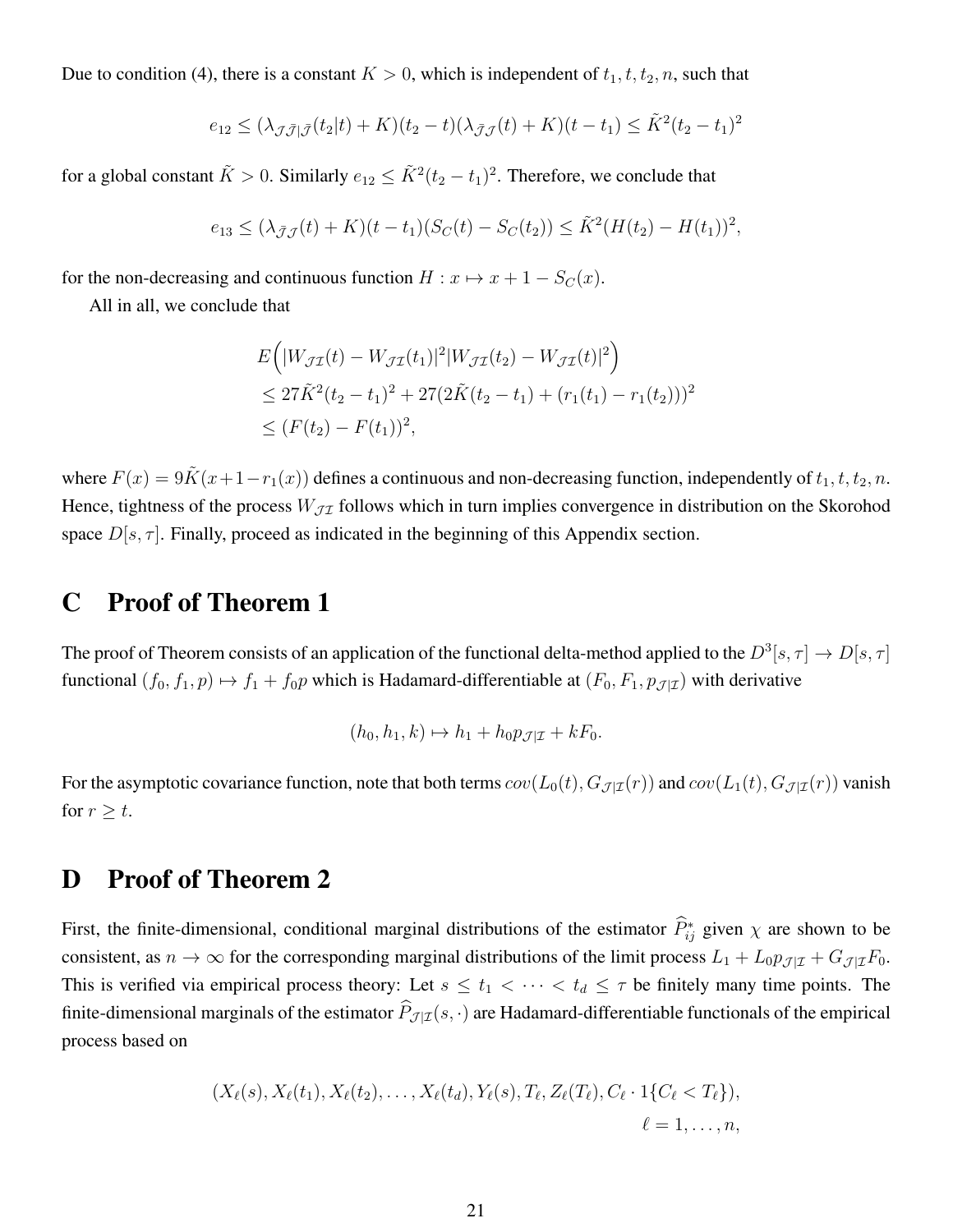Due to condition (4), there is a constant $K > 0$, which is independent of $t_1, t, t_2, n$, such that

$$e_{12} \leq (\lambda_{\mathcal{J}\bar{\mathcal{J}}|\bar{\mathcal{J}}}(t_2|t) + K)(t_2 - t)(\lambda_{\bar{\mathcal{J}}\mathcal{J}}(t) + K)(t - t_1) \leq \tilde{K}^2(t_2 - t_1)^2$$

for a global constant $\tilde{K} > 0$. Similarly $e_{12} \leq \tilde{K}^2(t_2 - t_1)^2$. Therefore, we conclude that

$$e_{13} \leq (\lambda_{\bar{\mathcal{J}}\mathcal{J}}(t) + K)(t - t_1)(S_C(t) - S_C(t_2)) \leq \tilde{K}^2(H(t_2) - H(t_1))^2,$$

for the non-decreasing and continuous function $H : x \mapsto x + 1 - S_C(x)$.

All in all, we conclude that

$$\begin{aligned}
&E\Big(|W_{\mathcal{J}\mathcal{I}}(t) - W_{\mathcal{J}\mathcal{I}}(t_1)|^2 |W_{\mathcal{J}\mathcal{I}}(t_2) - W_{\mathcal{J}\mathcal{I}}(t)|^2\Big) \\
&\leq 27\tilde{K}^2(t_2 - t_1)^2 + 27(2\tilde{K}(t_2 - t_1) + (r_1(t_1) - r_1(t_2)))^2 \\
&\leq (F(t_2) - F(t_1))^2,
\end{aligned}$$

where $F(x) = 9\tilde{K}(x + 1 - r_1(x))$ defines a continuous and non-decreasing function, independently of $t_1, t, t_2, n$. Hence, tightness of the process $W_{\mathcal{J}\mathcal{I}}$ follows which in turn implies convergence in distribution on the Skorohod space $D[s, \tau]$. Finally, proceed as indicated in the beginning of this Appendix section.

# C Proof of Theorem 1

The proof of Theorem consists of an application of the functional delta-method applied to the $D^3[s, \tau] \to D[s, \tau]$ functional $(f_0, f_1, p) \mapsto f_1 + f_0 p$ which is Hadamard-differentiable at $(F_0, F_1, p_{\mathcal{J}|\mathcal{I}})$ with derivative

$$(h_0, h_1, k) \mapsto h_1 + h_0 p_{\mathcal{J}|\mathcal{I}} + kF_0.$$

For the asymptotic covariance function, note that both terms $cov(L_0(t), G_{\mathcal{J}|\mathcal{I}}(r))$ and $cov(L_1(t), G_{\mathcal{J}|\mathcal{I}}(r))$ vanish for $r \geq t$.

# D Proof of Theorem 2

First, the finite-dimensional, conditional marginal distributions of the estimator $\widehat{P}^*_{ij}$ given $\chi$ are shown to be consistent, as $n \to \infty$ for the corresponding marginal distributions of the limit process $L_1 + L_0 p_{\mathcal{J}|\mathcal{I}} + G_{\mathcal{J}|\mathcal{I}} F_0$. This is verified via empirical process theory: Let $s \leq t_1 < \cdots < t_d \leq \tau$ be finitely many time points. The finite-dimensional marginals of the estimator $\widehat{P}_{\mathcal{J}|\mathcal{I}}(s, \cdot)$ are Hadamard-differentiable functionals of the empirical process based on

$$(X_\ell(s), X_\ell(t_1), X_\ell(t_2), \ldots, X_\ell(t_d), Y_\ell(s), T_\ell, Z_\ell(T_\ell), C_\ell \cdot 1\{C_\ell < T_\ell\}), \\ \ell = 1, \ldots, n,$$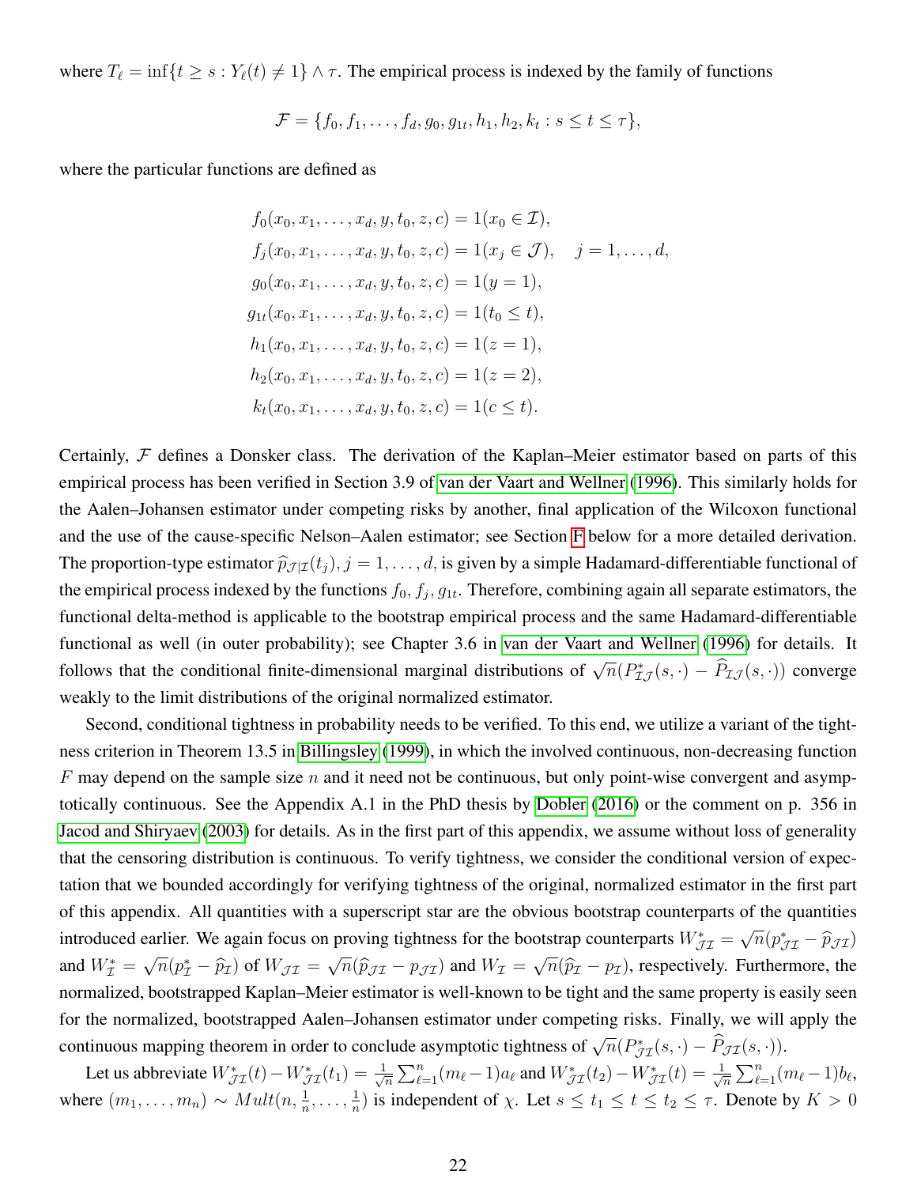where $T_\ell = \inf\{t \geq s : Y_\ell(t) \neq 1\} \wedge \tau$. The empirical process is indexed by the family of functions

$$\mathcal{F} = \{f_0, f_1, \ldots, f_d, g_0, g_{1t}, h_1, h_2, k_t : s \leq t \leq \tau\},$$

where the particular functions are defined as

$$
\begin{aligned}
f_0(x_0, x_1, \ldots, x_d, y, t_0, z, c) &= 1(x_0 \in \mathcal{I}),\\
f_j(x_0, x_1, \ldots, x_d, y, t_0, z, c) &= 1(x_j \in \mathcal{J}), \quad j = 1, \ldots, d,\\
g_0(x_0, x_1, \ldots, x_d, y, t_0, z, c) &= 1(y = 1),\\
g_{1t}(x_0, x_1, \ldots, x_d, y, t_0, z, c) &= 1(t_0 \leq t),\\
h_1(x_0, x_1, \ldots, x_d, y, t_0, z, c) &= 1(z = 1),\\
h_2(x_0, x_1, \ldots, x_d, y, t_0, z, c) &= 1(z = 2),\\
k_t(x_0, x_1, \ldots, x_d, y, t_0, z, c) &= 1(c \leq t).
\end{aligned}
$$

Certainly, $\mathcal{F}$ defines a Donsker class. The derivation of the Kaplan–Meier estimator based on parts of this empirical process has been verified in Section 3.9 of van der Vaart and Wellner (1996). This similarly holds for the Aalen–Johansen estimator under competing risks by another, final application of the Wilcoxon functional and the use of the cause-specific Nelson–Aalen estimator; see Section F below for a more detailed derivation. The proportion-type estimator $\widehat{p}_{\mathcal{J}|\mathcal{I}}(t_j), j = 1, \ldots, d$, is given by a simple Hadamard-differentiable functional of the empirical process indexed by the functions $f_0, f_j, g_{1t}$. Therefore, combining again all separate estimators, the functional delta-method is applicable to the bootstrap empirical process and the same Hadamard-differentiable functional as well (in outer probability); see Chapter 3.6 in van der Vaart and Wellner (1996) for details. It follows that the conditional finite-dimensional marginal distributions of $\sqrt{n}(P^*_{\mathcal{IJ}}(s, \cdot) - \widehat{P}_{\mathcal{IJ}}(s, \cdot))$ converge weakly to the limit distributions of the original normalized estimator.

Second, conditional tightness in probability needs to be verified. To this end, we utilize a variant of the tightness criterion in Theorem 13.5 in Billingsley (1999), in which the involved continuous, non-decreasing function $F$ may depend on the sample size $n$ and it need not be continuous, but only point-wise convergent and asymptotically continuous. See the Appendix A.1 in the PhD thesis by Dobler (2016) or the comment on p. 356 in Jacod and Shiryaev (2003) for details. As in the first part of this appendix, we assume without loss of generality that the censoring distribution is continuous. To verify tightness, we consider the conditional version of expectation that we bounded accordingly for verifying tightness of the original, normalized estimator in the first part of this appendix. All quantities with a superscript star are the obvious bootstrap counterparts of the quantities introduced earlier. We again focus on proving tightness for the bootstrap counterparts $W^*_{\mathcal{JI}} = \sqrt{n}(p^*_{\mathcal{JI}} - \widehat{p}_{\mathcal{JI}})$ and $W^*_{\mathcal{I}} = \sqrt{n}(p^*_{\mathcal{I}} - \widehat{p}_{\mathcal{I}})$ of $W_{\mathcal{JI}} = \sqrt{n}(\widehat{p}_{\mathcal{JI}} - p_{\mathcal{JI}})$ and $W_{\mathcal{I}} = \sqrt{n}(\widehat{p}_{\mathcal{I}} - p_{\mathcal{I}})$, respectively. Furthermore, the normalized, bootstrapped Kaplan–Meier estimator is well-known to be tight and the same property is easily seen for the normalized, bootstrapped Aalen–Johansen estimator under competing risks. Finally, we will apply the continuous mapping theorem in order to conclude asymptotic tightness of $\sqrt{n}(P^*_{\mathcal{JI}}(s, \cdot) - \widehat{P}_{\mathcal{JI}}(s, \cdot))$.

Let us abbreviate $W^*_{\mathcal{JI}}(t) - W^*_{\mathcal{JI}}(t_1) = \frac{1}{\sqrt{n}} \sum_{\ell=1}^n (m_\ell - 1) a_\ell$ and $W^*_{\mathcal{JI}}(t_2) - W^*_{\mathcal{JI}}(t) = \frac{1}{\sqrt{n}} \sum_{\ell=1}^n (m_\ell - 1) b_\ell$, where $(m_1, \ldots, m_n) \sim Mult(n, \frac{1}{n}, \ldots, \frac{1}{n})$ is independent of $\chi$. Let $s \leq t_1 \leq t \leq t_2 \leq \tau$. Denote by $K > 0$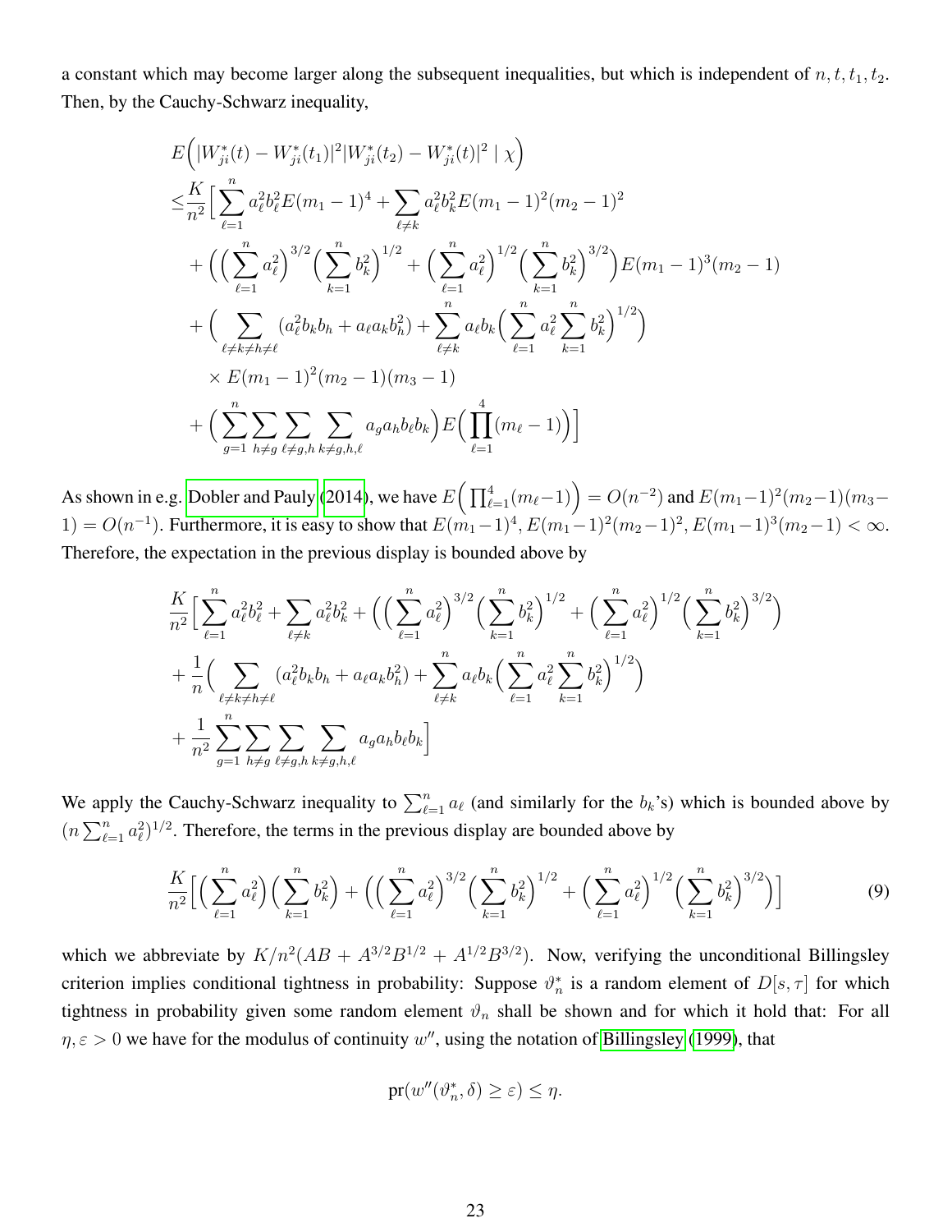a constant which may become larger along the subsequent inequalities, but which is independent of $n, t, t_1, t_2$. Then, by the Cauchy-Schwarz inequality,

$$
\begin{aligned}
&E\Big(|W_{ji}^*(t) - W_{ji}^*(t_1)|^2 |W_{ji}^*(t_2) - W_{ji}^*(t)|^2 \mid \chi\Big) \\
\leq& \frac{K}{n^2}\Big[\sum_{\ell=1}^n a_\ell^2 b_\ell^2 E(m_1-1)^4 + \sum_{\ell \neq k} a_\ell^2 b_k^2 E(m_1-1)^2(m_2-1)^2 \\
&+ \Big(\Big(\sum_{\ell=1}^n a_\ell^2\Big)^{3/2}\Big(\sum_{k=1}^n b_k^2\Big)^{1/2} + \Big(\sum_{\ell=1}^n a_\ell^2\Big)^{1/2}\Big(\sum_{k=1}^n b_k^2\Big)^{3/2}\Big) E(m_1-1)^3(m_2-1) \\
&+ \Big(\sum_{\ell \neq k \neq h \neq \ell} (a_\ell^2 b_k b_h + a_\ell a_k b_h^2) + \sum_{\ell \neq k}^n a_\ell b_k \Big(\sum_{\ell=1}^n a_\ell^2 \sum_{k=1}^n b_k^2\Big)^{1/2}\Big) \\
&\times E(m_1-1)^2(m_2-1)(m_3-1) \\
&+ \Big(\sum_{g=1}^n \sum_{h \neq g} \sum_{\ell \neq g,h} \sum_{k \neq g,h,\ell} a_g a_h b_\ell b_k\Big) E\Big(\prod_{\ell=1}^4 (m_\ell - 1)\Big)\Big]
\end{aligned}
$$

As shown in e.g. Dobler and Pauly (2014), we have $E\Big(\prod_{\ell=1}^4 (m_\ell - 1)\Big) = O(n^{-2})$ and $E(m_1-1)^2(m_2-1)(m_3-1) = O(n^{-1})$. Furthermore, it is easy to show that $E(m_1-1)^4, E(m_1-1)^2(m_2-1)^2, E(m_1-1)^3(m_2-1) < \infty$. Therefore, the expectation in the previous display is bounded above by

$$
\begin{aligned}
&\frac{K}{n^2}\Big[\sum_{\ell=1}^n a_\ell^2 b_\ell^2 + \sum_{\ell \neq k} a_\ell^2 b_k^2 + \Big(\Big(\sum_{\ell=1}^n a_\ell^2\Big)^{3/2}\Big(\sum_{k=1}^n b_k^2\Big)^{1/2} + \Big(\sum_{\ell=1}^n a_\ell^2\Big)^{1/2}\Big(\sum_{k=1}^n b_k^2\Big)^{3/2}\Big) \\
&+ \frac{1}{n}\Big(\sum_{\ell \neq k \neq h \neq \ell} (a_\ell^2 b_k b_h + a_\ell a_k b_h^2) + \sum_{\ell \neq k}^n a_\ell b_k \Big(\sum_{\ell=1}^n a_\ell^2 \sum_{k=1}^n b_k^2\Big)^{1/2}\Big) \\
&+ \frac{1}{n^2}\sum_{g=1}^n \sum_{h \neq g} \sum_{\ell \neq g,h} \sum_{k \neq g,h,\ell} a_g a_h b_\ell b_k\Big]
\end{aligned}
$$

We apply the Cauchy-Schwarz inequality to $\sum_{\ell=1}^n a_\ell$ (and similarly for the $b_k$'s) which is bounded above by $(n \sum_{\ell=1}^n a_\ell^2)^{1/2}$. Therefore, the terms in the previous display are bounded above by

$$
\frac{K}{n^2}\Big[\Big(\sum_{\ell=1}^n a_\ell^2\Big)\Big(\sum_{k=1}^n b_k^2\Big) + \Big(\Big(\sum_{\ell=1}^n a_\ell^2\Big)^{3/2}\Big(\sum_{k=1}^n b_k^2\Big)^{1/2} + \Big(\sum_{\ell=1}^n a_\ell^2\Big)^{1/2}\Big(\sum_{k=1}^n b_k^2\Big)^{3/2}\Big)\Big] \tag{9}
$$

which we abbreviate by $K/n^2(AB + A^{3/2}B^{1/2} + A^{1/2}B^{3/2})$. Now, verifying the unconditional Billingsley criterion implies conditional tightness in probability: Suppose $\vartheta_n^*$ is a random element of $D[s, \tau]$ for which tightness in probability given some random element $\vartheta_n$ shall be shown and for which it hold that: For all $\eta, \varepsilon > 0$ we have for the modulus of continuity $w''$, using the notation of Billingsley (1999), that

$$
\text{pr}(w''(\vartheta_n^*, \delta) \geq \varepsilon) \leq \eta.
$$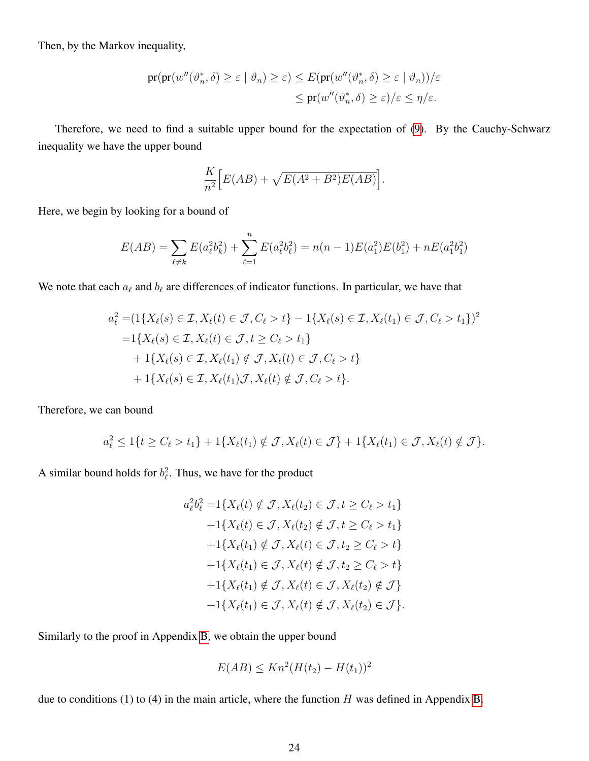Then, by the Markov inequality,

$$
\begin{aligned}
\operatorname{pr}(\operatorname{pr}(w''(\vartheta_n^*, \delta) \geq \varepsilon \mid \vartheta_n) \geq \varepsilon) &\leq E(\operatorname{pr}(w''(\vartheta_n^*, \delta) \geq \varepsilon \mid \vartheta_n))/\varepsilon \\
&\leq \operatorname{pr}(w''(\vartheta_n^*, \delta) \geq \varepsilon)/\varepsilon \leq \eta/\varepsilon.
\end{aligned}
$$

Therefore, we need to find a suitable upper bound for the expectation of (9). By the Cauchy-Schwarz inequality we have the upper bound

$$
\frac{K}{n^2}\Big[E(AB) + \sqrt{E(A^2+B^2)E(AB)}\Big].
$$

Here, we begin by looking for a bound of

$$
E(AB) = \sum_{\ell \neq k} E(a_\ell^2 b_k^2) + \sum_{\ell=1}^{n} E(a_\ell^2 b_\ell^2) = n(n-1)E(a_1^2)E(b_1^2) + nE(a_1^2 b_1^2)
$$

We note that each $a_\ell$ and $b_\ell$ are differences of indicator functions. In particular, we have that

$$
\begin{aligned}
a_\ell^2 =& (1\{X_\ell(s) \in \mathcal{I}, X_\ell(t) \in \mathcal{J}, C_\ell > t\} - 1\{X_\ell(s) \in \mathcal{I}, X_\ell(t_1) \in \mathcal{J}, C_\ell > t_1\})^2 \\
=& 1\{X_\ell(s) \in \mathcal{I}, X_\ell(t) \in \mathcal{J}, t \geq C_\ell > t_1\} \\
&+ 1\{X_\ell(s) \in \mathcal{I}, X_\ell(t_1) \notin \mathcal{J}, X_\ell(t) \in \mathcal{J}, C_\ell > t\} \\
&+ 1\{X_\ell(s) \in \mathcal{I}, X_\ell(t_1)\mathcal{J}, X_\ell(t) \notin \mathcal{J}, C_\ell > t\}.
\end{aligned}
$$

Therefore, we can bound

$$
a_\ell^2 \leq 1\{t \geq C_\ell > t_1\} + 1\{X_\ell(t_1) \notin \mathcal{J}, X_\ell(t) \in \mathcal{J}\} + 1\{X_\ell(t_1) \in \mathcal{J}, X_\ell(t) \notin \mathcal{J}\}.
$$

A similar bound holds for $b_\ell^2$. Thus, we have for the product

$$
\begin{aligned}
a_\ell^2 b_\ell^2 =& 1\{X_\ell(t) \notin \mathcal{J}, X_\ell(t_2) \in \mathcal{J}, t \geq C_\ell > t_1\} \\
&+ 1\{X_\ell(t) \in \mathcal{J}, X_\ell(t_2) \notin \mathcal{J}, t \geq C_\ell > t_1\} \\
&+ 1\{X_\ell(t_1) \notin \mathcal{J}, X_\ell(t) \in \mathcal{J}, t_2 \geq C_\ell > t\} \\
&+ 1\{X_\ell(t_1) \in \mathcal{J}, X_\ell(t) \notin \mathcal{J}, t_2 \geq C_\ell > t\} \\
&+ 1\{X_\ell(t_1) \notin \mathcal{J}, X_\ell(t) \in \mathcal{J}, X_\ell(t_2) \notin \mathcal{J}\} \\
&+ 1\{X_\ell(t_1) \in \mathcal{J}, X_\ell(t) \notin \mathcal{J}, X_\ell(t_2) \in \mathcal{J}\}.
\end{aligned}
$$

Similarly to the proof in Appendix B, we obtain the upper bound

$$
E(AB) \leq Kn^2(H(t_2) - H(t_1))^2
$$

due to conditions (1) to (4) in the main article, where the function $H$ was defined in Appendix B.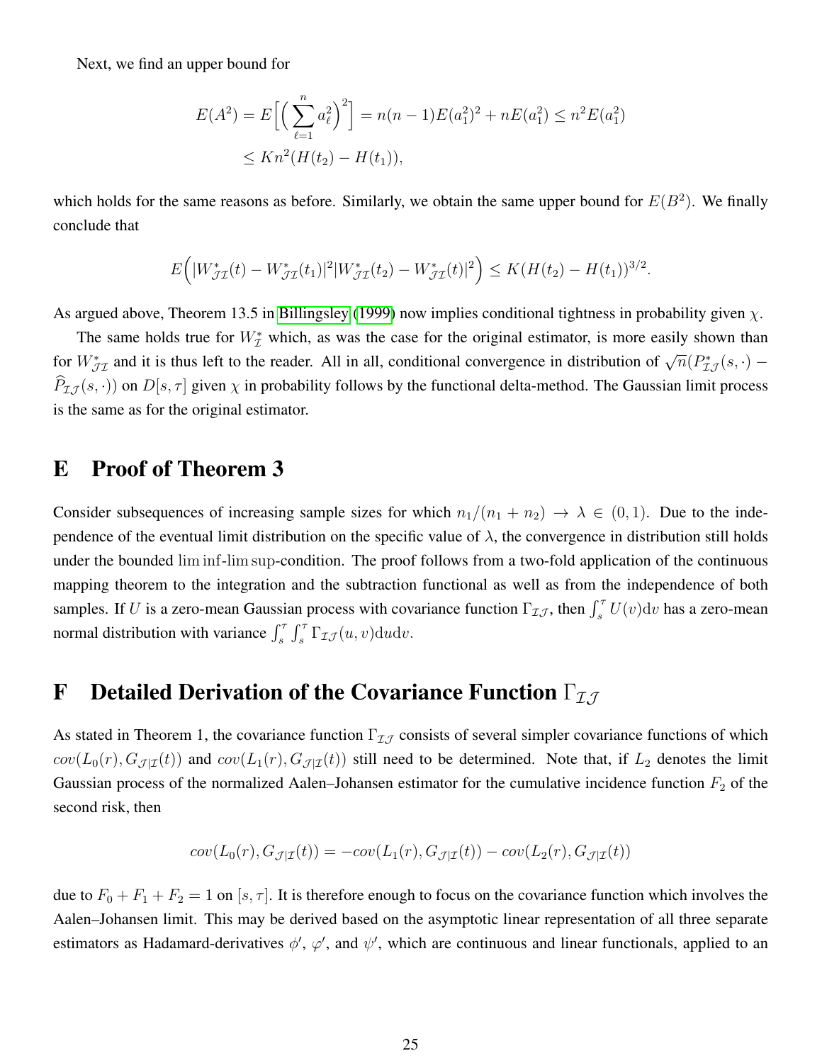Next, we find an upper bound for

$$
\begin{aligned}
E(A^2) = E\Big[\Big(\sum_{\ell=1}^{n} a_\ell^2\Big)^2\Big] &= n(n-1)E(a_1^2)^2 + nE(a_1^2) \leq n^2 E(a_1^2) \\
&\leq Kn^2(H(t_2) - H(t_1)),
\end{aligned}
$$

which holds for the same reasons as before. Similarly, we obtain the same upper bound for $E(B^2)$. We finally conclude that

$$
E\Big(|W^*_{\mathcal{J}\mathcal{I}}(t) - W^*_{\mathcal{J}\mathcal{I}}(t_1)|^2 |W^*_{\mathcal{J}\mathcal{I}}(t_2) - W^*_{\mathcal{J}\mathcal{I}}(t)|^2\Big) \leq K(H(t_2) - H(t_1))^{3/2}.
$$

As argued above, Theorem 13.5 in Billingsley (1999) now implies conditional tightness in probability given $\chi$.

The same holds true for $W^*_{\mathcal{I}}$ which, as was the case for the original estimator, is more easily shown than for $W^*_{\mathcal{J}\mathcal{I}}$ and it is thus left to the reader. All in all, conditional convergence in distribution of $\sqrt{n}(P^*_{\mathcal{I}\mathcal{J}}(s,\cdot) - \widehat{P}_{\mathcal{I}\mathcal{J}}(s,\cdot))$ on $D[s,\tau]$ given $\chi$ in probability follows by the functional delta-method. The Gaussian limit process is the same as for the original estimator.

# E Proof of Theorem 3

Consider subsequences of increasing sample sizes for which $n_1/(n_1+n_2) \to \lambda \in (0,1)$. Due to the independence of the eventual limit distribution on the specific value of $\lambda$, the convergence in distribution still holds under the bounded $\liminf$-$\limsup$-condition. The proof follows from a two-fold application of the continuous mapping theorem to the integration and the subtraction functional as well as from the independence of both samples. If $U$ is a zero-mean Gaussian process with covariance function $\Gamma_{\mathcal{I}\mathcal{J}}$, then $\int_s^\tau U(v)\mathrm{d}v$ has a zero-mean normal distribution with variance $\int_s^\tau \int_s^\tau \Gamma_{\mathcal{I}\mathcal{J}}(u,v)\mathrm{d}u\mathrm{d}v$.

# F Detailed Derivation of the Covariance Function $\Gamma_{\mathcal{I}\mathcal{J}}$

As stated in Theorem 1, the covariance function $\Gamma_{\mathcal{I}\mathcal{J}}$ consists of several simpler covariance functions of which $cov(L_0(r), G_{\mathcal{J}|\mathcal{I}}(t))$ and $cov(L_1(r), G_{\mathcal{J}|\mathcal{I}}(t))$ still need to be determined. Note that, if $L_2$ denotes the limit Gaussian process of the normalized Aalen–Johansen estimator for the cumulative incidence function $F_2$ of the second risk, then

$$
cov(L_0(r), G_{\mathcal{J}|\mathcal{I}}(t)) = -cov(L_1(r), G_{\mathcal{J}|\mathcal{I}}(t)) - cov(L_2(r), G_{\mathcal{J}|\mathcal{I}}(t))
$$

due to $F_0 + F_1 + F_2 = 1$ on $[s,\tau]$. It is therefore enough to focus on the covariance function which involves the Aalen–Johansen limit. This may be derived based on the asymptotic linear representation of all three separate estimators as Hadamard-derivatives $\phi'$, $\varphi'$, and $\psi'$, which are continuous and linear functionals, applied to an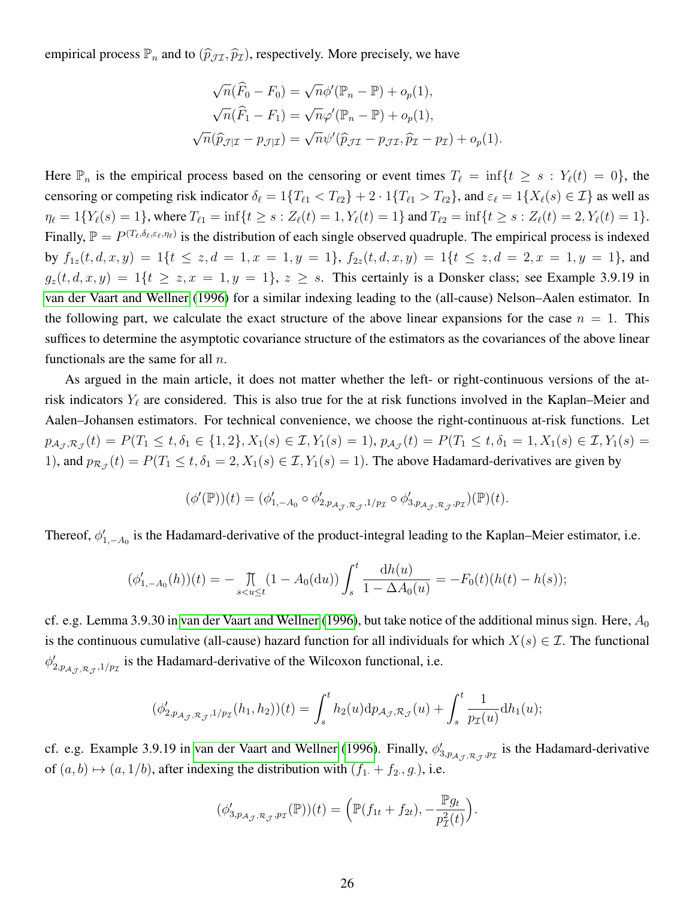empirical process $\mathbb{P}_n$ and to $(\widehat{p}_{\mathcal{J}\mathcal{I}}, \widehat{p}_{\mathcal{I}})$, respectively. More precisely, we have

$$
\begin{aligned}
\sqrt{n}(\widehat{F}_0 - F_0) &= \sqrt{n}\phi'(\mathbb{P}_n - \mathbb{P}) + o_p(1), \\
\sqrt{n}(\widehat{F}_1 - F_1) &= \sqrt{n}\varphi'(\mathbb{P}_n - \mathbb{P}) + o_p(1), \\
\sqrt{n}(\widehat{p}_{\mathcal{J}|\mathcal{I}} - p_{\mathcal{J}|\mathcal{I}}) &= \sqrt{n}\psi'(\widehat{p}_{\mathcal{J}\mathcal{I}} - p_{\mathcal{J}\mathcal{I}}, \widehat{p}_{\mathcal{I}} - p_{\mathcal{I}}) + o_p(1).
\end{aligned}
$$

Here $\mathbb{P}_n$ is the empirical process based on the censoring or event times $T_\ell = \inf\{t \geq s : Y_\ell(t) = 0\}$, the censoring or competing risk indicator $\delta_\ell = 1\{T_{\ell 1} < T_{\ell 2}\} + 2 \cdot 1\{T_{\ell 1} > T_{\ell 2}\}$, and $\varepsilon_\ell = 1\{X_\ell(s) \in \mathcal{I}\}$ as well as $\eta_\ell = 1\{Y_\ell(s) = 1\}$, where $T_{\ell 1} = \inf\{t \geq s : Z_\ell(t) = 1, Y_\ell(t) = 1\}$ and $T_{\ell 2} = \inf\{t \geq s : Z_\ell(t) = 2, Y_\ell(t) = 1\}$. Finally, $\mathbb{P} = P^{(T_\ell, \delta_\ell, \varepsilon_\ell, \eta_\ell)}$ is the distribution of each single observed quadruple. The empirical process is indexed by $f_{1z}(t,d,x,y) = 1\{t \leq z, d = 1, x = 1, y = 1\}$, $f_{2z}(t,d,x,y) = 1\{t \leq z, d = 2, x = 1, y = 1\}$, and $g_z(t,d,x,y) = 1\{t \geq z, x = 1, y = 1\}$, $z \geq s$. This certainly is a Donsker class; see Example 3.9.19 in van der Vaart and Wellner (1996) for a similar indexing leading to the (all-cause) Nelson–Aalen estimator. In the following part, we calculate the exact structure of the above linear expansions for the case $n = 1$. This suffices to determine the asymptotic covariance structure of the estimators as the covariances of the above linear functionals are the same for all $n$.

As argued in the main article, it does not matter whether the left- or right-continuous versions of the at-risk indicators $Y_\ell$ are considered. This is also true for the at risk functions involved in the Kaplan–Meier and Aalen–Johansen estimators. For technical convenience, we choose the right-continuous at-risk functions. Let $p_{\mathcal{A}_\mathcal{J},\mathcal{R}_\mathcal{J}}(t) = P(T_1 \leq t, \delta_1 \in \{1,2\}, X_1(s) \in \mathcal{I}, Y_1(s) = 1)$, $p_{\mathcal{A}_\mathcal{J}}(t) = P(T_1 \leq t, \delta_1 = 1, X_1(s) \in \mathcal{I}, Y_1(s) = 1)$, and $p_{\mathcal{R}_\mathcal{J}}(t) = P(T_1 \leq t, \delta_1 = 2, X_1(s) \in \mathcal{I}, Y_1(s) = 1)$. The above Hadamard-derivatives are given by

$$
(\phi'(\mathbb{P}))(t) = (\phi'_{1,-A_0} \circ \phi'_{2,p_{\mathcal{A}_\mathcal{J},\mathcal{R}_\mathcal{J}},1/p_\mathcal{I}} \circ \phi'_{3,p_{\mathcal{A}_\mathcal{J},\mathcal{R}_\mathcal{J}},p_\mathcal{I}})(\mathbb{P})(t).
$$

Thereof, $\phi'_{1,-A_0}$ is the Hadamard-derivative of the product-integral leading to the Kaplan–Meier estimator, i.e.

$$
(\phi'_{1,-A_0}(h))(t) = -\prod_{s<u\leq t}(1 - A_0(\mathrm{d}u)) \int_s^t \frac{\mathrm{d}h(u)}{1 - \Delta A_0(u)} = -F_0(t)(h(t) - h(s));
$$

cf. e.g. Lemma 3.9.30 in van der Vaart and Wellner (1996), but take notice of the additional minus sign. Here, $A_0$ is the continuous cumulative (all-cause) hazard function for all individuals for which $X(s) \in \mathcal{I}$. The functional $\phi'_{2,p_{\mathcal{A}_\mathcal{J},\mathcal{R}_\mathcal{J}},1/p_\mathcal{I}}$ is the Hadamard-derivative of the Wilcoxon functional, i.e.

$$
(\phi'_{2,p_{\mathcal{A}_\mathcal{J},\mathcal{R}_\mathcal{J}},1/p_\mathcal{I}}(h_1,h_2))(t) = \int_s^t h_2(u)\mathrm{d}p_{\mathcal{A}_\mathcal{J},\mathcal{R}_\mathcal{J}}(u) + \int_s^t \frac{1}{p_\mathcal{I}(u)}\mathrm{d}h_1(u);
$$

cf. e.g. Example 3.9.19 in van der Vaart and Wellner (1996). Finally, $\phi'_{3,p_{\mathcal{A}_\mathcal{J},\mathcal{R}_\mathcal{J}},p_\mathcal{I}}$ is the Hadamard-derivative of $(a,b) \mapsto (a, 1/b)$, after indexing the distribution with $(f_{1\cdot} + f_{2\cdot}, g_\cdot)$, i.e.

$$
(\phi'_{3,p_{\mathcal{A}_\mathcal{J},\mathcal{R}_\mathcal{J}},p_\mathcal{I}}(\mathbb{P}))(t) = \Big(\mathbb{P}(f_{1t} + f_{2t}), -\frac{\mathbb{P}g_t}{p_\mathcal{I}^2(t)}\Big).
$$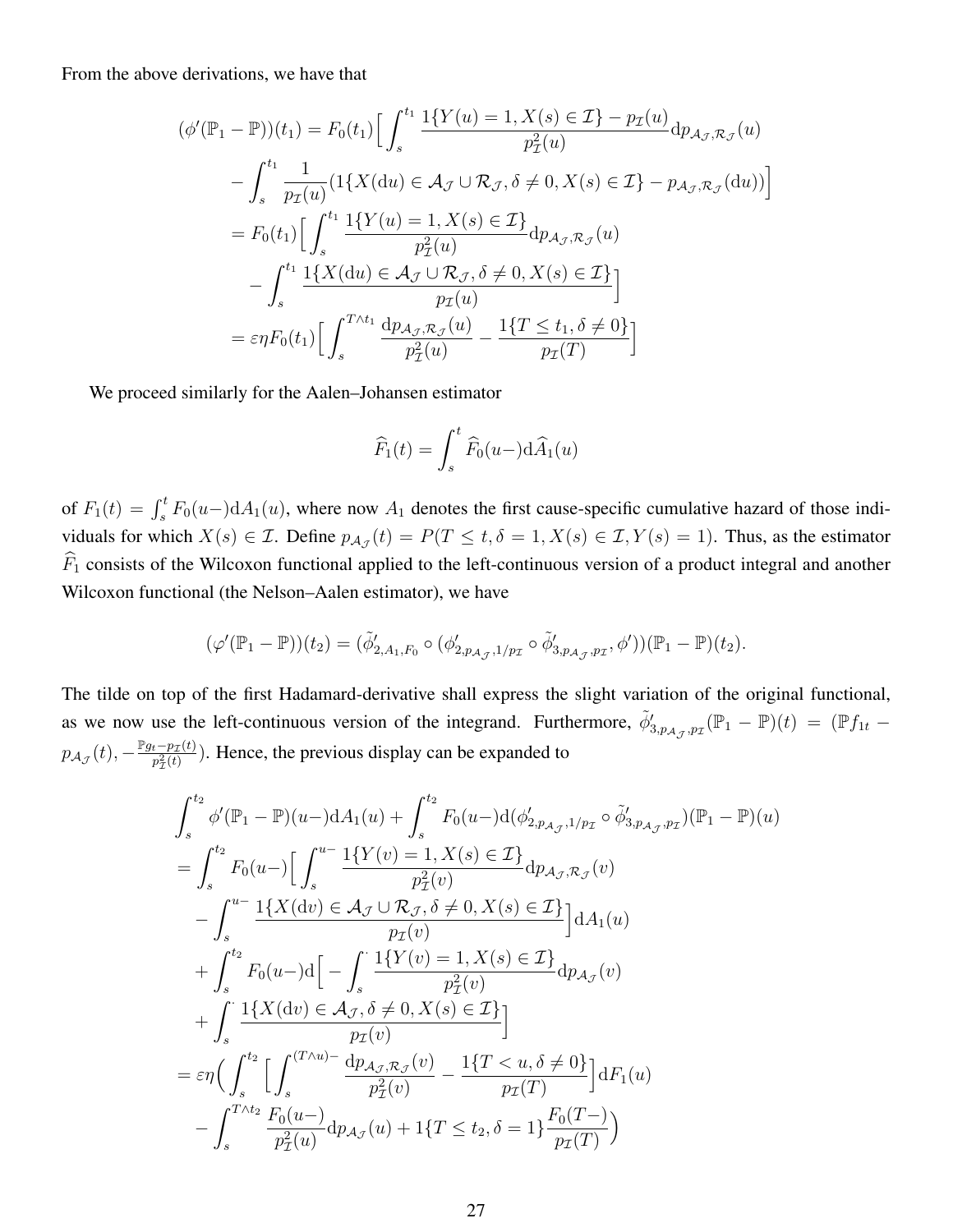From the above derivations, we have that

$$
\begin{aligned}
(\phi'(\mathbb{P}_1 - \mathbb{P}))(t_1) &= F_0(t_1)\Big[\int_s^{t_1} \frac{1\{Y(u)=1, X(s)\in\mathcal{I}\} - p_{\mathcal{I}}(u)}{p_{\mathcal{I}}^2(u)} \mathrm{d}p_{\mathcal{A}_{\mathcal{J}},\mathcal{R}_{\mathcal{J}}}(u) \\
&\quad - \int_s^{t_1} \frac{1}{p_{\mathcal{I}}(u)}(1\{X(\mathrm{d}u)\in\mathcal{A}_{\mathcal{J}}\cup\mathcal{R}_{\mathcal{J}}, \delta\neq 0, X(s)\in\mathcal{I}\} - p_{\mathcal{A}_{\mathcal{J}},\mathcal{R}_{\mathcal{J}}}(\mathrm{d}u))\Big] \\
&= F_0(t_1)\Big[\int_s^{t_1} \frac{1\{Y(u)=1, X(s)\in\mathcal{I}\}}{p_{\mathcal{I}}^2(u)} \mathrm{d}p_{\mathcal{A}_{\mathcal{J}},\mathcal{R}_{\mathcal{J}}}(u) \\
&\quad - \int_s^{t_1} \frac{1\{X(\mathrm{d}u)\in\mathcal{A}_{\mathcal{J}}\cup\mathcal{R}_{\mathcal{J}}, \delta\neq 0, X(s)\in\mathcal{I}\}}{p_{\mathcal{I}}(u)}\Big] \\
&= \varepsilon\eta F_0(t_1)\Big[\int_s^{T\wedge t_1} \frac{\mathrm{d}p_{\mathcal{A}_{\mathcal{J}},\mathcal{R}_{\mathcal{J}}}(u)}{p_{\mathcal{I}}^2(u)} - \frac{1\{T\leq t_1, \delta\neq 0\}}{p_{\mathcal{I}}(T)}\Big]
\end{aligned}
$$

We proceed similarly for the Aalen–Johansen estimator

$$
\widehat{F}_1(t) = \int_s^t \widehat{F}_0(u-)\mathrm{d}\widehat{A}_1(u)
$$

of $F_1(t) = \int_s^t F_0(u-)\mathrm{d}A_1(u)$, where now $A_1$ denotes the first cause-specific cumulative hazard of those individuals for which $X(s)\in\mathcal{I}$. Define $p_{\mathcal{A}_{\mathcal{J}}}(t) = P(T\leq t, \delta=1, X(s)\in\mathcal{I}, Y(s)=1)$. Thus, as the estimator $\widehat{F}_1$ consists of the Wilcoxon functional applied to the left-continuous version of a product integral and another Wilcoxon functional (the Nelson–Aalen estimator), we have

$$
(\varphi'(\mathbb{P}_1 - \mathbb{P}))(t_2) = (\tilde{\phi}'_{2,A_1,F_0}\circ(\phi'_{2,p_{\mathcal{A}_{\mathcal{J}}},1/p_{\mathcal{I}}}\circ\tilde{\phi}'_{3,p_{\mathcal{A}_{\mathcal{J}}},p_{\mathcal{I}}}, \phi'))(\mathbb{P}_1 - \mathbb{P})(t_2).
$$

The tilde on top of the first Hadamard-derivative shall express the slight variation of the original functional, as we now use the left-continuous version of the integrand. Furthermore, $\tilde{\phi}'_{3,p_{\mathcal{A}_{\mathcal{J}}},p_{\mathcal{I}}}(\mathbb{P}_1 - \mathbb{P})(t) = (\mathbb{P}f_{1t} - p_{\mathcal{A}_{\mathcal{J}}}(t), -\frac{\mathbb{P}g_t - p_{\mathcal{I}}(t)}{p_{\mathcal{I}}^2(t)})$. Hence, the previous display can be expanded to

$$
\begin{aligned}
&\int_s^{t_2} \phi'(\mathbb{P}_1 - \mathbb{P})(u-)\mathrm{d}A_1(u) + \int_s^{t_2} F_0(u-)\mathrm{d}(\phi'_{2,p_{\mathcal{A}_{\mathcal{J}}},1/p_{\mathcal{I}}}\circ\tilde{\phi}'_{3,p_{\mathcal{A}_{\mathcal{J}}},p_{\mathcal{I}}})(\mathbb{P}_1 - \mathbb{P})(u) \\
&= \int_s^{t_2} F_0(u-)\Big[\int_s^{u-} \frac{1\{Y(v)=1, X(s)\in\mathcal{I}\}}{p_{\mathcal{I}}^2(v)} \mathrm{d}p_{\mathcal{A}_{\mathcal{J}},\mathcal{R}_{\mathcal{J}}}(v) \\
&\quad - \int_s^{u-} \frac{1\{X(\mathrm{d}v)\in\mathcal{A}_{\mathcal{J}}\cup\mathcal{R}_{\mathcal{J}}, \delta\neq 0, X(s)\in\mathcal{I}\}}{p_{\mathcal{I}}(v)}\Big]\mathrm{d}A_1(u) \\
&\quad + \int_s^{t_2} F_0(u-)\mathrm{d}\Big[-\int_s^{\cdot} \frac{1\{Y(v)=1, X(s)\in\mathcal{I}\}}{p_{\mathcal{I}}^2(v)} \mathrm{d}p_{\mathcal{A}_{\mathcal{J}}}(v) \\
&\quad + \int_s^{\cdot} \frac{1\{X(\mathrm{d}v)\in\mathcal{A}_{\mathcal{J}}, \delta\neq 0, X(s)\in\mathcal{I}\}}{p_{\mathcal{I}}(v)}\Big] \\
&= \varepsilon\eta\Big(\int_s^{t_2}\Big[\int_s^{(T\wedge u)-} \frac{\mathrm{d}p_{\mathcal{A}_{\mathcal{J}},\mathcal{R}_{\mathcal{J}}}(v)}{p_{\mathcal{I}}^2(v)} - \frac{1\{T<u, \delta\neq 0\}}{p_{\mathcal{I}}(T)}\Big]\mathrm{d}F_1(u) \\
&\quad - \int_s^{T\wedge t_2} \frac{F_0(u-)}{p_{\mathcal{I}}^2(u)}\mathrm{d}p_{\mathcal{A}_{\mathcal{J}}}(u) + 1\{T\leq t_2, \delta=1\}\frac{F_0(T-)}{p_{\mathcal{I}}(T)}\Big)
\end{aligned}
$$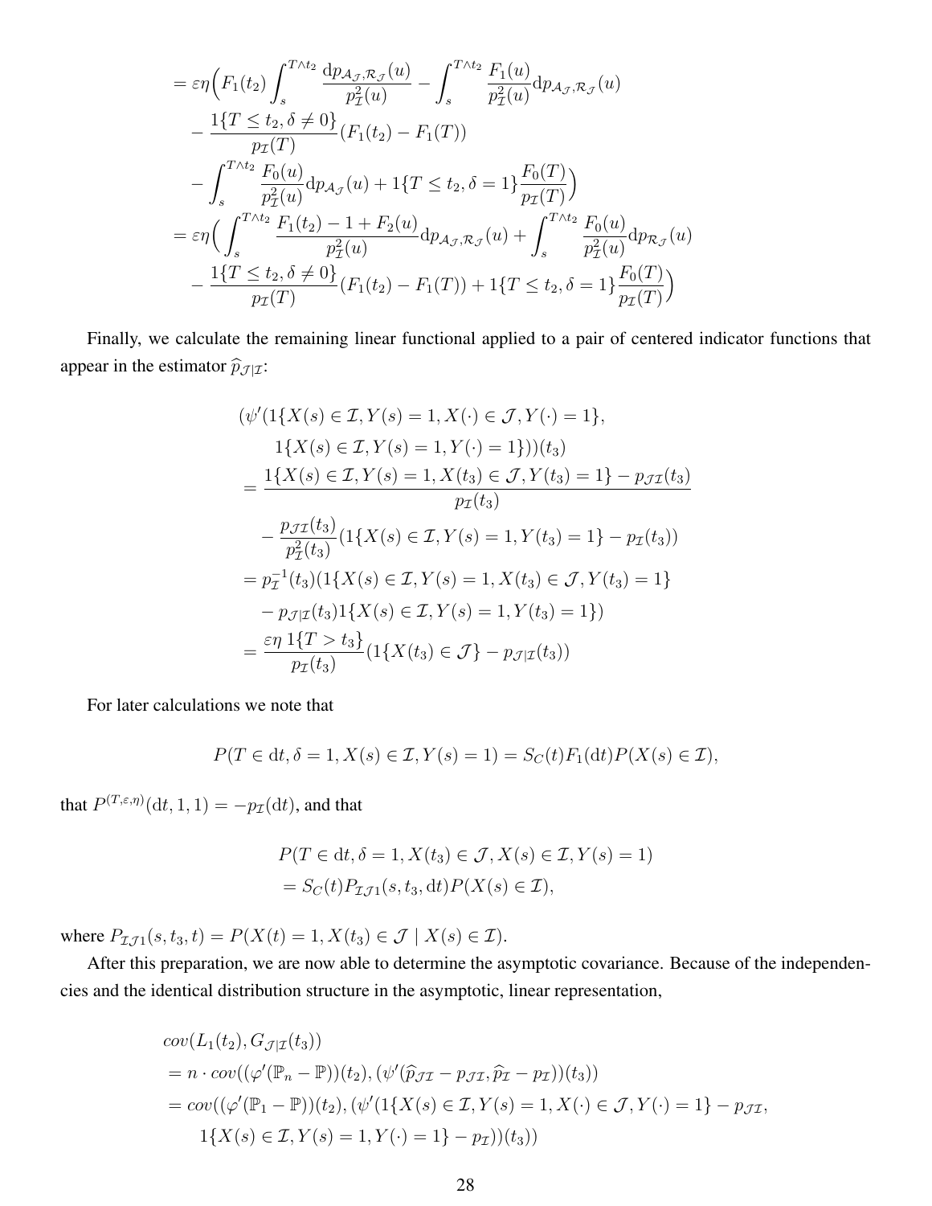$$
\begin{aligned}
&= \varepsilon\eta\Big( F_1(t_2) \int_s^{T\wedge t_2} \frac{\mathrm{d}p_{\mathcal{A}_\mathcal{J},\mathcal{R}_\mathcal{J}}(u)}{p_\mathcal{I}^2(u)} - \int_s^{T\wedge t_2} \frac{F_1(u)}{p_\mathcal{I}^2(u)} \mathrm{d}p_{\mathcal{A}_\mathcal{J},\mathcal{R}_\mathcal{J}}(u) \\
&\quad - \frac{1\{T \le t_2, \delta \ne 0\}}{p_\mathcal{I}(T)} (F_1(t_2) - F_1(T)) \\
&\quad - \int_s^{T\wedge t_2} \frac{F_0(u)}{p_\mathcal{I}^2(u)} \mathrm{d}p_{\mathcal{A}_\mathcal{J}}(u) + 1\{T \le t_2, \delta = 1\} \frac{F_0(T)}{p_\mathcal{I}(T)} \Big) \\
&= \varepsilon\eta\Big( \int_s^{T\wedge t_2} \frac{F_1(t_2) - 1 + F_2(u)}{p_\mathcal{I}^2(u)} \mathrm{d}p_{\mathcal{A}_\mathcal{J},\mathcal{R}_\mathcal{J}}(u) + \int_s^{T\wedge t_2} \frac{F_0(u)}{p_\mathcal{I}^2(u)} \mathrm{d}p_{\mathcal{R}_\mathcal{J}}(u) \\
&\quad - \frac{1\{T \le t_2, \delta \ne 0\}}{p_\mathcal{I}(T)} (F_1(t_2) - F_1(T)) + 1\{T \le t_2, \delta = 1\} \frac{F_0(T)}{p_\mathcal{I}(T)} \Big)
\end{aligned}
$$

Finally, we calculate the remaining linear functional applied to a pair of centered indicator functions that appear in the estimator $\widehat{p}_{\mathcal{J}|\mathcal{I}}$:

$$
\begin{aligned}
&(\psi'(1\{X(s) \in \mathcal{I}, Y(s) = 1, X(\cdot) \in \mathcal{J}, Y(\cdot) = 1\}, \\
&\quad 1\{X(s) \in \mathcal{I}, Y(s) = 1, Y(\cdot) = 1\}))(t_3) \\
&= \frac{1\{X(s) \in \mathcal{I}, Y(s) = 1, X(t_3) \in \mathcal{J}, Y(t_3) = 1\} - p_{\mathcal{J}\mathcal{I}}(t_3)}{p_\mathcal{I}(t_3)} \\
&\quad - \frac{p_{\mathcal{J}\mathcal{I}}(t_3)}{p_\mathcal{I}^2(t_3)} (1\{X(s) \in \mathcal{I}, Y(s) = 1, Y(t_3) = 1\} - p_\mathcal{I}(t_3)) \\
&= p_\mathcal{I}^{-1}(t_3)(1\{X(s) \in \mathcal{I}, Y(s) = 1, X(t_3) \in \mathcal{J}, Y(t_3) = 1\} \\
&\quad - p_{\mathcal{J}|\mathcal{I}}(t_3) 1\{X(s) \in \mathcal{I}, Y(s) = 1, Y(t_3) = 1\}) \\
&= \frac{\varepsilon\eta \, 1\{T > t_3\}}{p_\mathcal{I}(t_3)} (1\{X(t_3) \in \mathcal{J}\} - p_{\mathcal{J}|\mathcal{I}}(t_3))
\end{aligned}
$$

For later calculations we note that

$$
P(T \in \mathrm{d}t, \delta = 1, X(s) \in \mathcal{I}, Y(s) = 1) = S_C(t) F_1(\mathrm{d}t) P(X(s) \in \mathcal{I}),
$$

that $P^{(T,\varepsilon,\eta)}(\mathrm{d}t, 1, 1) = -p_\mathcal{I}(\mathrm{d}t)$, and that

$$
\begin{aligned}
&P(T \in \mathrm{d}t, \delta = 1, X(t_3) \in \mathcal{J}, X(s) \in \mathcal{I}, Y(s) = 1) \\
&= S_C(t) P_{\mathcal{I}\mathcal{J}1}(s, t_3, \mathrm{d}t) P(X(s) \in \mathcal{I}),
\end{aligned}
$$

where $P_{\mathcal{I}\mathcal{J}1}(s, t_3, t) = P(X(t) = 1, X(t_3) \in \mathcal{J} \mid X(s) \in \mathcal{I})$.

After this preparation, we are now able to determine the asymptotic covariance. Because of the independencies and the identical distribution structure in the asymptotic, linear representation,

$$
\begin{aligned}
&cov(L_1(t_2), G_{\mathcal{J}|\mathcal{I}}(t_3)) \\
&= n \cdot cov((\varphi'(\mathbb{P}_n - \mathbb{P}))(t_2), (\psi'(\widehat{p}_{\mathcal{J}\mathcal{I}} - p_{\mathcal{J}\mathcal{I}}, \widehat{p}_\mathcal{I} - p_\mathcal{I}))(t_3)) \\
&= cov((\varphi'(\mathbb{P}_1 - \mathbb{P}))(t_2), (\psi'(1\{X(s) \in \mathcal{I}, Y(s) = 1, X(\cdot) \in \mathcal{J}, Y(\cdot) = 1\} - p_{\mathcal{J}\mathcal{I}}, \\
&\quad 1\{X(s) \in \mathcal{I}, Y(s) = 1, Y(\cdot) = 1\} - p_\mathcal{I}))(t_3))
\end{aligned}
$$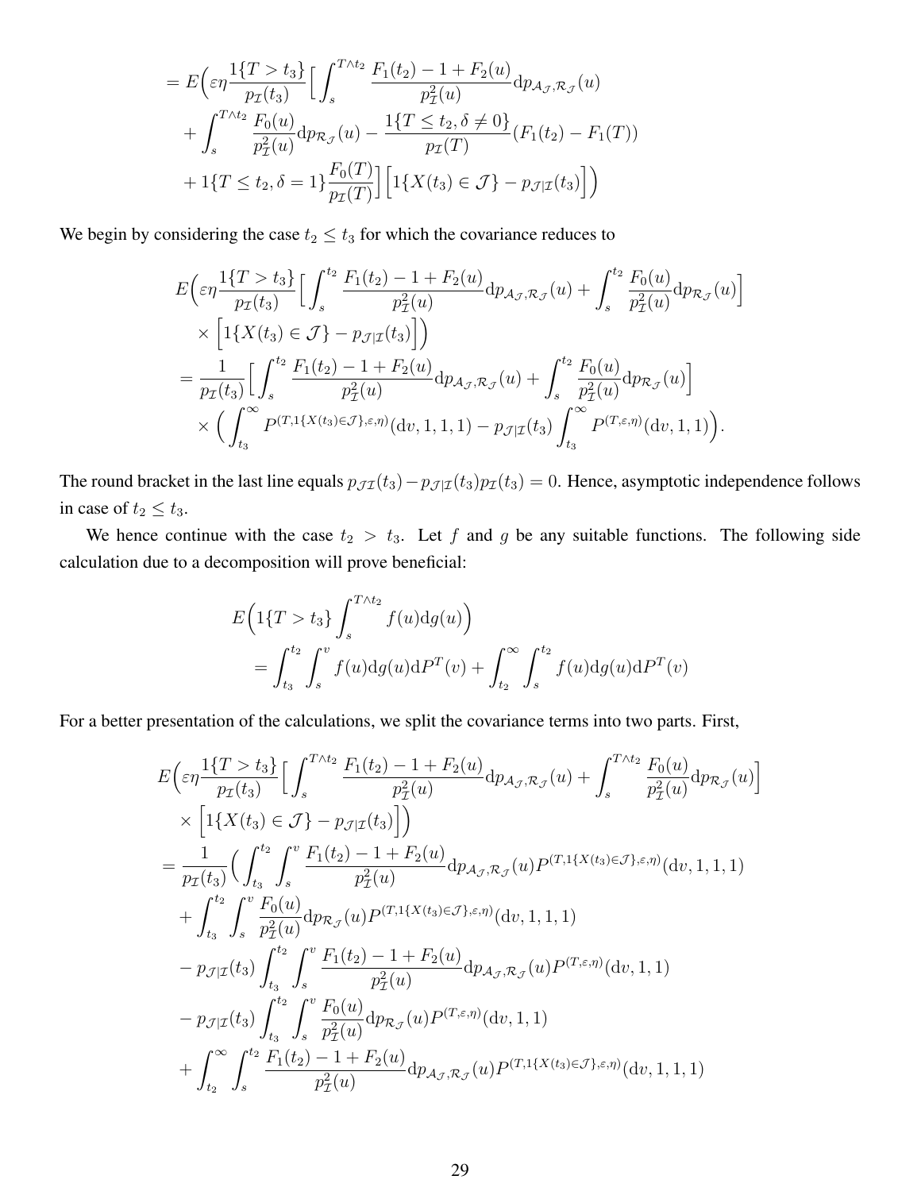$$
\begin{aligned}
&= E\Big(\varepsilon\eta \frac{1\{T > t_3\}}{p_{\mathcal{I}}(t_3)} \Big[ \int_s^{T\wedge t_2} \frac{F_1(t_2) - 1 + F_2(u)}{p_{\mathcal{I}}^2(u)} \mathrm{d}p_{\mathcal{A}_\mathcal{J},\mathcal{R}_\mathcal{J}}(u) \\
&\quad + \int_s^{T\wedge t_2} \frac{F_0(u)}{p_{\mathcal{I}}^2(u)} \mathrm{d}p_{\mathcal{R}_\mathcal{J}}(u) - \frac{1\{T \leq t_2, \delta \neq 0\}}{p_{\mathcal{I}}(T)} (F_1(t_2) - F_1(T)) \\
&\quad + 1\{T \leq t_2, \delta = 1\} \frac{F_0(T)}{p_{\mathcal{I}}(T)} \Big] \Big[ 1\{X(t_3) \in \mathcal{J}\} - p_{\mathcal{J}|\mathcal{I}}(t_3) \Big] \Big)
\end{aligned}
$$

We begin by considering the case $t_2 \leq t_3$ for which the covariance reduces to

$$
\begin{aligned}
&E\Big(\varepsilon\eta \frac{1\{T > t_3\}}{p_{\mathcal{I}}(t_3)} \Big[ \int_s^{t_2} \frac{F_1(t_2) - 1 + F_2(u)}{p_{\mathcal{I}}^2(u)} \mathrm{d}p_{\mathcal{A}_\mathcal{J},\mathcal{R}_\mathcal{J}}(u) + \int_s^{t_2} \frac{F_0(u)}{p_{\mathcal{I}}^2(u)} \mathrm{d}p_{\mathcal{R}_\mathcal{J}}(u) \Big] \\
&\quad \times \Big[ 1\{X(t_3) \in \mathcal{J}\} - p_{\mathcal{J}|\mathcal{I}}(t_3) \Big] \Big) \\
&= \frac{1}{p_{\mathcal{I}}(t_3)} \Big[ \int_s^{t_2} \frac{F_1(t_2) - 1 + F_2(u)}{p_{\mathcal{I}}^2(u)} \mathrm{d}p_{\mathcal{A}_\mathcal{J},\mathcal{R}_\mathcal{J}}(u) + \int_s^{t_2} \frac{F_0(u)}{p_{\mathcal{I}}^2(u)} \mathrm{d}p_{\mathcal{R}_\mathcal{J}}(u) \Big] \\
&\quad \times \Big( \int_{t_3}^\infty P^{(T, 1\{X(t_3) \in \mathcal{J}\}, \varepsilon, \eta)}(\mathrm{d}v, 1, 1, 1) - p_{\mathcal{J}|\mathcal{I}}(t_3) \int_{t_3}^\infty P^{(T, \varepsilon, \eta)}(\mathrm{d}v, 1, 1) \Big).
\end{aligned}
$$

The round bracket in the last line equals $p_{\mathcal{J}\mathcal{I}}(t_3) - p_{\mathcal{J}|\mathcal{I}}(t_3) p_{\mathcal{I}}(t_3) = 0$. Hence, asymptotic independence follows in case of $t_2 \leq t_3$.

We hence continue with the case $t_2 > t_3$. Let $f$ and $g$ be any suitable functions. The following side calculation due to a decomposition will prove beneficial:

$$
\begin{aligned}
&E\Big(1\{T > t_3\} \int_s^{T \wedge t_2} f(u) \mathrm{d}g(u) \Big) \\
&= \int_{t_3}^{t_2} \int_s^v f(u) \mathrm{d}g(u) \mathrm{d}P^T(v) + \int_{t_2}^\infty \int_s^{t_2} f(u) \mathrm{d}g(u) \mathrm{d}P^T(v)
\end{aligned}
$$

For a better presentation of the calculations, we split the covariance terms into two parts. First,

$$
\begin{aligned}
&E\Big(\varepsilon\eta \frac{1\{T > t_3\}}{p_{\mathcal{I}}(t_3)} \Big[ \int_s^{T\wedge t_2} \frac{F_1(t_2) - 1 + F_2(u)}{p_{\mathcal{I}}^2(u)} \mathrm{d}p_{\mathcal{A}_\mathcal{J},\mathcal{R}_\mathcal{J}}(u) + \int_s^{T\wedge t_2} \frac{F_0(u)}{p_{\mathcal{I}}^2(u)} \mathrm{d}p_{\mathcal{R}_\mathcal{J}}(u) \Big] \\
&\quad \times \Big[ 1\{X(t_3) \in \mathcal{J}\} - p_{\mathcal{J}|\mathcal{I}}(t_3) \Big] \Big) \\
&= \frac{1}{p_{\mathcal{I}}(t_3)} \Big( \int_{t_3}^{t_2} \int_s^v \frac{F_1(t_2) - 1 + F_2(u)}{p_{\mathcal{I}}^2(u)} \mathrm{d}p_{\mathcal{A}_\mathcal{J},\mathcal{R}_\mathcal{J}}(u) P^{(T, 1\{X(t_3) \in \mathcal{J}\}, \varepsilon, \eta)}(\mathrm{d}v, 1, 1, 1) \\
&\quad + \int_{t_3}^{t_2} \int_s^v \frac{F_0(u)}{p_{\mathcal{I}}^2(u)} \mathrm{d}p_{\mathcal{R}_\mathcal{J}}(u) P^{(T, 1\{X(t_3) \in \mathcal{J}\}, \varepsilon, \eta)}(\mathrm{d}v, 1, 1, 1) \\
&\quad - p_{\mathcal{J}|\mathcal{I}}(t_3) \int_{t_3}^{t_2} \int_s^v \frac{F_1(t_2) - 1 + F_2(u)}{p_{\mathcal{I}}^2(u)} \mathrm{d}p_{\mathcal{A}_\mathcal{J},\mathcal{R}_\mathcal{J}}(u) P^{(T, \varepsilon, \eta)}(\mathrm{d}v, 1, 1) \\
&\quad - p_{\mathcal{J}|\mathcal{I}}(t_3) \int_{t_3}^{t_2} \int_s^v \frac{F_0(u)}{p_{\mathcal{I}}^2(u)} \mathrm{d}p_{\mathcal{R}_\mathcal{J}}(u) P^{(T, \varepsilon, \eta)}(\mathrm{d}v, 1, 1) \\
&\quad + \int_{t_2}^\infty \int_s^{t_2} \frac{F_1(t_2) - 1 + F_2(u)}{p_{\mathcal{I}}^2(u)} \mathrm{d}p_{\mathcal{A}_\mathcal{J},\mathcal{R}_\mathcal{J}}(u) P^{(T, 1\{X(t_3) \in \mathcal{J}\}, \varepsilon, \eta)}(\mathrm{d}v, 1, 1, 1)
\end{aligned}
$$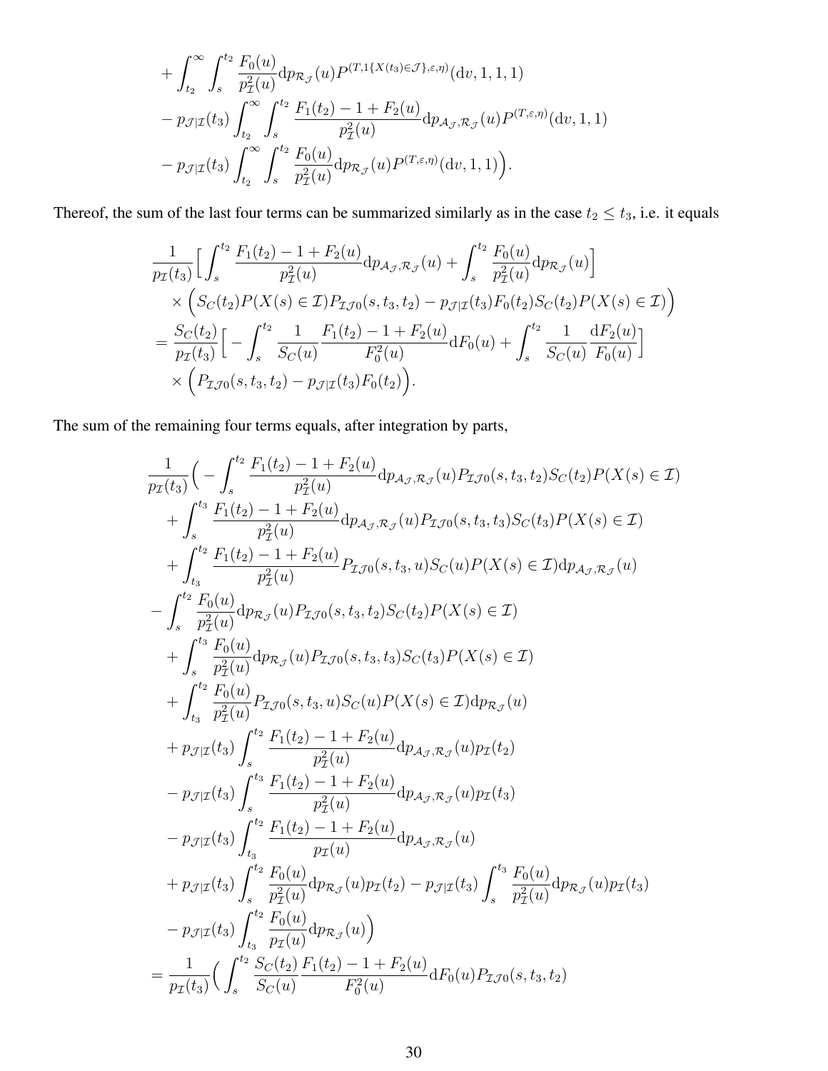$$
\begin{aligned}
&+ \int_{t_2}^{\infty} \int_s^{t_2} \frac{F_0(u)}{p_{\mathcal{I}}^2(u)} \mathrm{d}p_{\mathcal{R}_{\mathcal{J}}}(u) P^{(T,1\{X(t_3)\in\mathcal{J}\},\varepsilon,\eta)}(\mathrm{d}v,1,1,1) \\
&- p_{\mathcal{J}|\mathcal{I}}(t_3) \int_{t_2}^{\infty} \int_s^{t_2} \frac{F_1(t_2)-1+F_2(u)}{p_{\mathcal{I}}^2(u)} \mathrm{d}p_{\mathcal{A}_{\mathcal{J}},\mathcal{R}_{\mathcal{J}}}(u) P^{(T,\varepsilon,\eta)}(\mathrm{d}v,1,1) \\
&- p_{\mathcal{J}|\mathcal{I}}(t_3) \int_{t_2}^{\infty} \int_s^{t_2} \frac{F_0(u)}{p_{\mathcal{I}}^2(u)} \mathrm{d}p_{\mathcal{R}_{\mathcal{J}}}(u) P^{(T,\varepsilon,\eta)}(\mathrm{d}v,1,1)\Big).
\end{aligned}
$$

Thereof, the sum of the last four terms can be summarized similarly as in the case $t_2 \leq t_3$, i.e. it equals

$$
\begin{aligned}
&\frac{1}{p_{\mathcal{I}}(t_3)} \Big[ \int_s^{t_2} \frac{F_1(t_2)-1+F_2(u)}{p_{\mathcal{I}}^2(u)} \mathrm{d}p_{\mathcal{A}_{\mathcal{J}},\mathcal{R}_{\mathcal{J}}}(u) + \int_s^{t_2} \frac{F_0(u)}{p_{\mathcal{I}}^2(u)} \mathrm{d}p_{\mathcal{R}_{\mathcal{J}}}(u) \Big] \\
&\quad \times \Big( S_C(t_2) P(X(s)\in\mathcal{I}) P_{\mathcal{I}\mathcal{J}0}(s,t_3,t_2) - p_{\mathcal{J}|\mathcal{I}}(t_3) F_0(t_2) S_C(t_2) P(X(s)\in\mathcal{I}) \Big) \\
&= \frac{S_C(t_2)}{p_{\mathcal{I}}(t_3)} \Big[ - \int_s^{t_2} \frac{1}{S_C(u)} \frac{F_1(t_2)-1+F_2(u)}{F_0^2(u)} \mathrm{d}F_0(u) + \int_s^{t_2} \frac{1}{S_C(u)} \frac{\mathrm{d}F_2(u)}{F_0(u)} \Big] \\
&\quad \times \Big( P_{\mathcal{I}\mathcal{J}0}(s,t_3,t_2) - p_{\mathcal{J}|\mathcal{I}}(t_3) F_0(t_2) \Big).
\end{aligned}
$$

The sum of the remaining four terms equals, after integration by parts,

$$
\begin{aligned}
&\frac{1}{p_{\mathcal{I}}(t_3)} \Big( - \int_s^{t_2} \frac{F_1(t_2)-1+F_2(u)}{p_{\mathcal{I}}^2(u)} \mathrm{d}p_{\mathcal{A}_{\mathcal{J}},\mathcal{R}_{\mathcal{J}}}(u) P_{\mathcal{I}\mathcal{J}0}(s,t_3,t_2) S_C(t_2) P(X(s)\in\mathcal{I}) \\
&\quad + \int_s^{t_3} \frac{F_1(t_2)-1+F_2(u)}{p_{\mathcal{I}}^2(u)} \mathrm{d}p_{\mathcal{A}_{\mathcal{J}},\mathcal{R}_{\mathcal{J}}}(u) P_{\mathcal{I}\mathcal{J}0}(s,t_3,t_3) S_C(t_3) P(X(s)\in\mathcal{I}) \\
&\quad + \int_{t_3}^{t_2} \frac{F_1(t_2)-1+F_2(u)}{p_{\mathcal{I}}^2(u)} P_{\mathcal{I}\mathcal{J}0}(s,t_3,u) S_C(u) P(X(s)\in\mathcal{I}) \mathrm{d}p_{\mathcal{A}_{\mathcal{J}},\mathcal{R}_{\mathcal{J}}}(u) \\
&- \int_s^{t_2} \frac{F_0(u)}{p_{\mathcal{I}}^2(u)} \mathrm{d}p_{\mathcal{R}_{\mathcal{J}}}(u) P_{\mathcal{I}\mathcal{J}0}(s,t_3,t_2) S_C(t_2) P(X(s)\in\mathcal{I}) \\
&\quad + \int_s^{t_3} \frac{F_0(u)}{p_{\mathcal{I}}^2(u)} \mathrm{d}p_{\mathcal{R}_{\mathcal{J}}}(u) P_{\mathcal{I}\mathcal{J}0}(s,t_3,t_3) S_C(t_3) P(X(s)\in\mathcal{I}) \\
&\quad + \int_{t_3}^{t_2} \frac{F_0(u)}{p_{\mathcal{I}}^2(u)} P_{\mathcal{I}\mathcal{J}0}(s,t_3,u) S_C(u) P(X(s)\in\mathcal{I}) \mathrm{d}p_{\mathcal{R}_{\mathcal{J}}}(u) \\
&\quad + p_{\mathcal{J}|\mathcal{I}}(t_3) \int_s^{t_2} \frac{F_1(t_2)-1+F_2(u)}{p_{\mathcal{I}}^2(u)} \mathrm{d}p_{\mathcal{A}_{\mathcal{J}},\mathcal{R}_{\mathcal{J}}}(u) p_{\mathcal{I}}(t_2) \\
&\quad - p_{\mathcal{J}|\mathcal{I}}(t_3) \int_s^{t_3} \frac{F_1(t_2)-1+F_2(u)}{p_{\mathcal{I}}^2(u)} \mathrm{d}p_{\mathcal{A}_{\mathcal{J}},\mathcal{R}_{\mathcal{J}}}(u) p_{\mathcal{I}}(t_3) \\
&\quad - p_{\mathcal{J}|\mathcal{I}}(t_3) \int_{t_3}^{t_2} \frac{F_1(t_2)-1+F_2(u)}{p_{\mathcal{I}}(u)} \mathrm{d}p_{\mathcal{A}_{\mathcal{J}},\mathcal{R}_{\mathcal{J}}}(u) \\
&\quad + p_{\mathcal{J}|\mathcal{I}}(t_3) \int_s^{t_2} \frac{F_0(u)}{p_{\mathcal{I}}^2(u)} \mathrm{d}p_{\mathcal{R}_{\mathcal{J}}}(u) p_{\mathcal{I}}(t_2) - p_{\mathcal{J}|\mathcal{I}}(t_3) \int_s^{t_3} \frac{F_0(u)}{p_{\mathcal{I}}^2(u)} \mathrm{d}p_{\mathcal{R}_{\mathcal{J}}}(u) p_{\mathcal{I}}(t_3) \\
&\quad - p_{\mathcal{J}|\mathcal{I}}(t_3) \int_{t_3}^{t_2} \frac{F_0(u)}{p_{\mathcal{I}}(u)} \mathrm{d}p_{\mathcal{R}_{\mathcal{J}}}(u) \Big) \\
&= \frac{1}{p_{\mathcal{I}}(t_3)} \Big( \int_s^{t_2} \frac{S_C(t_2)}{S_C(u)} \frac{F_1(t_2)-1+F_2(u)}{F_0^2(u)} \mathrm{d}F_0(u) P_{\mathcal{I}\mathcal{J}0}(s,t_3,t_2)
\end{aligned}
$$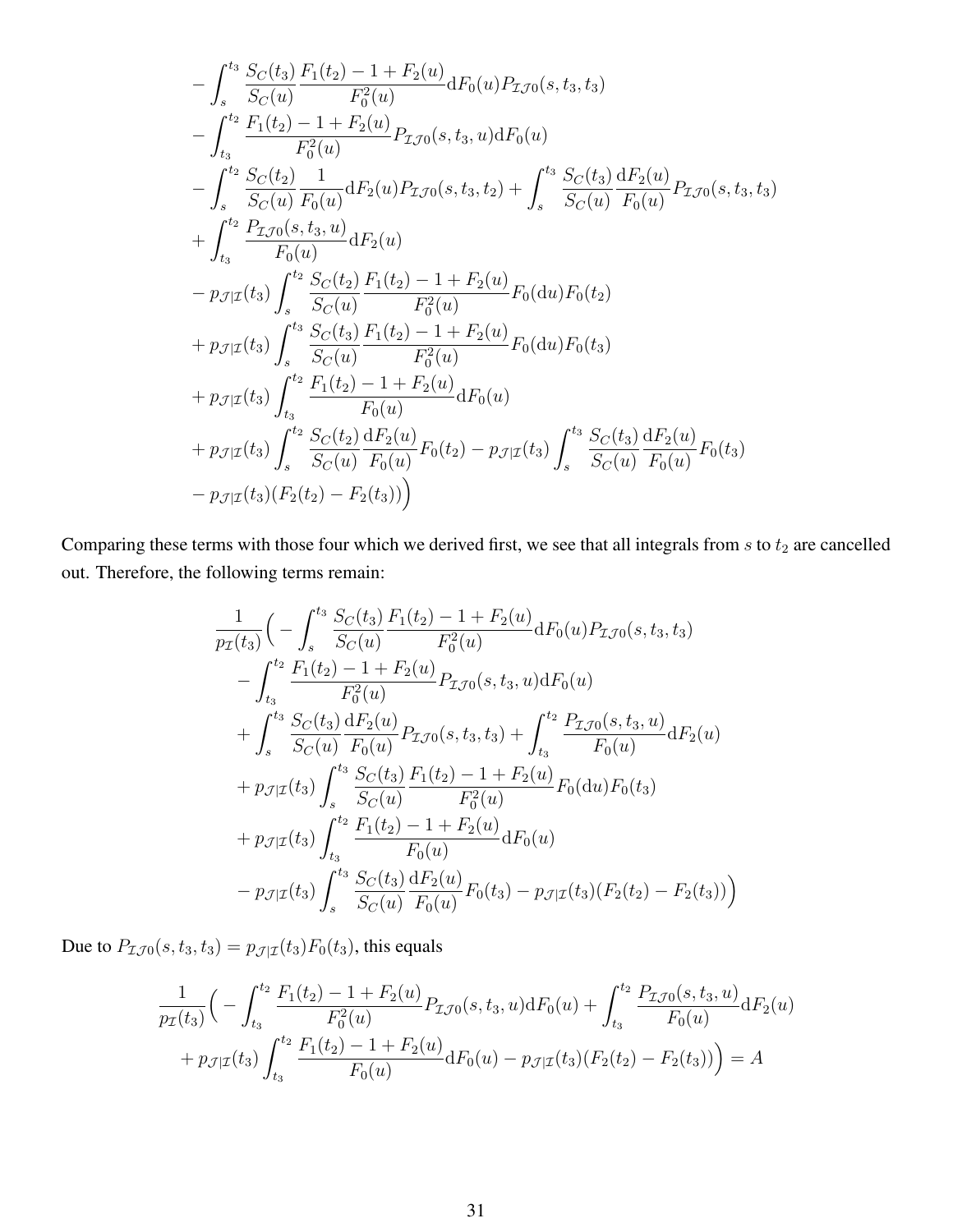$$
\begin{aligned}
&- \int_s^{t_3} \frac{S_C(t_3)}{S_C(u)} \frac{F_1(t_2) - 1 + F_2(u)}{F_0^2(u)} \mathrm{d}F_0(u) P_{\mathcal{I}\mathcal{J}0}(s, t_3, t_3) \\
&- \int_{t_3}^{t_2} \frac{F_1(t_2) - 1 + F_2(u)}{F_0^2(u)} P_{\mathcal{I}\mathcal{J}0}(s, t_3, u) \mathrm{d}F_0(u) \\
&- \int_s^{t_2} \frac{S_C(t_2)}{S_C(u)} \frac{1}{F_0(u)} \mathrm{d}F_2(u) P_{\mathcal{I}\mathcal{J}0}(s, t_3, t_2) + \int_s^{t_3} \frac{S_C(t_3)}{S_C(u)} \frac{\mathrm{d}F_2(u)}{F_0(u)} P_{\mathcal{I}\mathcal{J}0}(s, t_3, t_3) \\
&+ \int_{t_3}^{t_2} \frac{P_{\mathcal{I}\mathcal{J}0}(s, t_3, u)}{F_0(u)} \mathrm{d}F_2(u) \\
&- p_{\mathcal{J}|\mathcal{I}}(t_3) \int_s^{t_2} \frac{S_C(t_2)}{S_C(u)} \frac{F_1(t_2) - 1 + F_2(u)}{F_0^2(u)} F_0(\mathrm{d}u) F_0(t_2) \\
&+ p_{\mathcal{J}|\mathcal{I}}(t_3) \int_s^{t_3} \frac{S_C(t_3)}{S_C(u)} \frac{F_1(t_2) - 1 + F_2(u)}{F_0^2(u)} F_0(\mathrm{d}u) F_0(t_3) \\
&+ p_{\mathcal{J}|\mathcal{I}}(t_3) \int_{t_3}^{t_2} \frac{F_1(t_2) - 1 + F_2(u)}{F_0(u)} \mathrm{d}F_0(u) \\
&+ p_{\mathcal{J}|\mathcal{I}}(t_3) \int_s^{t_2} \frac{S_C(t_2)}{S_C(u)} \frac{\mathrm{d}F_2(u)}{F_0(u)} F_0(t_2) - p_{\mathcal{J}|\mathcal{I}}(t_3) \int_s^{t_3} \frac{S_C(t_3)}{S_C(u)} \frac{\mathrm{d}F_2(u)}{F_0(u)} F_0(t_3) \\
&- p_{\mathcal{J}|\mathcal{I}}(t_3)(F_2(t_2) - F_2(t_3)) \Big)
\end{aligned}
$$

Comparing these terms with those four which we derived first, we see that all integrals from $s$ to $t_2$ are cancelled out. Therefore, the following terms remain:

$$
\begin{aligned}
&\frac{1}{p_{\mathcal{I}}(t_3)} \Big( - \int_s^{t_3} \frac{S_C(t_3)}{S_C(u)} \frac{F_1(t_2) - 1 + F_2(u)}{F_0^2(u)} \mathrm{d}F_0(u) P_{\mathcal{I}\mathcal{J}0}(s, t_3, t_3) \\
&\quad - \int_{t_3}^{t_2} \frac{F_1(t_2) - 1 + F_2(u)}{F_0^2(u)} P_{\mathcal{I}\mathcal{J}0}(s, t_3, u) \mathrm{d}F_0(u) \\
&\quad + \int_s^{t_3} \frac{S_C(t_3)}{S_C(u)} \frac{\mathrm{d}F_2(u)}{F_0(u)} P_{\mathcal{I}\mathcal{J}0}(s, t_3, t_3) + \int_{t_3}^{t_2} \frac{P_{\mathcal{I}\mathcal{J}0}(s, t_3, u)}{F_0(u)} \mathrm{d}F_2(u) \\
&\quad + p_{\mathcal{J}|\mathcal{I}}(t_3) \int_s^{t_3} \frac{S_C(t_3)}{S_C(u)} \frac{F_1(t_2) - 1 + F_2(u)}{F_0^2(u)} F_0(\mathrm{d}u) F_0(t_3) \\
&\quad + p_{\mathcal{J}|\mathcal{I}}(t_3) \int_{t_3}^{t_2} \frac{F_1(t_2) - 1 + F_2(u)}{F_0(u)} \mathrm{d}F_0(u) \\
&\quad - p_{\mathcal{J}|\mathcal{I}}(t_3) \int_s^{t_3} \frac{S_C(t_3)}{S_C(u)} \frac{\mathrm{d}F_2(u)}{F_0(u)} F_0(t_3) - p_{\mathcal{J}|\mathcal{I}}(t_3)(F_2(t_2) - F_2(t_3)) \Big)
\end{aligned}
$$

Due to $P_{\mathcal{I}\mathcal{J}0}(s, t_3, t_3) = p_{\mathcal{J}|\mathcal{I}}(t_3) F_0(t_3)$, this equals

$$
\begin{aligned}
&\frac{1}{p_{\mathcal{I}}(t_3)} \Big( - \int_{t_3}^{t_2} \frac{F_1(t_2) - 1 + F_2(u)}{F_0^2(u)} P_{\mathcal{I}\mathcal{J}0}(s, t_3, u) \mathrm{d}F_0(u) + \int_{t_3}^{t_2} \frac{P_{\mathcal{I}\mathcal{J}0}(s, t_3, u)}{F_0(u)} \mathrm{d}F_2(u) \\
&\quad + p_{\mathcal{J}|\mathcal{I}}(t_3) \int_{t_3}^{t_2} \frac{F_1(t_2) - 1 + F_2(u)}{F_0(u)} \mathrm{d}F_0(u) - p_{\mathcal{J}|\mathcal{I}}(t_3)(F_2(t_2) - F_2(t_3)) \Big) = A
\end{aligned}
$$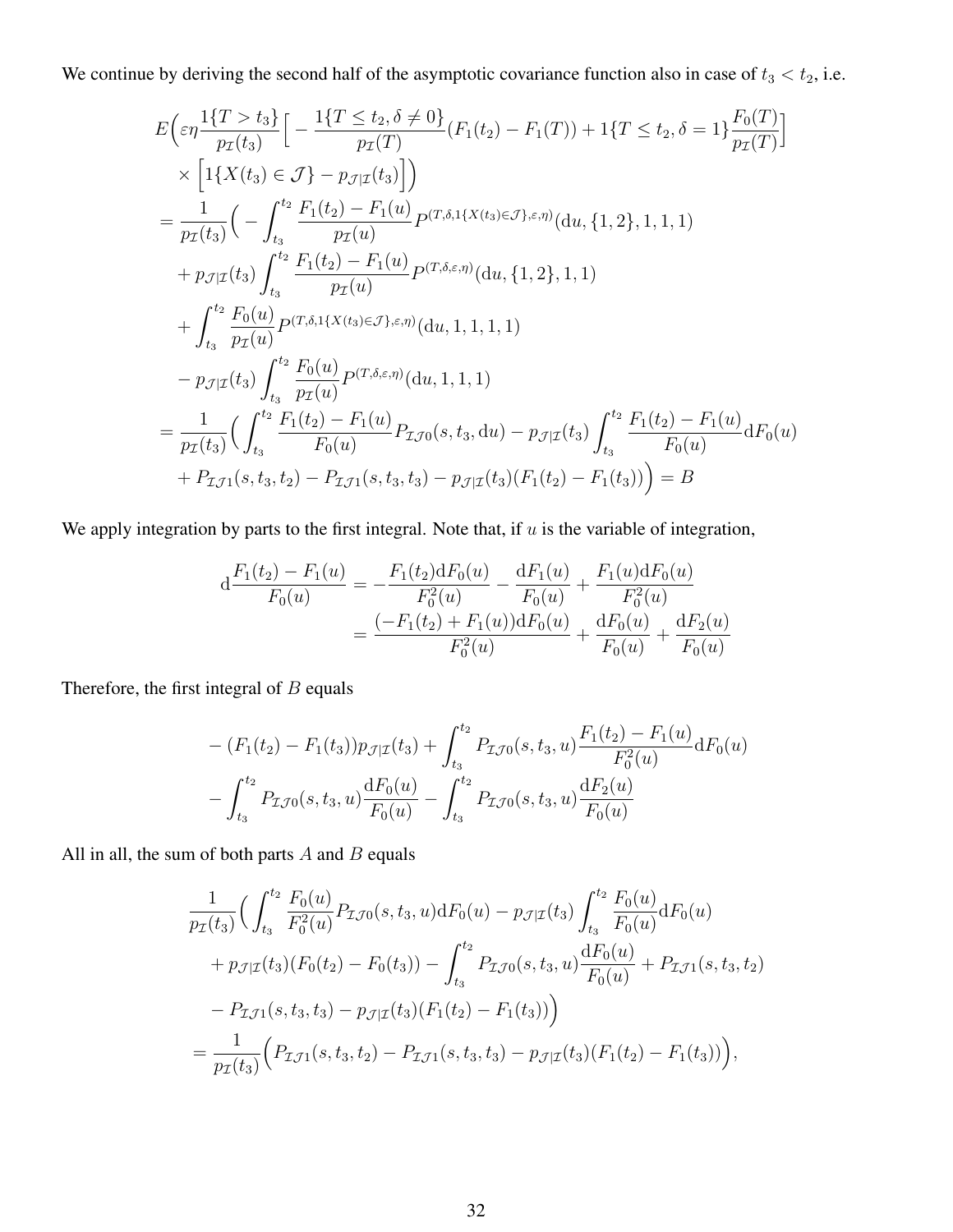We continue by deriving the second half of the asymptotic covariance function also in case of $t_3 < t_2$, i.e.

$$
\begin{aligned}
&E\Big(\varepsilon\eta\frac{1\{T > t_3\}}{p_{\mathcal{I}}(t_3)}\Big[-\frac{1\{T \le t_2, \delta \neq 0\}}{p_{\mathcal{I}}(T)}(F_1(t_2) - F_1(T)) + 1\{T \le t_2, \delta = 1\}\frac{F_0(T)}{p_{\mathcal{I}}(T)}\Big] \\
&\quad \times \Big[1\{X(t_3) \in \mathcal{J}\} - p_{\mathcal{J}|\mathcal{I}}(t_3)\Big]\Big) \\
&= \frac{1}{p_{\mathcal{I}}(t_3)}\Big(-\int_{t_3}^{t_2}\frac{F_1(t_2) - F_1(u)}{p_{\mathcal{I}}(u)}P^{(T,\delta,1\{X(t_3)\in\mathcal{J}\},\varepsilon,\eta)}(\mathrm{d}u, \{1,2\}, 1, 1, 1) \\
&\quad + p_{\mathcal{J}|\mathcal{I}}(t_3)\int_{t_3}^{t_2}\frac{F_1(t_2) - F_1(u)}{p_{\mathcal{I}}(u)}P^{(T,\delta,\varepsilon,\eta)}(\mathrm{d}u, \{1,2\}, 1, 1) \\
&\quad + \int_{t_3}^{t_2}\frac{F_0(u)}{p_{\mathcal{I}}(u)}P^{(T,\delta,1\{X(t_3)\in\mathcal{J}\},\varepsilon,\eta)}(\mathrm{d}u, 1, 1, 1, 1) \\
&\quad - p_{\mathcal{J}|\mathcal{I}}(t_3)\int_{t_3}^{t_2}\frac{F_0(u)}{p_{\mathcal{I}}(u)}P^{(T,\delta,\varepsilon,\eta)}(\mathrm{d}u, 1, 1, 1) \\
&= \frac{1}{p_{\mathcal{I}}(t_3)}\Big(\int_{t_3}^{t_2}\frac{F_1(t_2) - F_1(u)}{F_0(u)}P_{\mathcal{I}\mathcal{J}0}(s, t_3, \mathrm{d}u) - p_{\mathcal{J}|\mathcal{I}}(t_3)\int_{t_3}^{t_2}\frac{F_1(t_2) - F_1(u)}{F_0(u)}\mathrm{d}F_0(u) \\
&\quad + P_{\mathcal{I}\mathcal{J}1}(s, t_3, t_2) - P_{\mathcal{I}\mathcal{J}1}(s, t_3, t_3) - p_{\mathcal{J}|\mathcal{I}}(t_3)(F_1(t_2) - F_1(t_3))\Big) = B
\end{aligned}
$$

We apply integration by parts to the first integral. Note that, if $u$ is the variable of integration,

$$
\begin{aligned}
\mathrm{d}\frac{F_1(t_2) - F_1(u)}{F_0(u)} &= -\frac{F_1(t_2)\mathrm{d}F_0(u)}{F_0^2(u)} - \frac{\mathrm{d}F_1(u)}{F_0(u)} + \frac{F_1(u)\mathrm{d}F_0(u)}{F_0^2(u)} \\
&= \frac{(-F_1(t_2) + F_1(u))\mathrm{d}F_0(u)}{F_0^2(u)} + \frac{\mathrm{d}F_0(u)}{F_0(u)} + \frac{\mathrm{d}F_2(u)}{F_0(u)}
\end{aligned}
$$

Therefore, the first integral of $B$ equals

$$
\begin{aligned}
&-(F_1(t_2) - F_1(t_3))p_{\mathcal{J}|\mathcal{I}}(t_3) + \int_{t_3}^{t_2}P_{\mathcal{I}\mathcal{J}0}(s, t_3, u)\frac{F_1(t_2) - F_1(u)}{F_0^2(u)}\mathrm{d}F_0(u) \\
&-\int_{t_3}^{t_2}P_{\mathcal{I}\mathcal{J}0}(s, t_3, u)\frac{\mathrm{d}F_0(u)}{F_0(u)} - \int_{t_3}^{t_2}P_{\mathcal{I}\mathcal{J}0}(s, t_3, u)\frac{\mathrm{d}F_2(u)}{F_0(u)}
\end{aligned}
$$

All in all, the sum of both parts $A$ and $B$ equals

$$
\begin{aligned}
&\frac{1}{p_{\mathcal{I}}(t_3)}\Big(\int_{t_3}^{t_2}\frac{F_0(u)}{F_0^2(u)}P_{\mathcal{I}\mathcal{J}0}(s, t_3, u)\mathrm{d}F_0(u) - p_{\mathcal{J}|\mathcal{I}}(t_3)\int_{t_3}^{t_2}\frac{F_0(u)}{F_0(u)}\mathrm{d}F_0(u) \\
&\quad + p_{\mathcal{J}|\mathcal{I}}(t_3)(F_0(t_2) - F_0(t_3)) - \int_{t_3}^{t_2}P_{\mathcal{I}\mathcal{J}0}(s, t_3, u)\frac{\mathrm{d}F_0(u)}{F_0(u)} + P_{\mathcal{I}\mathcal{J}1}(s, t_3, t_2) \\
&\quad - P_{\mathcal{I}\mathcal{J}1}(s, t_3, t_3) - p_{\mathcal{J}|\mathcal{I}}(t_3)(F_1(t_2) - F_1(t_3))\Big) \\
&= \frac{1}{p_{\mathcal{I}}(t_3)}\Big(P_{\mathcal{I}\mathcal{J}1}(s, t_3, t_2) - P_{\mathcal{I}\mathcal{J}1}(s, t_3, t_3) - p_{\mathcal{J}|\mathcal{I}}(t_3)(F_1(t_2) - F_1(t_3))\Big),
\end{aligned}
$$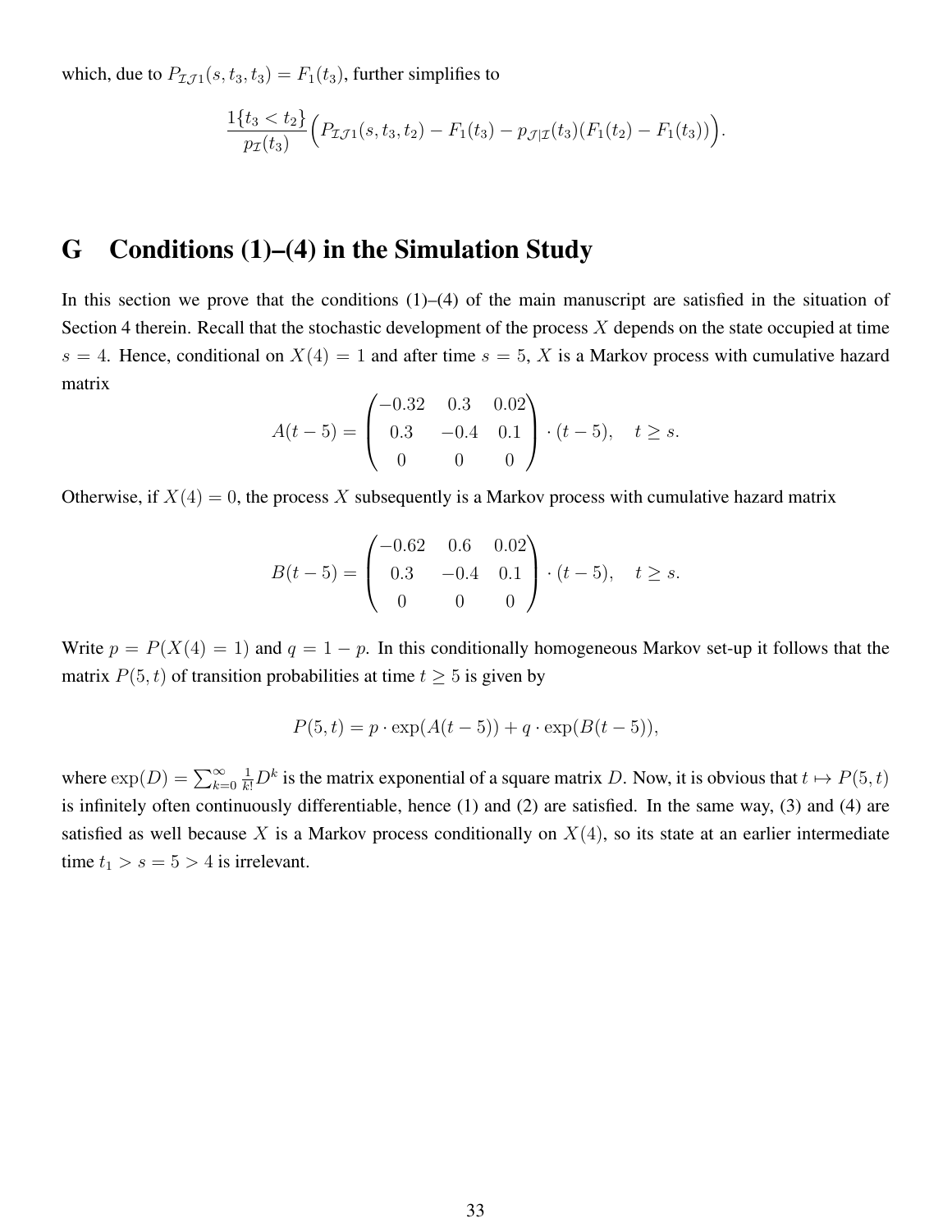which, due to $P_{\mathcal{I}\mathcal{J}1}(s, t_3, t_3) = F_1(t_3)$, further simplifies to

$$\frac{1\{t_3 < t_2\}}{p_{\mathcal{I}}(t_3)}\Big(P_{\mathcal{I}\mathcal{J}1}(s, t_3, t_2) - F_1(t_3) - p_{\mathcal{J}|\mathcal{I}}(t_3)(F_1(t_2) - F_1(t_3))\Big).$$

# G Conditions (1)–(4) in the Simulation Study

In this section we prove that the conditions (1)–(4) of the main manuscript are satisfied in the situation of Section 4 therein. Recall that the stochastic development of the process $X$ depends on the state occupied at time $s = 4$. Hence, conditional on $X(4) = 1$ and after time $s = 5$, $X$ is a Markov process with cumulative hazard matrix

$$A(t-5) = \begin{pmatrix} -0.32 & 0.3 & 0.02 \\ 0.3 & -0.4 & 0.1 \\ 0 & 0 & 0 \end{pmatrix} \cdot (t-5), \quad t \geq s.$$

Otherwise, if $X(4) = 0$, the process $X$ subsequently is a Markov process with cumulative hazard matrix

$$B(t-5) = \begin{pmatrix} -0.62 & 0.6 & 0.02 \\ 0.3 & -0.4 & 0.1 \\ 0 & 0 & 0 \end{pmatrix} \cdot (t-5), \quad t \geq s.$$

Write $p = P(X(4) = 1)$ and $q = 1 - p$. In this conditionally homogeneous Markov set-up it follows that the matrix $P(5, t)$ of transition probabilities at time $t \geq 5$ is given by

$$P(5, t) = p \cdot \exp(A(t-5)) + q \cdot \exp(B(t-5)),$$

where $\exp(D) = \sum_{k=0}^{\infty} \frac{1}{k!} D^k$ is the matrix exponential of a square matrix $D$. Now, it is obvious that $t \mapsto P(5, t)$ is infinitely often continuously differentiable, hence (1) and (2) are satisfied. In the same way, (3) and (4) are satisfied as well because $X$ is a Markov process conditionally on $X(4)$, so its state at an earlier intermediate time $t_1 > s = 5 > 4$ is irrelevant.